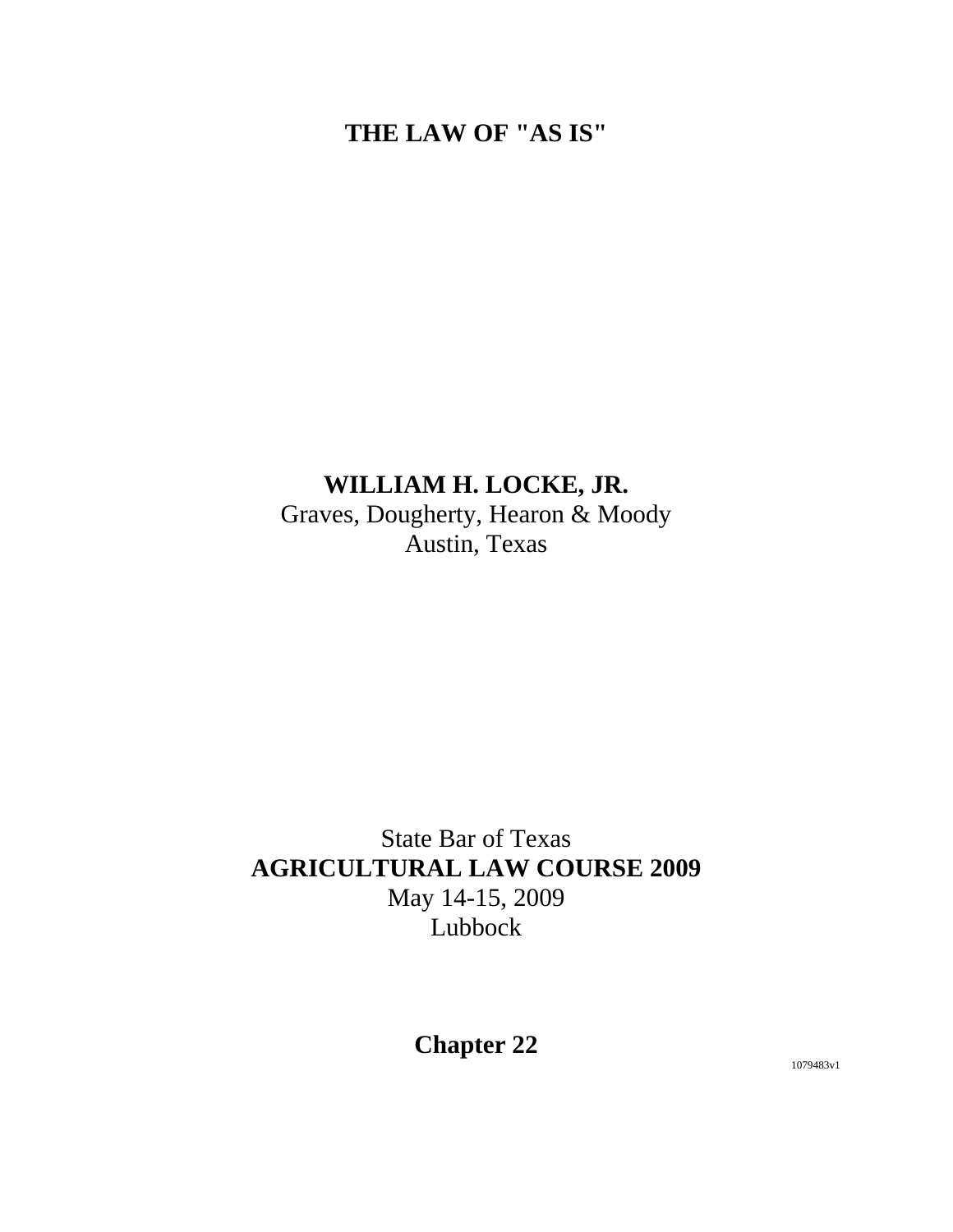# THE LAW OF "AS IS"

**WILLIAM H. LOCKE, JR.**
Graves, Dougherty, Hearon & Moody
Austin, Texas

State Bar of Texas
**AGRICULTURAL LAW COURSE 2009**
May 14-15, 2009
Lubbock

**Chapter 22**

1079483v1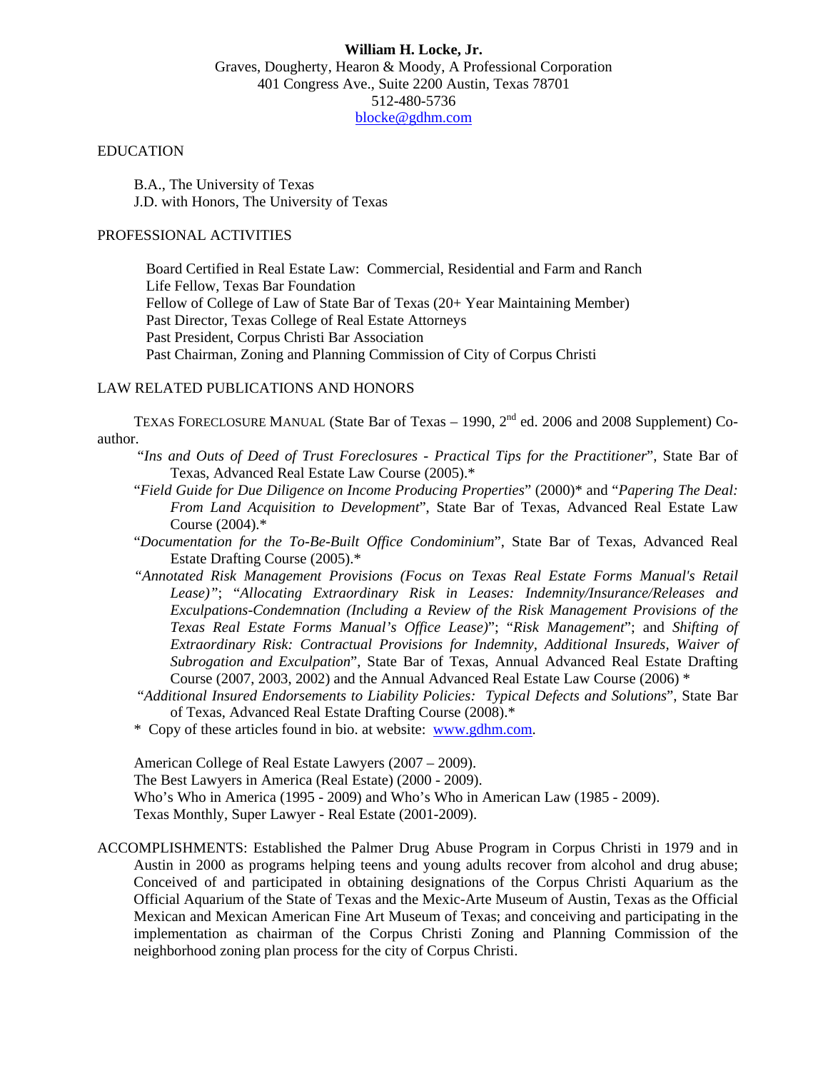**William H. Locke, Jr.**
Graves, Dougherty, Hearon & Moody, A Professional Corporation
401 Congress Ave., Suite 2200 Austin, Texas 78701
512-480-5736
blocke@gdhm.com

## EDUCATION

B.A., The University of Texas
J.D. with Honors, The University of Texas

## PROFESSIONAL ACTIVITIES

Board Certified in Real Estate Law: Commercial, Residential and Farm and Ranch
Life Fellow, Texas Bar Foundation
Fellow of College of Law of State Bar of Texas (20+ Year Maintaining Member)
Past Director, Texas College of Real Estate Attorneys
Past President, Corpus Christi Bar Association
Past Chairman, Zoning and Planning Commission of City of Corpus Christi

## LAW RELATED PUBLICATIONS AND HONORS

TEXAS FORECLOSURE MANUAL (State Bar of Texas – 1990, 2nd ed. 2006 and 2008 Supplement) Co-author.

"*Ins and Outs of Deed of Trust Foreclosures - Practical Tips for the Practitioner*", State Bar of Texas, Advanced Real Estate Law Course (2005).*

"*Field Guide for Due Diligence on Income Producing Properties*" (2000)* and "*Papering The Deal: From Land Acquisition to Development*", State Bar of Texas, Advanced Real Estate Law Course (2004).*

"*Documentation for the To-Be-Built Office Condominium*", State Bar of Texas, Advanced Real Estate Drafting Course (2005).*

*"Annotated Risk Management Provisions (Focus on Texas Real Estate Forms Manual's Retail Lease)"*; "*Allocating Extraordinary Risk in Leases: Indemnity/Insurance/Releases and Exculpations-Condemnation (Including a Review of the Risk Management Provisions of the Texas Real Estate Forms Manual's Office Lease)*"; "*Risk Management*"; and *Shifting of Extraordinary Risk: Contractual Provisions for Indemnity, Additional Insureds, Waiver of Subrogation and Exculpation*", State Bar of Texas, Annual Advanced Real Estate Drafting Course (2007, 2003, 2002) and the Annual Advanced Real Estate Law Course (2006) *

"*Additional Insured Endorsements to Liability Policies: Typical Defects and Solutions*", State Bar of Texas, Advanced Real Estate Drafting Course (2008).*

* Copy of these articles found in bio. at website: www.gdhm.com.

American College of Real Estate Lawyers (2007 – 2009).
The Best Lawyers in America (Real Estate) (2000 - 2009).
Who's Who in America (1995 - 2009) and Who's Who in American Law (1985 - 2009).
Texas Monthly, Super Lawyer - Real Estate (2001-2009).

ACCOMPLISHMENTS: Established the Palmer Drug Abuse Program in Corpus Christi in 1979 and in Austin in 2000 as programs helping teens and young adults recover from alcohol and drug abuse; Conceived of and participated in obtaining designations of the Corpus Christi Aquarium as the Official Aquarium of the State of Texas and the Mexic-Arte Museum of Austin, Texas as the Official Mexican and Mexican American Fine Art Museum of Texas; and conceiving and participating in the implementation as chairman of the Corpus Christi Zoning and Planning Commission of the neighborhood zoning plan process for the city of Corpus Christi.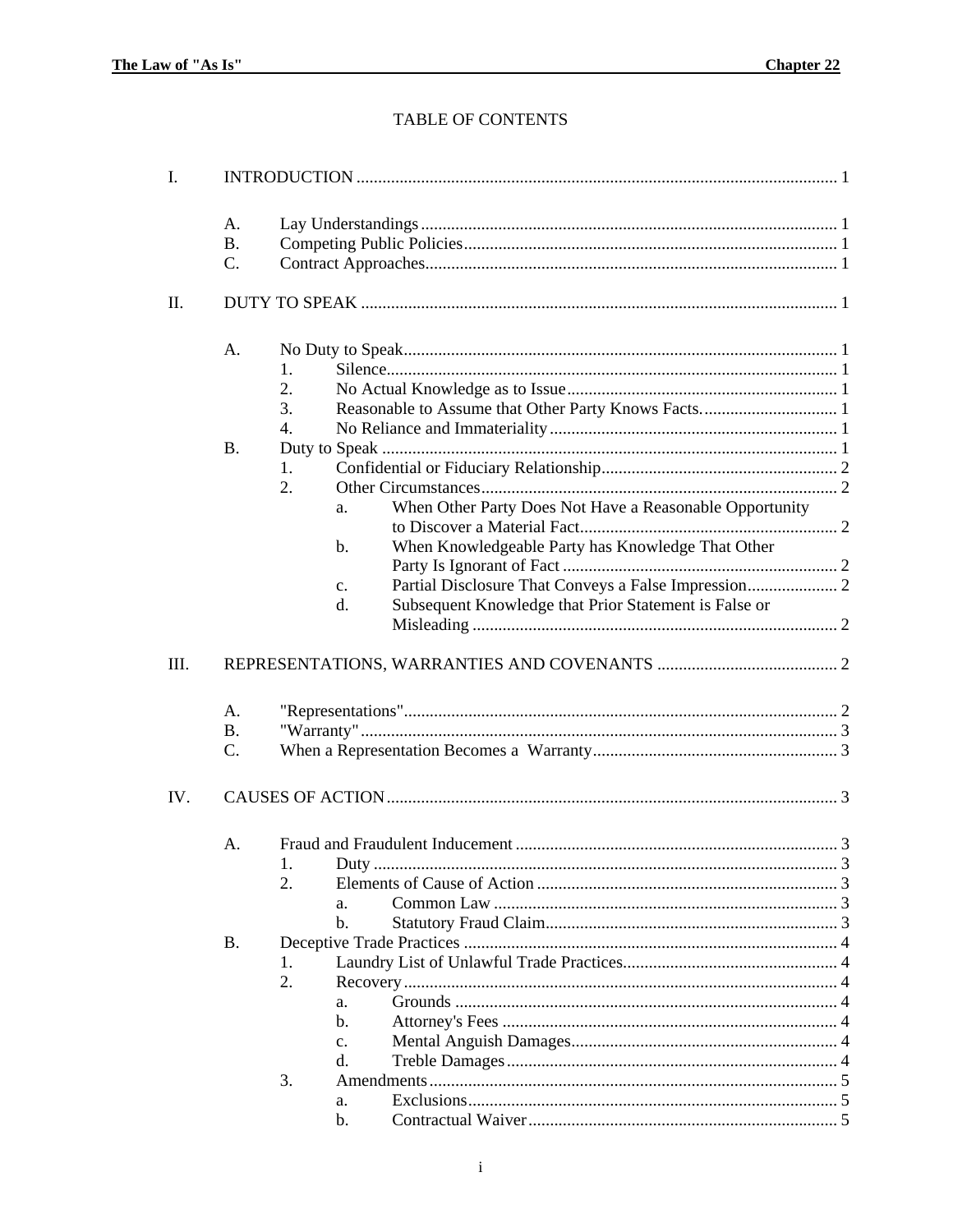# TABLE OF CONTENTS

I. INTRODUCTION ... 1

- A. Lay Understandings ... 1
- B. Competing Public Policies ... 1
- C. Contract Approaches ... 1

II. DUTY TO SPEAK ... 1

- A. No Duty to Speak ... 1
  - 1. Silence ... 1
  - 2. No Actual Knowledge as to Issue ... 1
  - 3. Reasonable to Assume that Other Party Knows Facts. ... 1
  - 4. No Reliance and Immateriality ... 1
- B. Duty to Speak ... 1
  - 1. Confidential or Fiduciary Relationship ... 2
  - 2. Other Circumstances ... 2
    - a. When Other Party Does Not Have a Reasonable Opportunity to Discover a Material Fact ... 2
    - b. When Knowledgeable Party has Knowledge That Other Party Is Ignorant of Fact ... 2
    - c. Partial Disclosure That Conveys a False Impression ... 2
    - d. Subsequent Knowledge that Prior Statement is False or Misleading ... 2

III. REPRESENTATIONS, WARRANTIES AND COVENANTS ... 2

- A. "Representations" ... 2
- B. "Warranty" ... 3
- C. When a Representation Becomes a Warranty ... 3

IV. CAUSES OF ACTION ... 3

- A. Fraud and Fraudulent Inducement ... 3
  - 1. Duty ... 3
  - 2. Elements of Cause of Action ... 3
    - a. Common Law ... 3
    - b. Statutory Fraud Claim ... 3
- B. Deceptive Trade Practices ... 4
  - 1. Laundry List of Unlawful Trade Practices ... 4
  - 2. Recovery ... 4
    - a. Grounds ... 4
    - b. Attorney's Fees ... 4
    - c. Mental Anguish Damages ... 4
    - d. Treble Damages ... 4
  - 3. Amendments ... 5
    - a. Exclusions ... 5
    - b. Contractual Waiver ... 5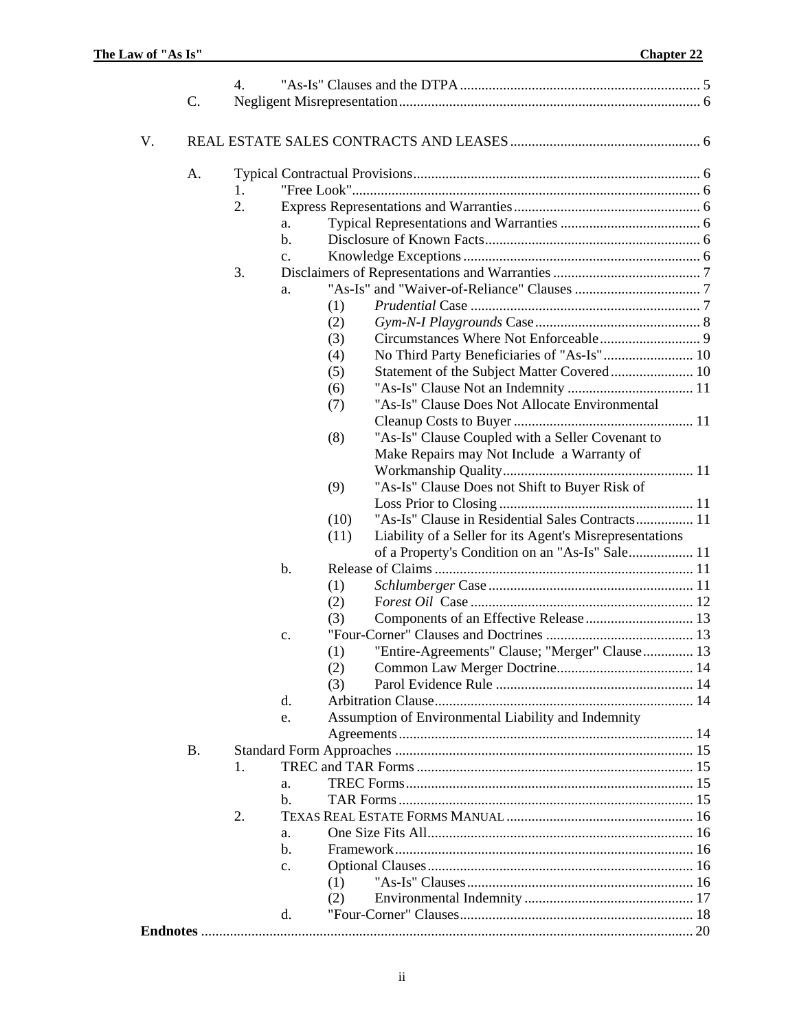4. "As-Is" Clauses and the DTPA .................................................................. 5

C. Negligent Misrepresentation .................................................................................. 6

V. REAL ESTATE SALES CONTRACTS AND LEASES .................................................... 6

A. Typical Contractual Provisions ............................................................................... 6

1. "Free Look" ................................................................................................ 6
2. Express Representations and Warranties ................................................... 6
   a. Typical Representations and Warranties ...................................... 6
   b. Disclosure of Known Facts .......................................................... 6
   c. Knowledge Exceptions ................................................................. 6
3. Disclaimers of Representations and Warranties ......................................... 7
   a. "As-Is" and "Waiver-of-Reliance" Clauses .................................. 7
      (1) *Prudential* Case ............................................................... 7
      (2) *Gym-N-I Playgrounds* Case ............................................. 8
      (3) Circumstances Where Not Enforceable ............................ 9
      (4) No Third Party Beneficiaries of "As-Is" ......................... 10
      (5) Statement of the Subject Matter Covered ....................... 10
      (6) "As-Is" Clause Not an Indemnity .................................. 11
      (7) "As-Is" Clause Does Not Allocate Environmental Cleanup Costs to Buyer ................................................. 11
      (8) "As-Is" Clause Coupled with a Seller Covenant to Make Repairs may Not Include a Warranty of Workmanship Quality .................................................... 11
      (9) "As-Is" Clause Does not Shift to Buyer Risk of Loss Prior to Closing ...................................................... 11
      (10) "As-Is" Clause in Residential Sales Contracts ................ 11
      (11) Liability of a Seller for its Agent's Misrepresentations of a Property's Condition on an "As-Is" Sale ................. 11
   b. Release of Claims ....................................................................... 11
      (1) *Schlumberger* Case ......................................................... 11
      (2) F*orest Oil* Case .............................................................. 12
      (3) Components of an Effective Release .............................. 13
   c. "Four-Corner" Clauses and Doctrines ......................................... 13
      (1) "Entire-Agreements" Clause; "Merger" Clause .............. 13
      (2) Common Law Merger Doctrine ...................................... 14
      (3) Parol Evidence Rule ....................................................... 14
   d. Arbitration Clause ....................................................................... 14
   e. Assumption of Environmental Liability and Indemnity Agreements ................................................................................. 14

B. Standard Form Approaches .................................................................................. 15

1. TREC and TAR Forms ............................................................................. 15
   a. TREC Forms ................................................................................ 15
   b. TAR Forms .................................................................................. 15
2. TEXAS REAL ESTATE FORMS MANUAL .................................................... 16
   a. One Size Fits All .......................................................................... 16
   b. Framework ................................................................................... 16
   c. Optional Clauses .......................................................................... 16
      (1) "As-Is" Clauses ............................................................... 16
      (2) Environmental Indemnity ............................................... 17
   d. "Four-Corner" Clauses ................................................................. 18

**Endnotes** ........................................................................................................................ 20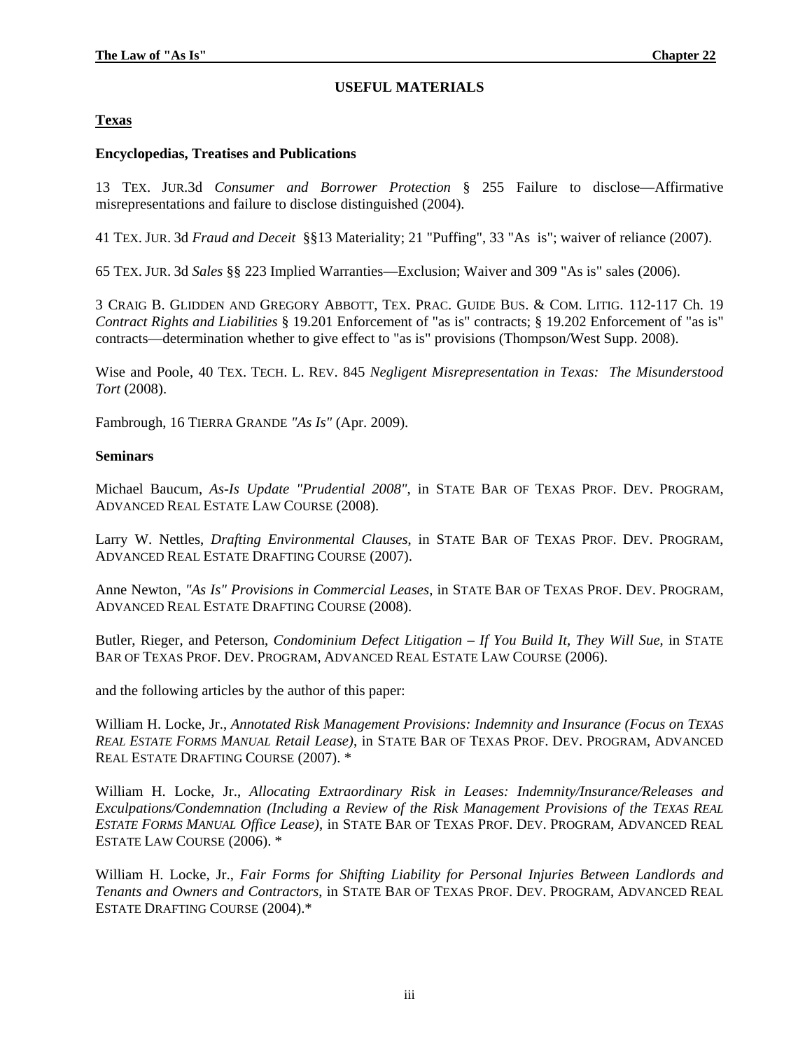## USEFUL MATERIALS

### Texas

**Encyclopedias, Treatises and Publications**

13 TEX. JUR.3d *Consumer and Borrower Protection* § 255 Failure to disclose—Affirmative misrepresentations and failure to disclose distinguished (2004).

41 TEX. JUR. 3d *Fraud and Deceit* §§13 Materiality; 21 "Puffing", 33 "As is"; waiver of reliance (2007).

65 TEX. JUR. 3d *Sales* §§ 223 Implied Warranties—Exclusion; Waiver and 309 "As is" sales (2006).

3 CRAIG B. GLIDDEN AND GREGORY ABBOTT, TEX. PRAC. GUIDE BUS. & COM. LITIG. 112-117 Ch. 19 *Contract Rights and Liabilities* § 19.201 Enforcement of "as is" contracts; § 19.202 Enforcement of "as is" contracts—determination whether to give effect to "as is" provisions (Thompson/West Supp. 2008).

Wise and Poole, 40 TEX. TECH. L. REV. 845 *Negligent Misrepresentation in Texas: The Misunderstood Tort* (2008).

Fambrough, 16 TIERRA GRANDE *"As Is"* (Apr. 2009).

**Seminars**

Michael Baucum, *As-Is Update "Prudential 2008"*, in STATE BAR OF TEXAS PROF. DEV. PROGRAM, ADVANCED REAL ESTATE LAW COURSE (2008).

Larry W. Nettles, *Drafting Environmental Clauses*, in STATE BAR OF TEXAS PROF. DEV. PROGRAM, ADVANCED REAL ESTATE DRAFTING COURSE (2007).

Anne Newton, *"As Is" Provisions in Commercial Leases*, in STATE BAR OF TEXAS PROF. DEV. PROGRAM, ADVANCED REAL ESTATE DRAFTING COURSE (2008).

Butler, Rieger, and Peterson, *Condominium Defect Litigation – If You Build It, They Will Sue*, in STATE BAR OF TEXAS PROF. DEV. PROGRAM, ADVANCED REAL ESTATE LAW COURSE (2006).

and the following articles by the author of this paper:

William H. Locke, Jr., *Annotated Risk Management Provisions: Indemnity and Insurance (Focus on TEXAS REAL ESTATE FORMS MANUAL Retail Lease)*, in STATE BAR OF TEXAS PROF. DEV. PROGRAM, ADVANCED REAL ESTATE DRAFTING COURSE (2007). *

William H. Locke, Jr., *Allocating Extraordinary Risk in Leases: Indemnity/Insurance/Releases and Exculpations/Condemnation (Including a Review of the Risk Management Provisions of the TEXAS REAL ESTATE FORMS MANUAL Office Lease)*, in STATE BAR OF TEXAS PROF. DEV. PROGRAM, ADVANCED REAL ESTATE LAW COURSE (2006). *

William H. Locke, Jr., *Fair Forms for Shifting Liability for Personal Injuries Between Landlords and Tenants and Owners and Contractors*, in STATE BAR OF TEXAS PROF. DEV. PROGRAM, ADVANCED REAL ESTATE DRAFTING COURSE (2004).*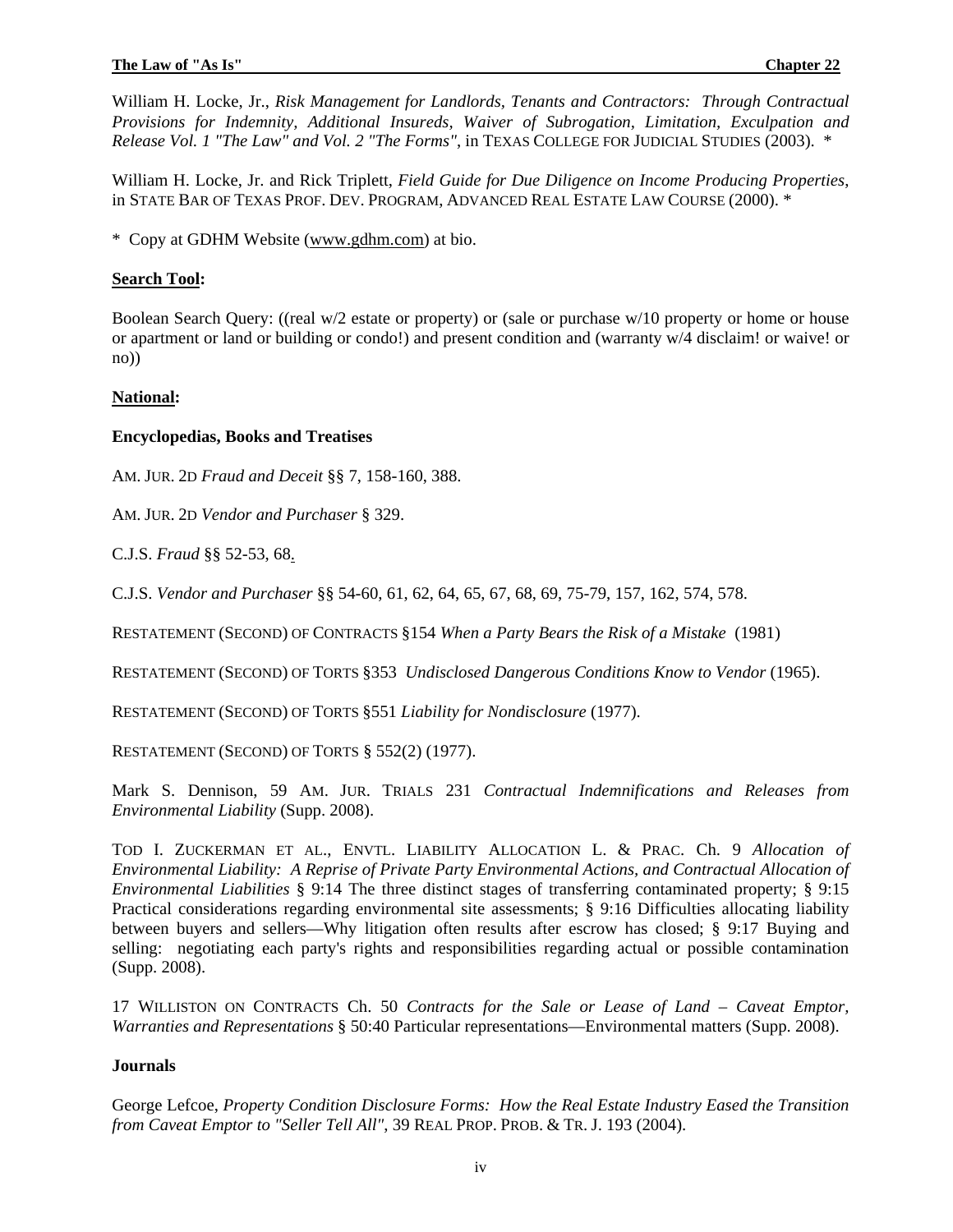William H. Locke, Jr., *Risk Management for Landlords, Tenants and Contractors: Through Contractual Provisions for Indemnity, Additional Insureds, Waiver of Subrogation, Limitation, Exculpation and Release Vol. 1 "The Law" and Vol. 2 "The Forms"*, in TEXAS COLLEGE FOR JUDICIAL STUDIES (2003). *

William H. Locke, Jr. and Rick Triplett, *Field Guide for Due Diligence on Income Producing Properties*, in STATE BAR OF TEXAS PROF. DEV. PROGRAM, ADVANCED REAL ESTATE LAW COURSE (2000). *

* Copy at GDHM Website (www.gdhm.com) at bio.

**Search Tool:**

Boolean Search Query: ((real w/2 estate or property) or (sale or purchase w/10 property or home or house or apartment or land or building or condo!) and present condition and (warranty w/4 disclaim! or waive! or no))

**National:**

**Encyclopedias, Books and Treatises**

AM. JUR. 2D *Fraud and Deceit* §§ 7, 158-160, 388.

AM. JUR. 2D *Vendor and Purchaser* § 329.

C.J.S. *Fraud* §§ 52-53, 68.

C.J.S. *Vendor and Purchaser* §§ 54-60, 61, 62, 64, 65, 67, 68, 69, 75-79, 157, 162, 574, 578.

RESTATEMENT (SECOND) OF CONTRACTS §154 *When a Party Bears the Risk of a Mistake* (1981)

RESTATEMENT (SECOND) OF TORTS §353 *Undisclosed Dangerous Conditions Know to Vendor* (1965).

RESTATEMENT (SECOND) OF TORTS §551 *Liability for Nondisclosure* (1977).

RESTATEMENT (SECOND) OF TORTS § 552(2) (1977).

Mark S. Dennison, 59 AM. JUR. TRIALS 231 *Contractual Indemnifications and Releases from Environmental Liability* (Supp. 2008).

TOD I. ZUCKERMAN ET AL., ENVTL. LIABILITY ALLOCATION L. & PRAC. Ch. 9 *Allocation of Environmental Liability: A Reprise of Private Party Environmental Actions, and Contractual Allocation of Environmental Liabilities* § 9:14 The three distinct stages of transferring contaminated property; § 9:15 Practical considerations regarding environmental site assessments; § 9:16 Difficulties allocating liability between buyers and sellers—Why litigation often results after escrow has closed; § 9:17 Buying and selling: negotiating each party's rights and responsibilities regarding actual or possible contamination (Supp. 2008).

17 WILLISTON ON CONTRACTS Ch. 50 *Contracts for the Sale or Lease of Land – Caveat Emptor, Warranties and Representations* § 50:40 Particular representations—Environmental matters (Supp. 2008).

**Journals**

George Lefcoe, *Property Condition Disclosure Forms: How the Real Estate Industry Eased the Transition from Caveat Emptor to "Seller Tell All"*, 39 REAL PROP. PROB. & TR. J. 193 (2004).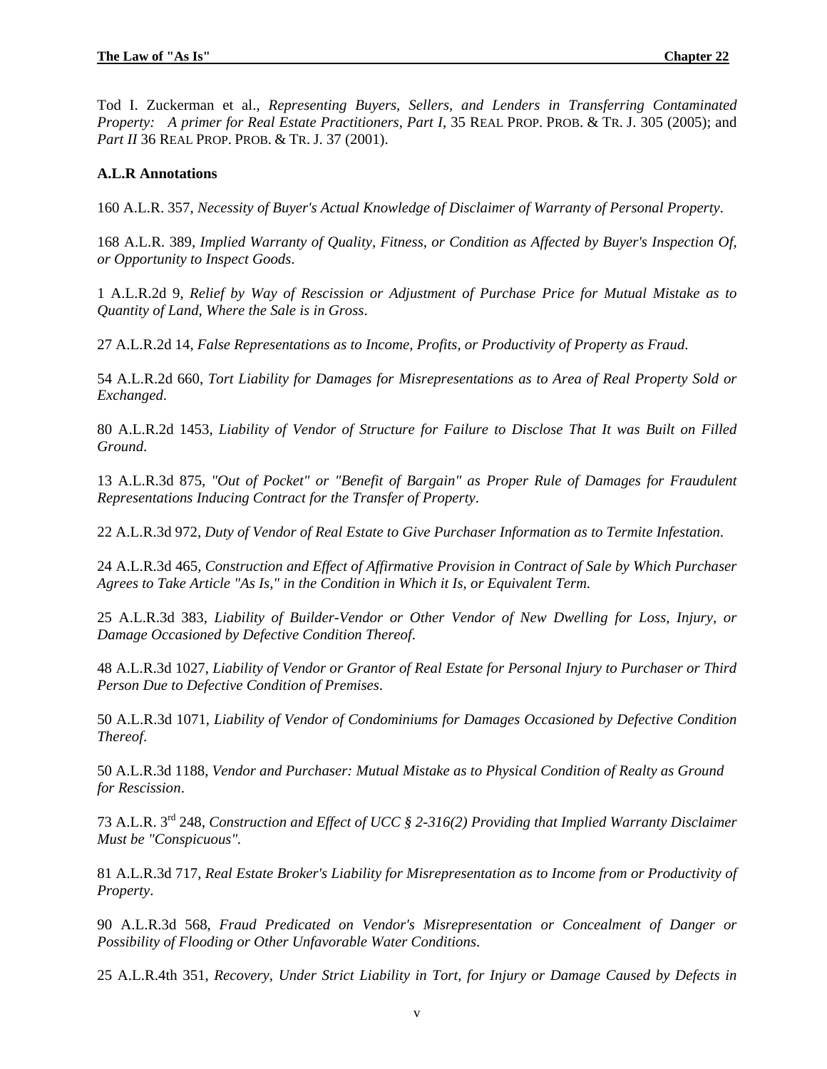Tod I. Zuckerman et al., *Representing Buyers, Sellers, and Lenders in Transferring Contaminated Property: A primer for Real Estate Practitioners, Part I*, 35 REAL PROP. PROB. & TR. J. 305 (2005); and *Part II* 36 REAL PROP. PROB. & TR. J. 37 (2001).

**A.L.R Annotations**

160 A.L.R. 357, *Necessity of Buyer's Actual Knowledge of Disclaimer of Warranty of Personal Property*.

168 A.L.R. 389, *Implied Warranty of Quality, Fitness, or Condition as Affected by Buyer's Inspection Of, or Opportunity to Inspect Goods*.

1 A.L.R.2d 9, *Relief by Way of Rescission or Adjustment of Purchase Price for Mutual Mistake as to Quantity of Land, Where the Sale is in Gross*.

27 A.L.R.2d 14, *False Representations as to Income, Profits, or Productivity of Property as Fraud*.

54 A.L.R.2d 660, *Tort Liability for Damages for Misrepresentations as to Area of Real Property Sold or Exchanged*.

80 A.L.R.2d 1453, *Liability of Vendor of Structure for Failure to Disclose That It was Built on Filled Ground*.

13 A.L.R.3d 875, *"Out of Pocket" or "Benefit of Bargain" as Proper Rule of Damages for Fraudulent Representations Inducing Contract for the Transfer of Property*.

22 A.L.R.3d 972, *Duty of Vendor of Real Estate to Give Purchaser Information as to Termite Infestation*.

24 A.L.R.3d 465, *Construction and Effect of Affirmative Provision in Contract of Sale by Which Purchaser Agrees to Take Article "As Is," in the Condition in Which it Is, or Equivalent Term.*

25 A.L.R.3d 383, *Liability of Builder-Vendor or Other Vendor of New Dwelling for Loss, Injury, or Damage Occasioned by Defective Condition Thereof*.

48 A.L.R.3d 1027, *Liability of Vendor or Grantor of Real Estate for Personal Injury to Purchaser or Third Person Due to Defective Condition of Premises*.

50 A.L.R.3d 1071, *Liability of Vendor of Condominiums for Damages Occasioned by Defective Condition Thereof*.

50 A.L.R.3d 1188, *Vendor and Purchaser: Mutual Mistake as to Physical Condition of Realty as Ground for Rescission*.

73 A.L.R. 3rd 248, *Construction and Effect of UCC § 2-316(2) Providing that Implied Warranty Disclaimer Must be "Conspicuous".*

81 A.L.R.3d 717, *Real Estate Broker's Liability for Misrepresentation as to Income from or Productivity of Property*.

90 A.L.R.3d 568, *Fraud Predicated on Vendor's Misrepresentation or Concealment of Danger or Possibility of Flooding or Other Unfavorable Water Conditions*.

25 A.L.R.4th 351, *Recovery, Under Strict Liability in Tort, for Injury or Damage Caused by Defects in*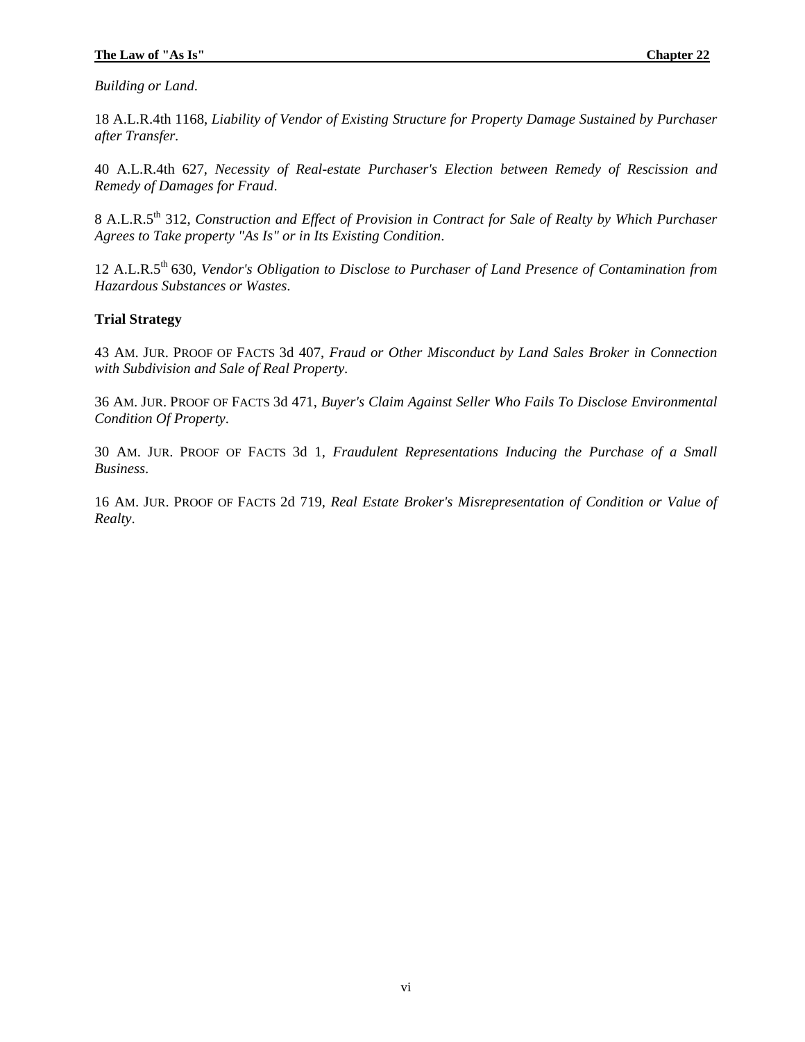*Building or Land*.

18 A.L.R.4th 1168, *Liability of Vendor of Existing Structure for Property Damage Sustained by Purchaser after Transfer*.

40 A.L.R.4th 627, *Necessity of Real-estate Purchaser's Election between Remedy of Rescission and Remedy of Damages for Fraud*.

8 A.L.R.5th 312, *Construction and Effect of Provision in Contract for Sale of Realty by Which Purchaser Agrees to Take property "As Is" or in Its Existing Condition*.

12 A.L.R.5th 630, *Vendor's Obligation to Disclose to Purchaser of Land Presence of Contamination from Hazardous Substances or Wastes*.

**Trial Strategy**

43 AM. JUR. PROOF OF FACTS 3d 407, *Fraud or Other Misconduct by Land Sales Broker in Connection with Subdivision and Sale of Real Property*.

36 AM. JUR. PROOF OF FACTS 3d 471, *Buyer's Claim Against Seller Who Fails To Disclose Environmental Condition Of Property*.

30 AM. JUR. PROOF OF FACTS 3d 1, *Fraudulent Representations Inducing the Purchase of a Small Business*.

16 AM. JUR. PROOF OF FACTS 2d 719, *Real Estate Broker's Misrepresentation of Condition or Value of Realty*.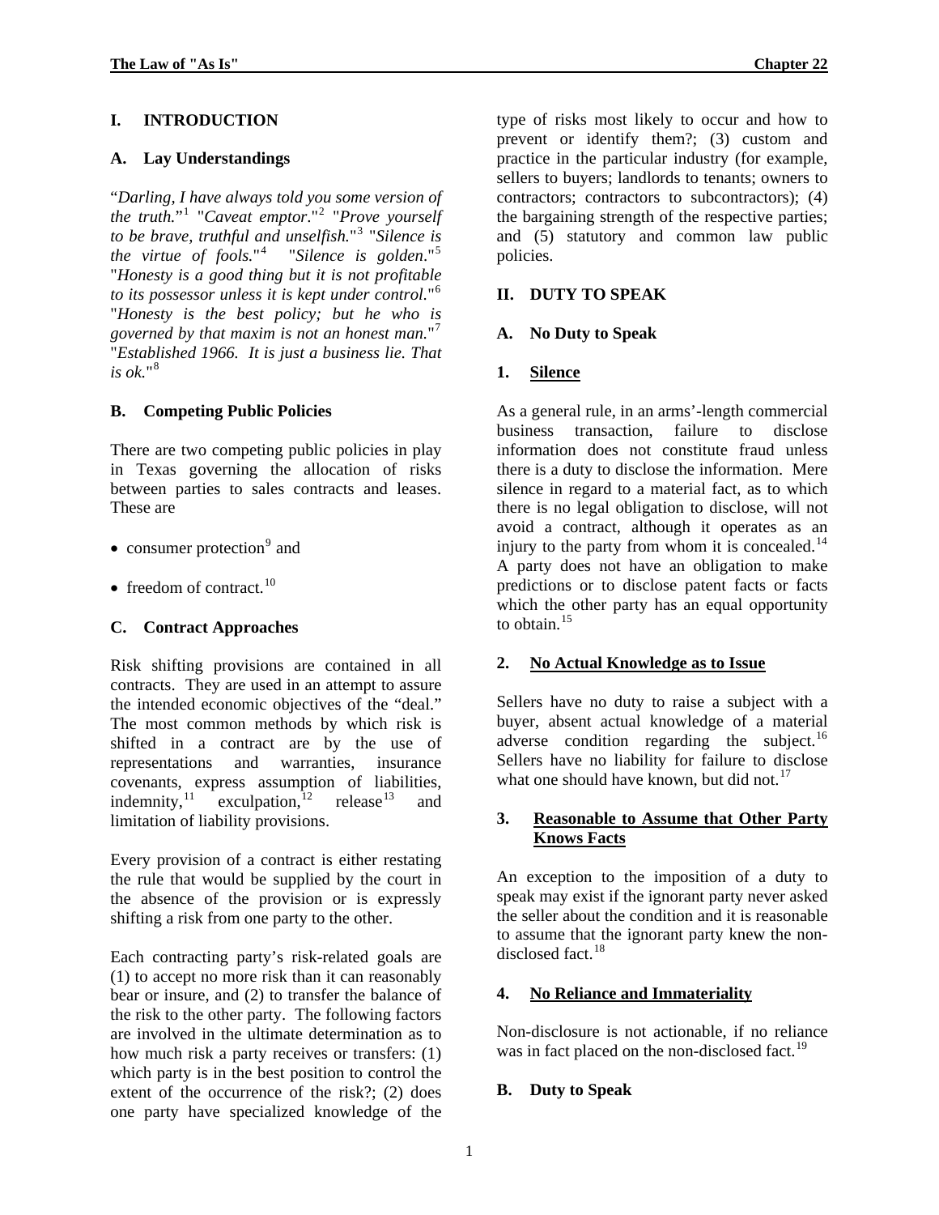## I. INTRODUCTION

### A. Lay Understandings

"*Darling, I have always told you some version of the truth.*"[1] "*Caveat emptor*."[2] "*Prove yourself to be brave, truthful and unselfish.*"[3] "*Silence is the virtue of fools.*"[4] "*Silence is golden*."[5] "*Honesty is a good thing but it is not profitable to its possessor unless it is kept under control.*"[6] "*Honesty is the best policy; but he who is governed by that maxim is not an honest man.*"[7] "*Established 1966. It is just a business lie. That is ok.*"[8]

### B. Competing Public Policies

There are two competing public policies in play in Texas governing the allocation of risks between parties to sales contracts and leases. These are

- consumer protection[9] and
- freedom of contract.[10]

### C. Contract Approaches

Risk shifting provisions are contained in all contracts. They are used in an attempt to assure the intended economic objectives of the "deal." The most common methods by which risk is shifted in a contract are by the use of representations and warranties, insurance covenants, express assumption of liabilities, indemnity,[11] exculpation,[12] release[13] and limitation of liability provisions.

Every provision of a contract is either restating the rule that would be supplied by the court in the absence of the provision or is expressly shifting a risk from one party to the other.

Each contracting party's risk-related goals are (1) to accept no more risk than it can reasonably bear or insure, and (2) to transfer the balance of the risk to the other party. The following factors are involved in the ultimate determination as to how much risk a party receives or transfers: (1) which party is in the best position to control the extent of the occurrence of the risk?; (2) does one party have specialized knowledge of the type of risks most likely to occur and how to prevent or identify them?; (3) custom and practice in the particular industry (for example, sellers to buyers; landlords to tenants; owners to contractors; contractors to subcontractors); (4) the bargaining strength of the respective parties; and (5) statutory and common law public policies.

## II. DUTY TO SPEAK

### A. No Duty to Speak

#### 1. Silence

As a general rule, in an arms'-length commercial business transaction, failure to disclose information does not constitute fraud unless there is a duty to disclose the information. Mere silence in regard to a material fact, as to which there is no legal obligation to disclose, will not avoid a contract, although it operates as an injury to the party from whom it is concealed.[14] A party does not have an obligation to make predictions or to disclose patent facts or facts which the other party has an equal opportunity to obtain.[15]

#### 2. No Actual Knowledge as to Issue

Sellers have no duty to raise a subject with a buyer, absent actual knowledge of a material adverse condition regarding the subject.[16] Sellers have no liability for failure to disclose what one should have known, but did not.[17]

#### 3. Reasonable to Assume that Other Party Knows Facts

An exception to the imposition of a duty to speak may exist if the ignorant party never asked the seller about the condition and it is reasonable to assume that the ignorant party knew the non-disclosed fact.[18]

#### 4. No Reliance and Immateriality

Non-disclosure is not actionable, if no reliance was in fact placed on the non-disclosed fact.[19]

### B. Duty to Speak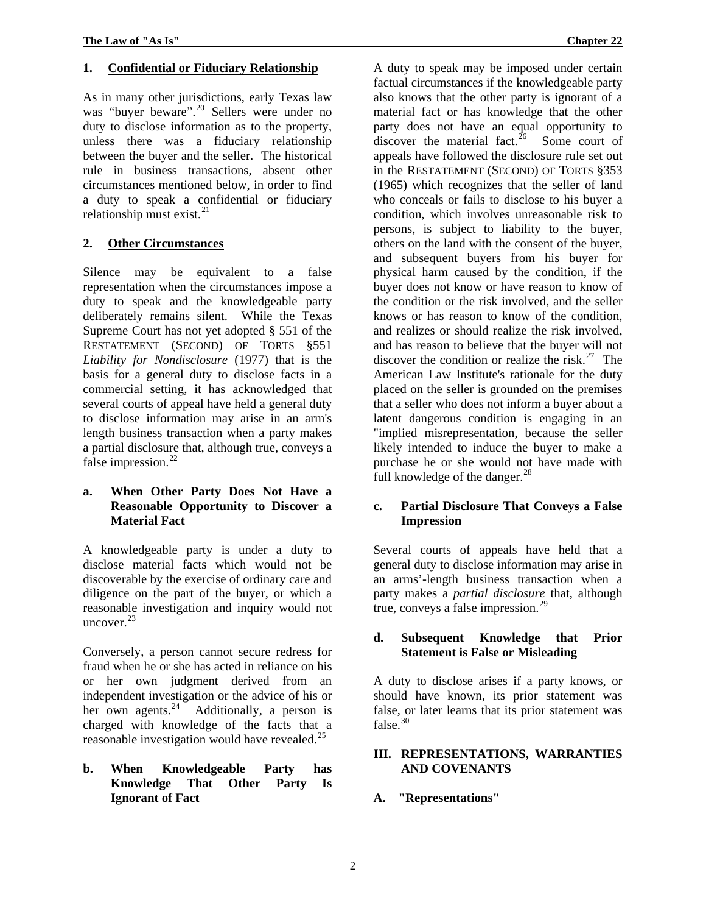### 1. Confidential or Fiduciary Relationship

As in many other jurisdictions, early Texas law was "buyer beware".[20] Sellers were under no duty to disclose information as to the property, unless there was a fiduciary relationship between the buyer and the seller. The historical rule in business transactions, absent other circumstances mentioned below, in order to find a duty to speak a confidential or fiduciary relationship must exist.[21]

### 2. Other Circumstances

Silence may be equivalent to a false representation when the circumstances impose a duty to speak and the knowledgeable party deliberately remains silent. While the Texas Supreme Court has not yet adopted § 551 of the RESTATEMENT (SECOND) OF TORTS §551 *Liability for Nondisclosure* (1977) that is the basis for a general duty to disclose facts in a commercial setting, it has acknowledged that several courts of appeal have held a general duty to disclose information may arise in an arm's length business transaction when a party makes a partial disclosure that, although true, conveys a false impression.[22]

#### a. When Other Party Does Not Have a Reasonable Opportunity to Discover a Material Fact

A knowledgeable party is under a duty to disclose material facts which would not be discoverable by the exercise of ordinary care and diligence on the part of the buyer, or which a reasonable investigation and inquiry would not uncover.[23]

Conversely, a person cannot secure redress for fraud when he or she has acted in reliance on his or her own judgment derived from an independent investigation or the advice of his or her own agents.[24] Additionally, a person is charged with knowledge of the facts that a reasonable investigation would have revealed.[25]

#### b. When Knowledgeable Party has Knowledge That Other Party Is Ignorant of Fact

A duty to speak may be imposed under certain factual circumstances if the knowledgeable party also knows that the other party is ignorant of a material fact or has knowledge that the other party does not have an equal opportunity to discover the material fact.[26] Some court of appeals have followed the disclosure rule set out in the RESTATEMENT (SECOND) OF TORTS §353 (1965) which recognizes that the seller of land who conceals or fails to disclose to his buyer a condition, which involves unreasonable risk to persons, is subject to liability to the buyer, others on the land with the consent of the buyer, and subsequent buyers from his buyer for physical harm caused by the condition, if the buyer does not know or have reason to know of the condition or the risk involved, and the seller knows or has reason to know of the condition, and realizes or should realize the risk involved, and has reason to believe that the buyer will not discover the condition or realize the risk.[27] The American Law Institute's rationale for the duty placed on the seller is grounded on the premises that a seller who does not inform a buyer about a latent dangerous condition is engaging in an "implied misrepresentation, because the seller likely intended to induce the buyer to make a purchase he or she would not have made with full knowledge of the danger.[28]

#### c. Partial Disclosure That Conveys a False Impression

Several courts of appeals have held that a general duty to disclose information may arise in an arms'-length business transaction when a party makes a *partial disclosure* that, although true, conveys a false impression.[29]

#### d. Subsequent Knowledge that Prior Statement is False or Misleading

A duty to disclose arises if a party knows, or should have known, its prior statement was false, or later learns that its prior statement was false.[30]

## III. REPRESENTATIONS, WARRANTIES AND COVENANTS

### A. "Representations"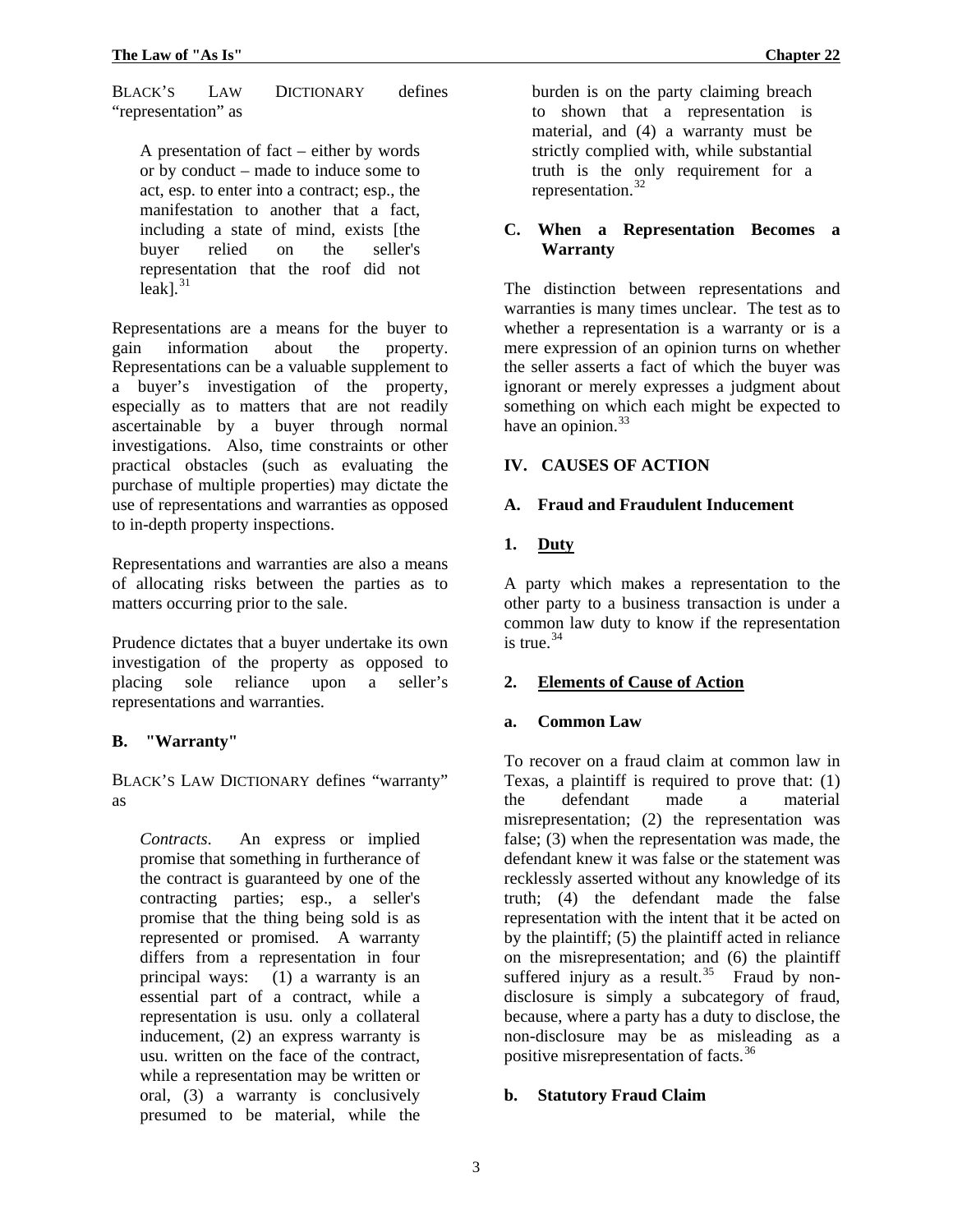BLACK'S LAW DICTIONARY defines "representation" as

> A presentation of fact – either by words or by conduct – made to induce some to act, esp. to enter into a contract; esp., the manifestation to another that a fact, including a state of mind, exists [the buyer relied on the seller's representation that the roof did not leak].[31]

Representations are a means for the buyer to gain information about the property. Representations can be a valuable supplement to a buyer's investigation of the property, especially as to matters that are not readily ascertainable by a buyer through normal investigations. Also, time constraints or other practical obstacles (such as evaluating the purchase of multiple properties) may dictate the use of representations and warranties as opposed to in-depth property inspections.

Representations and warranties are also a means of allocating risks between the parties as to matters occurring prior to the sale.

Prudence dictates that a buyer undertake its own investigation of the property as opposed to placing sole reliance upon a seller's representations and warranties.

### B. "Warranty"

BLACK'S LAW DICTIONARY defines "warranty" as

> *Contracts*. An express or implied promise that something in furtherance of the contract is guaranteed by one of the contracting parties; esp., a seller's promise that the thing being sold is as represented or promised. A warranty differs from a representation in four principal ways: (1) a warranty is an essential part of a contract, while a representation is usu. only a collateral inducement, (2) an express warranty is usu. written on the face of the contract, while a representation may be written or oral, (3) a warranty is conclusively presumed to be material, while the burden is on the party claiming breach to shown that a representation is material, and (4) a warranty must be strictly complied with, while substantial truth is the only requirement for a representation.[32]

### C. When a Representation Becomes a Warranty

The distinction between representations and warranties is many times unclear. The test as to whether a representation is a warranty or is a mere expression of an opinion turns on whether the seller asserts a fact of which the buyer was ignorant or merely expresses a judgment about something on which each might be expected to have an opinion.[33]

## IV. CAUSES OF ACTION

### A. Fraud and Fraudulent Inducement

#### 1. Duty

A party which makes a representation to the other party to a business transaction is under a common law duty to know if the representation is true.[34]

#### 2. Elements of Cause of Action

##### a. Common Law

To recover on a fraud claim at common law in Texas, a plaintiff is required to prove that: (1) the defendant made a material misrepresentation; (2) the representation was false; (3) when the representation was made, the defendant knew it was false or the statement was recklessly asserted without any knowledge of its truth; (4) the defendant made the false representation with the intent that it be acted on by the plaintiff; (5) the plaintiff acted in reliance on the misrepresentation; and (6) the plaintiff suffered injury as a result.[35] Fraud by non-disclosure is simply a subcategory of fraud, because, where a party has a duty to disclose, the non-disclosure may be as misleading as a positive misrepresentation of facts.[36]

##### b. Statutory Fraud Claim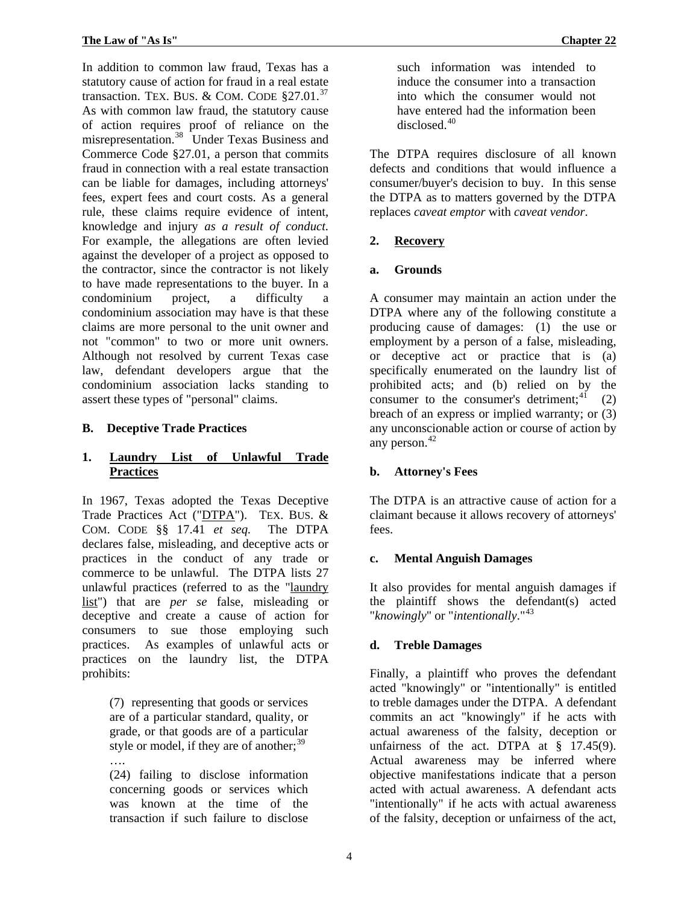In addition to common law fraud, Texas has a statutory cause of action for fraud in a real estate transaction. TEX. BUS. & COM. CODE §27.01.[37] As with common law fraud, the statutory cause of action requires proof of reliance on the misrepresentation.[38] Under Texas Business and Commerce Code §27.01, a person that commits fraud in connection with a real estate transaction can be liable for damages, including attorneys' fees, expert fees and court costs. As a general rule, these claims require evidence of intent, knowledge and injury *as a result of conduct*. For example, the allegations are often levied against the developer of a project as opposed to the contractor, since the contractor is not likely to have made representations to the buyer. In a condominium project, a difficulty a condominium association may have is that these claims are more personal to the unit owner and not "common" to two or more unit owners. Although not resolved by current Texas case law, defendant developers argue that the condominium association lacks standing to assert these types of "personal" claims.

## B. Deceptive Trade Practices

### 1. Laundry List of Unlawful Trade Practices

In 1967, Texas adopted the Texas Deceptive Trade Practices Act ("DTPA"). TEX. BUS. & COM. CODE §§ 17.41 *et seq.* The DTPA declares false, misleading, and deceptive acts or practices in the conduct of any trade or commerce to be unlawful. The DTPA lists 27 unlawful practices (referred to as the "laundry list") that are *per se* false, misleading or deceptive and create a cause of action for consumers to sue those employing such practices. As examples of unlawful acts or practices on the laundry list, the DTPA prohibits:

> (7) representing that goods or services are of a particular standard, quality, or grade, or that goods are of a particular style or model, if they are of another;[39]
>
> ….
>
> (24) failing to disclose information concerning goods or services which was known at the time of the transaction if such failure to disclose such information was intended to induce the consumer into a transaction into which the consumer would not have entered had the information been disclosed.[40]

The DTPA requires disclosure of all known defects and conditions that would influence a consumer/buyer's decision to buy. In this sense the DTPA as to matters governed by the DTPA replaces *caveat emptor* with *caveat vendor*.

### 2. Recovery

#### a. Grounds

A consumer may maintain an action under the DTPA where any of the following constitute a producing cause of damages: (1) the use or employment by a person of a false, misleading, or deceptive act or practice that is (a) specifically enumerated on the laundry list of prohibited acts; and (b) relied on by the consumer to the consumer's detriment;[41] (2) breach of an express or implied warranty; or (3) any unconscionable action or course of action by any person.[42]

#### b. Attorney's Fees

The DTPA is an attractive cause of action for a claimant because it allows recovery of attorneys' fees.

#### c. Mental Anguish Damages

It also provides for mental anguish damages if the plaintiff shows the defendant(s) acted "*knowingly*" or "*intentionally*."[43]

#### d. Treble Damages

Finally, a plaintiff who proves the defendant acted "knowingly" or "intentionally" is entitled to treble damages under the DTPA. A defendant commits an act "knowingly" if he acts with actual awareness of the falsity, deception or unfairness of the act. DTPA at § 17.45(9). Actual awareness may be inferred where objective manifestations indicate that a person acted with actual awareness. A defendant acts "intentionally" if he acts with actual awareness of the falsity, deception or unfairness of the act,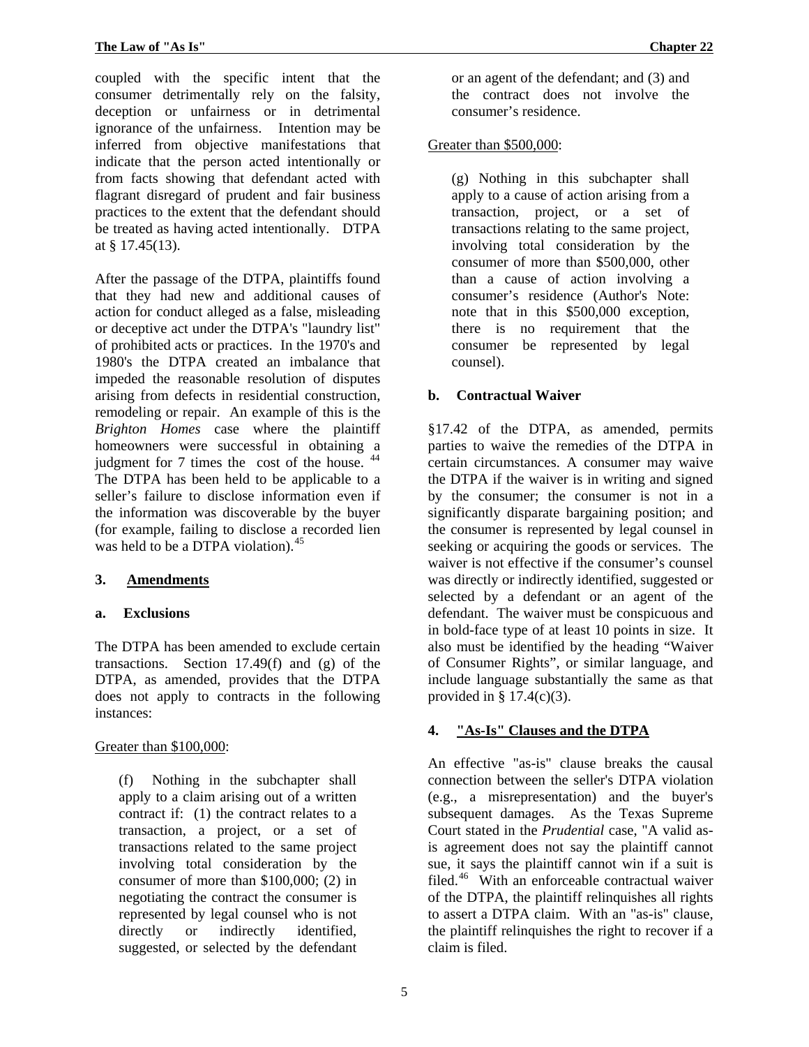coupled with the specific intent that the consumer detrimentally rely on the falsity, deception or unfairness or in detrimental ignorance of the unfairness. Intention may be inferred from objective manifestations that indicate that the person acted intentionally or from facts showing that defendant acted with flagrant disregard of prudent and fair business practices to the extent that the defendant should be treated as having acted intentionally. DTPA at § 17.45(13).

After the passage of the DTPA, plaintiffs found that they had new and additional causes of action for conduct alleged as a false, misleading or deceptive act under the DTPA's "laundry list" of prohibited acts or practices. In the 1970's and 1980's the DTPA created an imbalance that impeded the reasonable resolution of disputes arising from defects in residential construction, remodeling or repair. An example of this is the *Brighton Homes* case where the plaintiff homeowners were successful in obtaining a judgment for 7 times the cost of the house.[44] The DTPA has been held to be applicable to a seller's failure to disclose information even if the information was discoverable by the buyer (for example, failing to disclose a recorded lien was held to be a DTPA violation).[45]

### 3. Amendments

#### a. Exclusions

The DTPA has been amended to exclude certain transactions. Section 17.49(f) and (g) of the DTPA, as amended, provides that the DTPA does not apply to contracts in the following instances:

<u>Greater than $100,000</u>:

> (f) Nothing in the subchapter shall apply to a claim arising out of a written contract if: (1) the contract relates to a transaction, a project, or a set of transactions related to the same project involving total consideration by the consumer of more than $100,000; (2) in negotiating the contract the consumer is represented by legal counsel who is not directly or indirectly identified, suggested, or selected by the defendant or an agent of the defendant; and (3) and the contract does not involve the consumer's residence.

<u>Greater than $500,000</u>:

> (g) Nothing in this subchapter shall apply to a cause of action arising from a transaction, project, or a set of transactions relating to the same project, involving total consideration by the consumer of more than $500,000, other than a cause of action involving a consumer's residence (Author's Note: note that in this $500,000 exception, there is no requirement that the consumer be represented by legal counsel).

#### b. Contractual Waiver

§17.42 of the DTPA, as amended, permits parties to waive the remedies of the DTPA in certain circumstances. A consumer may waive the DTPA if the waiver is in writing and signed by the consumer; the consumer is not in a significantly disparate bargaining position; and the consumer is represented by legal counsel in seeking or acquiring the goods or services. The waiver is not effective if the consumer's counsel was directly or indirectly identified, suggested or selected by a defendant or an agent of the defendant. The waiver must be conspicuous and in bold-face type of at least 10 points in size. It also must be identified by the heading "Waiver of Consumer Rights", or similar language, and include language substantially the same as that provided in § 17.4(c)(3).

### 4. "As-Is" Clauses and the DTPA

An effective "as-is" clause breaks the causal connection between the seller's DTPA violation (e.g., a misrepresentation) and the buyer's subsequent damages. As the Texas Supreme Court stated in the *Prudential* case, "A valid as-is agreement does not say the plaintiff cannot sue, it says the plaintiff cannot win if a suit is filed.[46] With an enforceable contractual waiver of the DTPA, the plaintiff relinquishes all rights to assert a DTPA claim. With an "as-is" clause, the plaintiff relinquishes the right to recover if a claim is filed.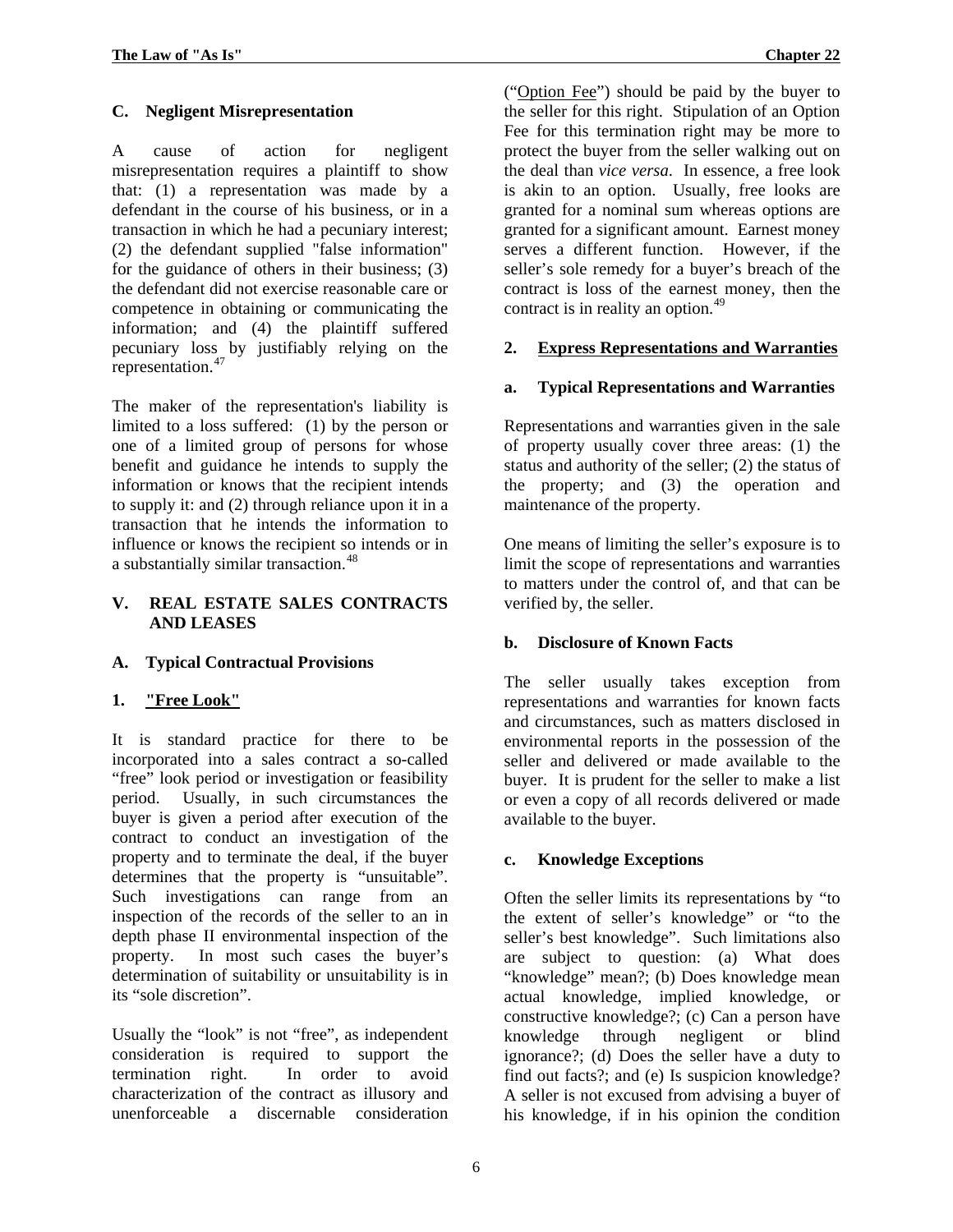### C. Negligent Misrepresentation

A cause of action for negligent misrepresentation requires a plaintiff to show that: (1) a representation was made by a defendant in the course of his business, or in a transaction in which he had a pecuniary interest; (2) the defendant supplied "false information" for the guidance of others in their business; (3) the defendant did not exercise reasonable care or competence in obtaining or communicating the information; and (4) the plaintiff suffered pecuniary loss by justifiably relying on the representation.[47]

The maker of the representation's liability is limited to a loss suffered: (1) by the person or one of a limited group of persons for whose benefit and guidance he intends to supply the information or knows that the recipient intends to supply it: and (2) through reliance upon it in a transaction that he intends the information to influence or knows the recipient so intends or in a substantially similar transaction.[48]

## V. REAL ESTATE SALES CONTRACTS AND LEASES

### A. Typical Contractual Provisions

#### 1. "Free Look"

It is standard practice for there to be incorporated into a sales contract a so-called "free" look period or investigation or feasibility period. Usually, in such circumstances the buyer is given a period after execution of the contract to conduct an investigation of the property and to terminate the deal, if the buyer determines that the property is "unsuitable". Such investigations can range from an inspection of the records of the seller to an in depth phase II environmental inspection of the property. In most such cases the buyer's determination of suitability or unsuitability is in its "sole discretion".

Usually the "look" is not "free", as independent consideration is required to support the termination right. In order to avoid characterization of the contract as illusory and unenforceable a discernable consideration ("Option Fee") should be paid by the buyer to the seller for this right. Stipulation of an Option Fee for this termination right may be more to protect the buyer from the seller walking out on the deal than *vice versa*. In essence, a free look is akin to an option. Usually, free looks are granted for a nominal sum whereas options are granted for a significant amount. Earnest money serves a different function. However, if the seller's sole remedy for a buyer's breach of the contract is loss of the earnest money, then the contract is in reality an option.[49]

#### 2. Express Representations and Warranties

##### a. Typical Representations and Warranties

Representations and warranties given in the sale of property usually cover three areas: (1) the status and authority of the seller; (2) the status of the property; and (3) the operation and maintenance of the property.

One means of limiting the seller's exposure is to limit the scope of representations and warranties to matters under the control of, and that can be verified by, the seller.

##### b. Disclosure of Known Facts

The seller usually takes exception from representations and warranties for known facts and circumstances, such as matters disclosed in environmental reports in the possession of the seller and delivered or made available to the buyer. It is prudent for the seller to make a list or even a copy of all records delivered or made available to the buyer.

##### c. Knowledge Exceptions

Often the seller limits its representations by "to the extent of seller's knowledge" or "to the seller's best knowledge". Such limitations also are subject to question: (a) What does "knowledge" mean?; (b) Does knowledge mean actual knowledge, implied knowledge, or constructive knowledge?; (c) Can a person have knowledge through negligent or blind ignorance?; (d) Does the seller have a duty to find out facts?; and (e) Is suspicion knowledge? A seller is not excused from advising a buyer of his knowledge, if in his opinion the condition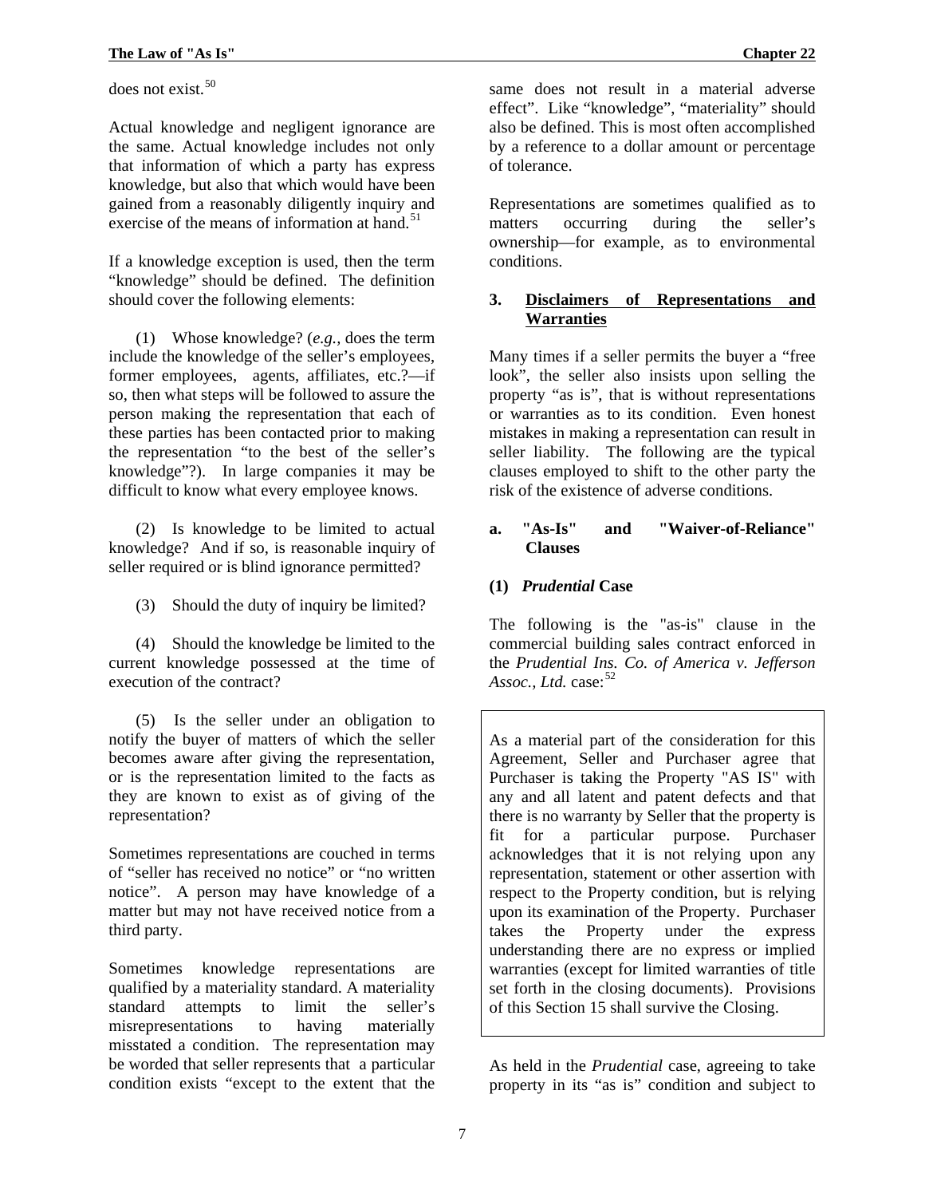does not exist.[50]

Actual knowledge and negligent ignorance are the same. Actual knowledge includes not only that information of which a party has express knowledge, but also that which would have been gained from a reasonably diligently inquiry and exercise of the means of information at hand.[51]

If a knowledge exception is used, then the term "knowledge" should be defined. The definition should cover the following elements:

(1) Whose knowledge? (*e.g.,* does the term include the knowledge of the seller's employees, former employees, agents, affiliates, etc.?—if so, then what steps will be followed to assure the person making the representation that each of these parties has been contacted prior to making the representation "to the best of the seller's knowledge"?). In large companies it may be difficult to know what every employee knows.

(2) Is knowledge to be limited to actual knowledge? And if so, is reasonable inquiry of seller required or is blind ignorance permitted?

(3) Should the duty of inquiry be limited?

(4) Should the knowledge be limited to the current knowledge possessed at the time of execution of the contract?

(5) Is the seller under an obligation to notify the buyer of matters of which the seller becomes aware after giving the representation, or is the representation limited to the facts as they are known to exist as of giving of the representation?

Sometimes representations are couched in terms of "seller has received no notice" or "no written notice". A person may have knowledge of a matter but may not have received notice from a third party.

Sometimes knowledge representations are qualified by a materiality standard. A materiality standard attempts to limit the seller's misrepresentations to having materially misstated a condition. The representation may be worded that seller represents that a particular condition exists "except to the extent that the same does not result in a material adverse effect". Like "knowledge", "materiality" should also be defined. This is most often accomplished by a reference to a dollar amount or percentage of tolerance.

Representations are sometimes qualified as to matters occurring during the seller's ownership—for example, as to environmental conditions.

### 3. Disclaimers of Representations and Warranties

Many times if a seller permits the buyer a "free look", the seller also insists upon selling the property "as is", that is without representations or warranties as to its condition. Even honest mistakes in making a representation can result in seller liability. The following are the typical clauses employed to shift to the other party the risk of the existence of adverse conditions.

#### a. "As-Is" and "Waiver-of-Reliance" Clauses

#### (1) *Prudential* Case

The following is the "as-is" clause in the commercial building sales contract enforced in the *Prudential Ins. Co. of America v. Jefferson Assoc., Ltd.* case:[52]

> As a material part of the consideration for this Agreement, Seller and Purchaser agree that Purchaser is taking the Property "AS IS" with any and all latent and patent defects and that there is no warranty by Seller that the property is fit for a particular purpose. Purchaser acknowledges that it is not relying upon any representation, statement or other assertion with respect to the Property condition, but is relying upon its examination of the Property. Purchaser takes the Property under the express understanding there are no express or implied warranties (except for limited warranties of title set forth in the closing documents). Provisions of this Section 15 shall survive the Closing.

As held in the *Prudential* case, agreeing to take property in its "as is" condition and subject to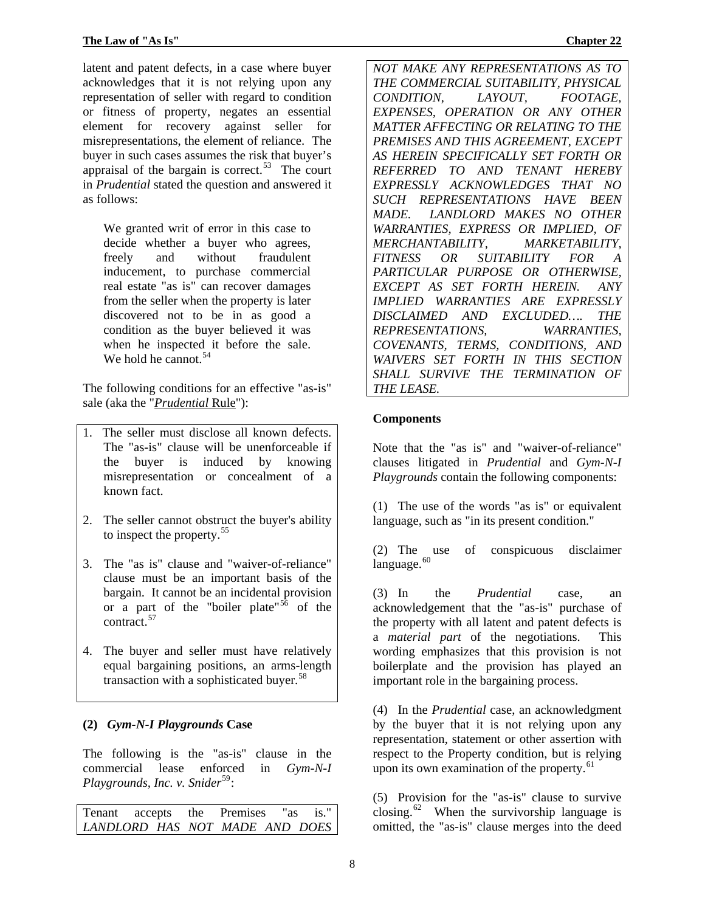latent and patent defects, in a case where buyer acknowledges that it is not relying upon any representation of seller with regard to condition or fitness of property, negates an essential element for recovery against seller for misrepresentations, the element of reliance. The buyer in such cases assumes the risk that buyer's appraisal of the bargain is correct.[53] The court in *Prudential* stated the question and answered it as follows:

> We granted writ of error in this case to decide whether a buyer who agrees, freely and without fraudulent inducement, to purchase commercial real estate "as is" can recover damages from the seller when the property is later discovered not to be in as good a condition as the buyer believed it was when he inspected it before the sale. We hold he cannot.[54]

The following conditions for an effective "as-is" sale (aka the "*Prudential* Rule"):

1. The seller must disclose all known defects. The "as-is" clause will be unenforceable if the buyer is induced by knowing misrepresentation or concealment of a known fact.

2. The seller cannot obstruct the buyer's ability to inspect the property.[55]

3. The "as is" clause and "waiver-of-reliance" clause must be an important basis of the bargain. It cannot be an incidental provision or a part of the "boiler plate"[56] of the contract.[57]

4. The buyer and seller must have relatively equal bargaining positions, an arms-length transaction with a sophisticated buyer.[58]

### (2) *Gym-N-I Playgrounds* Case

The following is the "as-is" clause in the commercial lease enforced in *Gym-N-I Playgrounds, Inc. v. Snider*[59]:

> Tenant accepts the Premises "as is." *LANDLORD HAS NOT MADE AND DOES NOT MAKE ANY REPRESENTATIONS AS TO THE COMMERCIAL SUITABILITY, PHYSICAL CONDITION, LAYOUT, FOOTAGE, EXPENSES, OPERATION OR ANY OTHER MATTER AFFECTING OR RELATING TO THE PREMISES AND THIS AGREEMENT, EXCEPT AS HEREIN SPECIFICALLY SET FORTH OR REFERRED TO AND TENANT HEREBY EXPRESSLY ACKNOWLEDGES THAT NO SUCH REPRESENTATIONS HAVE BEEN MADE. LANDLORD MAKES NO OTHER WARRANTIES, EXPRESS OR IMPLIED, OF MERCHANTABILITY, MARKETABILITY, FITNESS OR SUITABILITY FOR A PARTICULAR PURPOSE OR OTHERWISE, EXCEPT AS SET FORTH HEREIN. ANY IMPLIED WARRANTIES ARE EXPRESSLY DISCLAIMED AND EXCLUDED…. THE REPRESENTATIONS, WARRANTIES, COVENANTS, TERMS, CONDITIONS, AND WAIVERS SET FORTH IN THIS SECTION SHALL SURVIVE THE TERMINATION OF THE LEASE.*

#### Components

Note that the "as is" and "waiver-of-reliance" clauses litigated in *Prudential* and *Gym-N-I Playgrounds* contain the following components:

(1) The use of the words "as is" or equivalent language, such as "in its present condition."

(2) The use of conspicuous disclaimer language.[60]

(3) In the *Prudential* case, an acknowledgement that the "as-is" purchase of the property with all latent and patent defects is a *material part* of the negotiations. This wording emphasizes that this provision is not boilerplate and the provision has played an important role in the bargaining process.

(4) In the *Prudential* case, an acknowledgment by the buyer that it is not relying upon any representation, statement or other assertion with respect to the Property condition, but is relying upon its own examination of the property.[61]

(5) Provision for the "as-is" clause to survive closing.[62] When the survivorship language is omitted, the "as-is" clause merges into the deed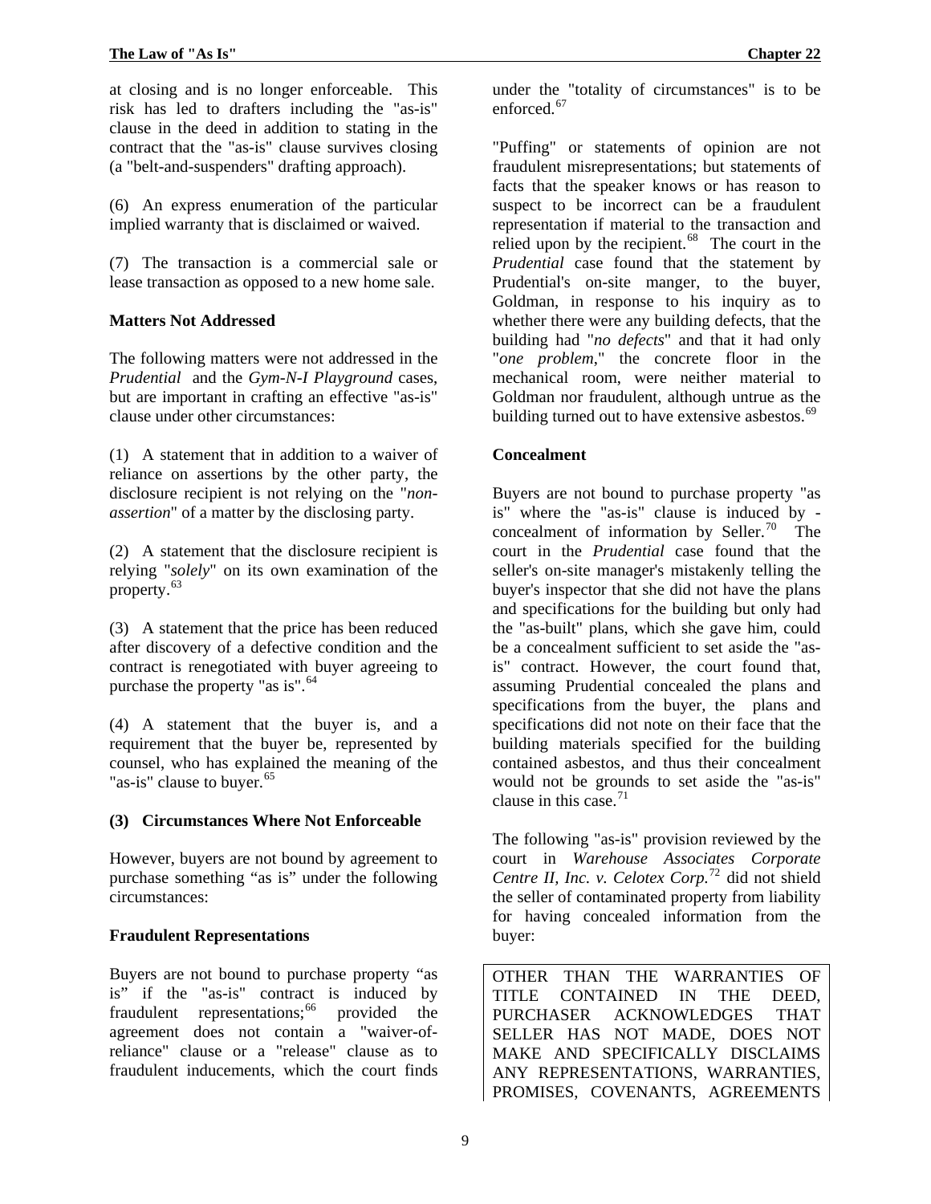at closing and is no longer enforceable. This risk has led to drafters including the "as-is" clause in the deed in addition to stating in the contract that the "as-is" clause survives closing (a "belt-and-suspenders" drafting approach).

(6) An express enumeration of the particular implied warranty that is disclaimed or waived.

(7) The transaction is a commercial sale or lease transaction as opposed to a new home sale.

**Matters Not Addressed**

The following matters were not addressed in the *Prudential* and the *Gym-N-I Playground* cases, but are important in crafting an effective "as-is" clause under other circumstances:

(1) A statement that in addition to a waiver of reliance on assertions by the other party, the disclosure recipient is not relying on the "*non-assertion*" of a matter by the disclosing party.

(2) A statement that the disclosure recipient is relying "*solely*" on its own examination of the property.[63]

(3) A statement that the price has been reduced after discovery of a defective condition and the contract is renegotiated with buyer agreeing to purchase the property "as is".[64]

(4) A statement that the buyer is, and a requirement that the buyer be, represented by counsel, who has explained the meaning of the "as-is" clause to buyer.[65]

**(3) Circumstances Where Not Enforceable**

However, buyers are not bound by agreement to purchase something "as is" under the following circumstances:

**Fraudulent Representations**

Buyers are not bound to purchase property "as is" if the "as-is" contract is induced by fraudulent representations;[66] provided the agreement does not contain a "waiver-of-reliance" clause or a "release" clause as to fraudulent inducements, which the court finds under the "totality of circumstances" is to be enforced.[67]

"Puffing" or statements of opinion are not fraudulent misrepresentations; but statements of facts that the speaker knows or has reason to suspect to be incorrect can be a fraudulent representation if material to the transaction and relied upon by the recipient.[68] The court in the *Prudential* case found that the statement by Prudential's on-site manger, to the buyer, Goldman, in response to his inquiry as to whether there were any building defects, that the building had "*no defects*" and that it had only "*one problem*," the concrete floor in the mechanical room, were neither material to Goldman nor fraudulent, although untrue as the building turned out to have extensive asbestos.[69]

**Concealment**

Buyers are not bound to purchase property "as is" where the "as-is" clause is induced by - concealment of information by Seller.[70] The court in the *Prudential* case found that the seller's on-site manager's mistakenly telling the buyer's inspector that she did not have the plans and specifications for the building but only had the "as-built" plans, which she gave him, could be a concealment sufficient to set aside the "as-is" contract. However, the court found that, assuming Prudential concealed the plans and specifications from the buyer, the plans and specifications did not note on their face that the building materials specified for the building contained asbestos, and thus their concealment would not be grounds to set aside the "as-is" clause in this case.[71]

The following "as-is" provision reviewed by the court in *Warehouse Associates Corporate Centre II, Inc. v. Celotex Corp.*[72] did not shield the seller of contaminated property from liability for having concealed information from the buyer:

OTHER THAN THE WARRANTIES OF TITLE CONTAINED IN THE DEED, PURCHASER ACKNOWLEDGES THAT SELLER HAS NOT MADE, DOES NOT MAKE AND SPECIFICALLY DISCLAIMS ANY REPRESENTATIONS, WARRANTIES, PROMISES, COVENANTS, AGREEMENTS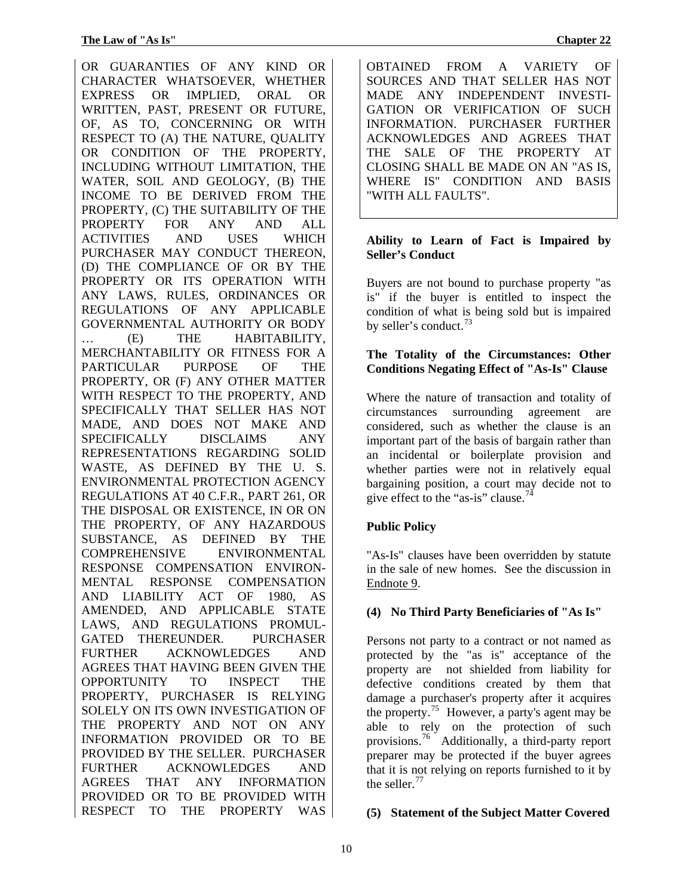OR GUARANTIES OF ANY KIND OR CHARACTER WHATSOEVER, WHETHER EXPRESS OR IMPLIED, ORAL OR WRITTEN, PAST, PRESENT OR FUTURE, OF, AS TO, CONCERNING OR WITH RESPECT TO (A) THE NATURE, QUALITY OR CONDITION OF THE PROPERTY, INCLUDING WITHOUT LIMITATION, THE WATER, SOIL AND GEOLOGY, (B) THE INCOME TO BE DERIVED FROM THE PROPERTY, (C) THE SUITABILITY OF THE PROPERTY FOR ANY AND ALL ACTIVITIES AND USES WHICH PURCHASER MAY CONDUCT THEREON, (D) THE COMPLIANCE OF OR BY THE PROPERTY OR ITS OPERATION WITH ANY LAWS, RULES, ORDINANCES OR REGULATIONS OF ANY APPLICABLE GOVERNMENTAL AUTHORITY OR BODY … (E) THE HABITABILITY, MERCHANTABILITY OR FITNESS FOR A PARTICULAR PURPOSE OF THE PROPERTY, OR (F) ANY OTHER MATTER WITH RESPECT TO THE PROPERTY, AND SPECIFICALLY THAT SELLER HAS NOT MADE, AND DOES NOT MAKE AND SPECIFICALLY DISCLAIMS ANY REPRESENTATIONS REGARDING SOLID WASTE, AS DEFINED BY THE U. S. ENVIRONMENTAL PROTECTION AGENCY REGULATIONS AT 40 C.F.R., PART 261, OR THE DISPOSAL OR EXISTENCE, IN OR ON THE PROPERTY, OF ANY HAZARDOUS SUBSTANCE, AS DEFINED BY THE COMPREHENSIVE ENVIRONMENTAL RESPONSE COMPENSATION ENVIRONMENTAL RESPONSE COMPENSATION AND LIABILITY ACT OF 1980, AS AMENDED, AND APPLICABLE STATE LAWS, AND REGULATIONS PROMULGATED THEREUNDER. PURCHASER FURTHER ACKNOWLEDGES AND AGREES THAT HAVING BEEN GIVEN THE OPPORTUNITY TO INSPECT THE PROPERTY, PURCHASER IS RELYING SOLELY ON ITS OWN INVESTIGATION OF THE PROPERTY AND NOT ON ANY INFORMATION PROVIDED OR TO BE PROVIDED BY THE SELLER. PURCHASER FURTHER ACKNOWLEDGES AND AGREES THAT ANY INFORMATION PROVIDED OR TO BE PROVIDED WITH RESPECT TO THE PROPERTY WAS OBTAINED FROM A VARIETY OF SOURCES AND THAT SELLER HAS NOT MADE ANY INDEPENDENT INVESTIGATION OR VERIFICATION OF SUCH INFORMATION. PURCHASER FURTHER ACKNOWLEDGES AND AGREES THAT THE SALE OF THE PROPERTY AT CLOSING SHALL BE MADE ON AN "AS IS, WHERE IS" CONDITION AND BASIS "WITH ALL FAULTS".

**Ability to Learn of Fact is Impaired by Seller's Conduct**

Buyers are not bound to purchase property "as is" if the buyer is entitled to inspect the condition of what is being sold but is impaired by seller's conduct.[73]

**The Totality of the Circumstances: Other Conditions Negating Effect of "As-Is" Clause**

Where the nature of transaction and totality of circumstances surrounding agreement are considered, such as whether the clause is an important part of the basis of bargain rather than an incidental or boilerplate provision and whether parties were not in relatively equal bargaining position, a court may decide not to give effect to the "as-is" clause.[74]

**Public Policy**

"As-Is" clauses have been overridden by statute in the sale of new homes. See the discussion in Endnote 9.

**(4) No Third Party Beneficiaries of "As Is"**

Persons not party to a contract or not named as protected by the "as is" acceptance of the property are not shielded from liability for defective conditions created by them that damage a purchaser's property after it acquires the property.[75] However, a party's agent may be able to rely on the protection of such provisions.[76] Additionally, a third-party report preparer may be protected if the buyer agrees that it is not relying on reports furnished to it by the seller.[77]

**(5) Statement of the Subject Matter Covered**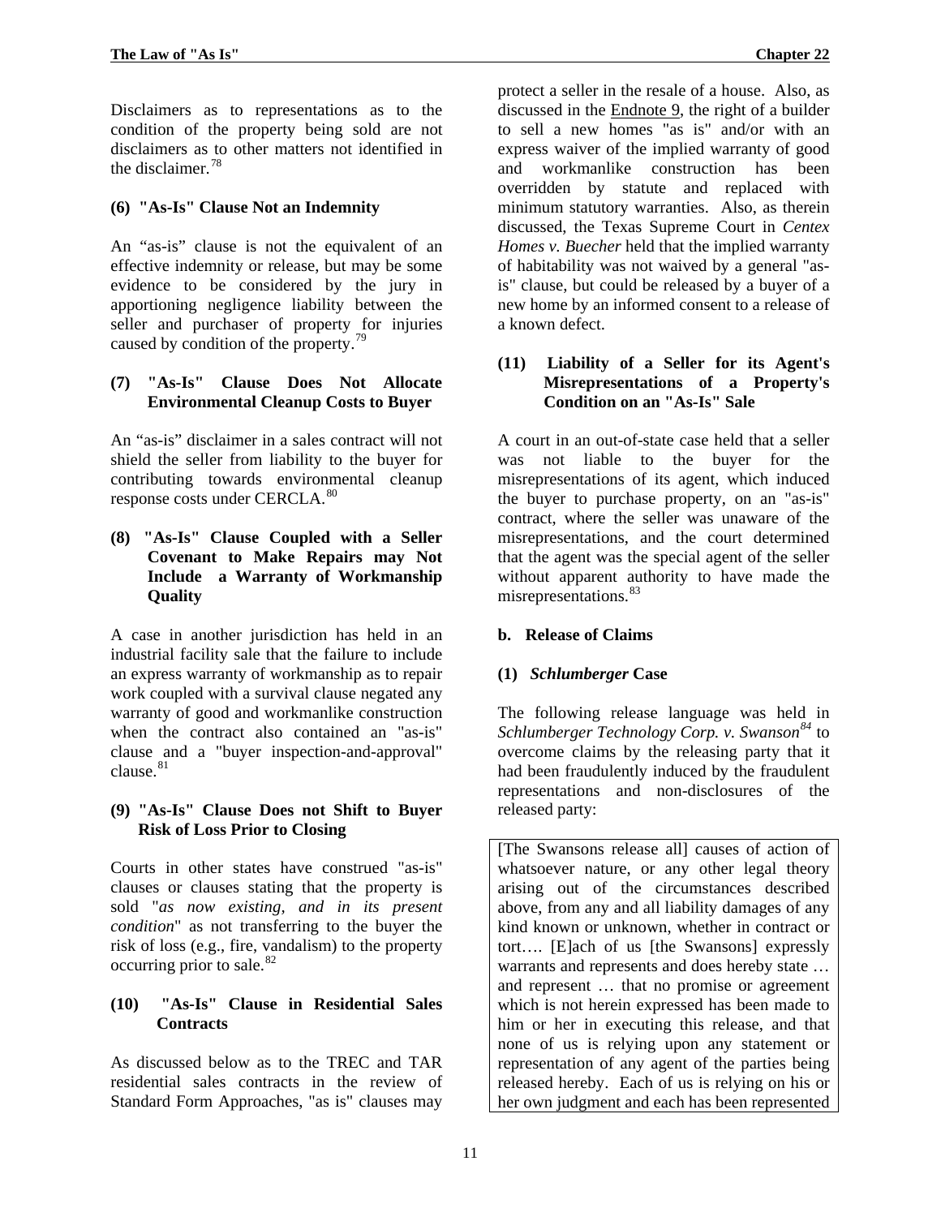Disclaimers as to representations as to the condition of the property being sold are not disclaimers as to other matters not identified in the disclaimer.[78]

#### (6) "As-Is" Clause Not an Indemnity

An "as-is" clause is not the equivalent of an effective indemnity or release, but may be some evidence to be considered by the jury in apportioning negligence liability between the seller and purchaser of property for injuries caused by condition of the property.[79]

#### (7) "As-Is" Clause Does Not Allocate Environmental Cleanup Costs to Buyer

An "as-is" disclaimer in a sales contract will not shield the seller from liability to the buyer for contributing towards environmental cleanup response costs under CERCLA.[80]

#### (8) "As-Is" Clause Coupled with a Seller Covenant to Make Repairs may Not Include a Warranty of Workmanship Quality

A case in another jurisdiction has held in an industrial facility sale that the failure to include an express warranty of workmanship as to repair work coupled with a survival clause negated any warranty of good and workmanlike construction when the contract also contained an "as-is" clause and a "buyer inspection-and-approval" clause.[81]

#### (9) "As-Is" Clause Does not Shift to Buyer Risk of Loss Prior to Closing

Courts in other states have construed "as-is" clauses or clauses stating that the property is sold "*as now existing, and in its present condition*" as not transferring to the buyer the risk of loss (e.g., fire, vandalism) to the property occurring prior to sale.[82]

#### (10) "As-Is" Clause in Residential Sales Contracts

As discussed below as to the TREC and TAR residential sales contracts in the review of Standard Form Approaches, "as is" clauses may protect a seller in the resale of a house. Also, as discussed in the Endnote 9, the right of a builder to sell a new homes "as is" and/or with an express waiver of the implied warranty of good and workmanlike construction has been overridden by statute and replaced with minimum statutory warranties. Also, as therein discussed, the Texas Supreme Court in *Centex Homes v. Buecher* held that the implied warranty of habitability was not waived by a general "as-is" clause, but could be released by a buyer of a new home by an informed consent to a release of a known defect.

#### (11) Liability of a Seller for its Agent's Misrepresentations of a Property's Condition on an "As-Is" Sale

A court in an out-of-state case held that a seller was not liable to the buyer for the misrepresentations of its agent, which induced the buyer to purchase property, on an "as-is" contract, where the seller was unaware of the misrepresentations, and the court determined that the agent was the special agent of the seller without apparent authority to have made the misrepresentations.[83]

### b. Release of Claims

#### (1) *Schlumberger* Case

The following release language was held in *Schlumberger Technology Corp. v. Swanson*[84] to overcome claims by the releasing party that it had been fraudulently induced by the fraudulent representations and non-disclosures of the released party:

> [The Swansons release all] causes of action of whatsoever nature, or any other legal theory arising out of the circumstances described above, from any and all liability damages of any kind known or unknown, whether in contract or tort…. [E]ach of us [the Swansons] expressly warrants and represents and does hereby state … and represent … that no promise or agreement which is not herein expressed has been made to him or her in executing this release, and that none of us is relying upon any statement or representation of any agent of the parties being released hereby. Each of us is relying on his or her own judgment and each has been represented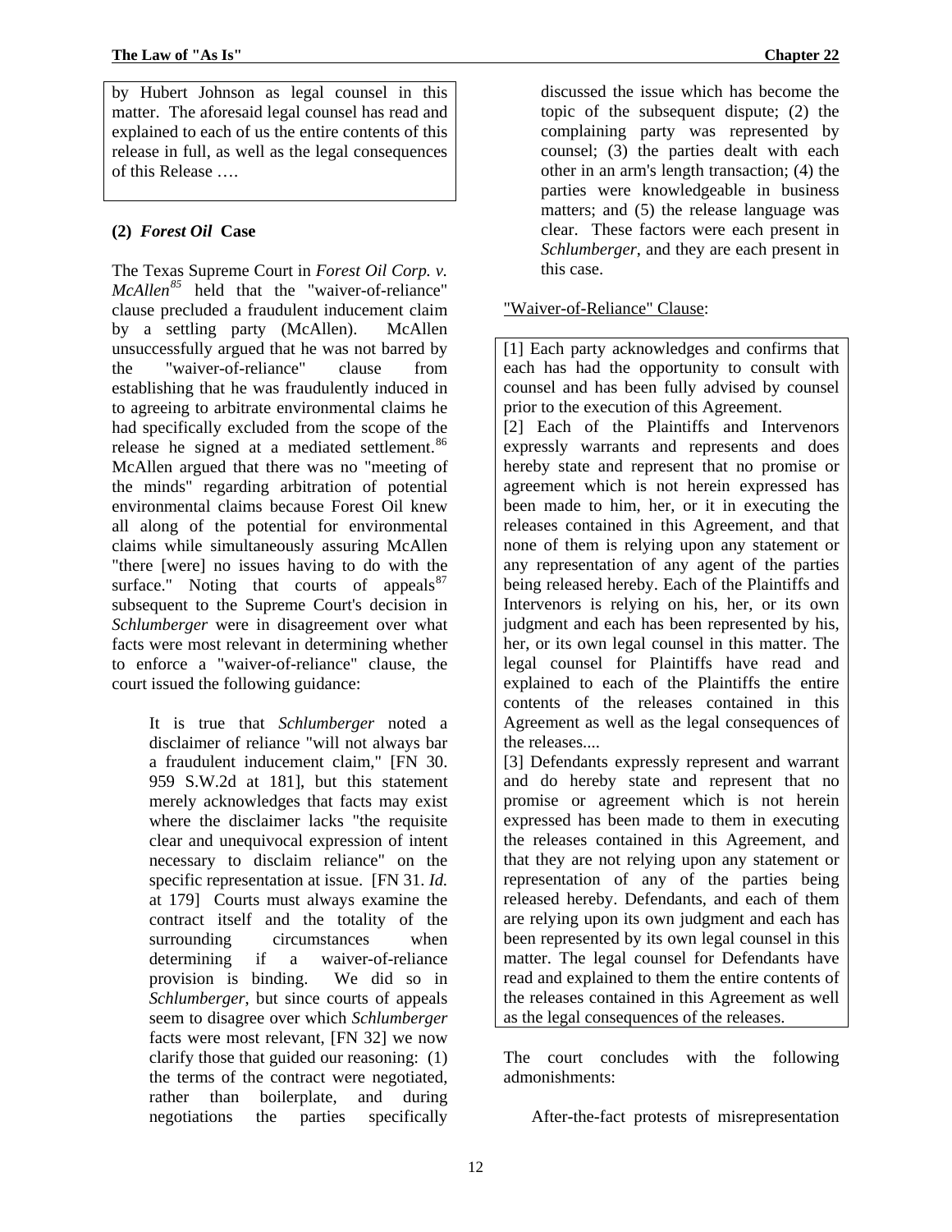by Hubert Johnson as legal counsel in this matter. The aforesaid legal counsel has read and explained to each of us the entire contents of this release in full, as well as the legal consequences of this Release ….

**(2) *Forest Oil* Case**

The Texas Supreme Court in *Forest Oil Corp. v. McAllen*[85] held that the "waiver-of-reliance" clause precluded a fraudulent inducement claim by a settling party (McAllen). McAllen unsuccessfully argued that he was not barred by the "waiver-of-reliance" clause from establishing that he was fraudulently induced in to agreeing to arbitrate environmental claims he had specifically excluded from the scope of the release he signed at a mediated settlement.[86] McAllen argued that there was no "meeting of the minds" regarding arbitration of potential environmental claims because Forest Oil knew all along of the potential for environmental claims while simultaneously assuring McAllen "there [were] no issues having to do with the surface." Noting that courts of appeals[87] subsequent to the Supreme Court's decision in *Schlumberger* were in disagreement over what facts were most relevant in determining whether to enforce a "waiver-of-reliance" clause, the court issued the following guidance:

> It is true that *Schlumberger* noted a disclaimer of reliance "will not always bar a fraudulent inducement claim," [FN 30. 959 S.W.2d at 181], but this statement merely acknowledges that facts may exist where the disclaimer lacks "the requisite clear and unequivocal expression of intent necessary to disclaim reliance" on the specific representation at issue. [FN 31. *Id.* at 179] Courts must always examine the contract itself and the totality of the surrounding circumstances when determining if a waiver-of-reliance provision is binding. We did so in *Schlumberger*, but since courts of appeals seem to disagree over which *Schlumberger* facts were most relevant, [FN 32] we now clarify those that guided our reasoning: (1) the terms of the contract were negotiated, rather than boilerplate, and during negotiations the parties specifically discussed the issue which has become the topic of the subsequent dispute; (2) the complaining party was represented by counsel; (3) the parties dealt with each other in an arm's length transaction; (4) the parties were knowledgeable in business matters; and (5) the release language was clear. These factors were each present in *Schlumberger*, and they are each present in this case.

"Waiver-of-Reliance" Clause:

> [1] Each party acknowledges and confirms that each has had the opportunity to consult with counsel and has been fully advised by counsel prior to the execution of this Agreement.
>
> [2] Each of the Plaintiffs and Intervenors expressly warrants and represents and does hereby state and represent that no promise or agreement which is not herein expressed has been made to him, her, or it in executing the releases contained in this Agreement, and that none of them is relying upon any statement or any representation of any agent of the parties being released hereby. Each of the Plaintiffs and Intervenors is relying on his, her, or its own judgment and each has been represented by his, her, or its own legal counsel in this matter. The legal counsel for Plaintiffs have read and explained to each of the Plaintiffs the entire contents of the releases contained in this Agreement as well as the legal consequences of the releases....
>
> [3] Defendants expressly represent and warrant and do hereby state and represent that no promise or agreement which is not herein expressed has been made to them in executing the releases contained in this Agreement, and that they are not relying upon any statement or representation of any of the parties being released hereby. Defendants, and each of them are relying upon its own judgment and each has been represented by its own legal counsel in this matter. The legal counsel for Defendants have read and explained to them the entire contents of the releases contained in this Agreement as well as the legal consequences of the releases.

The court concludes with the following admonishments:

> After-the-fact protests of misrepresentation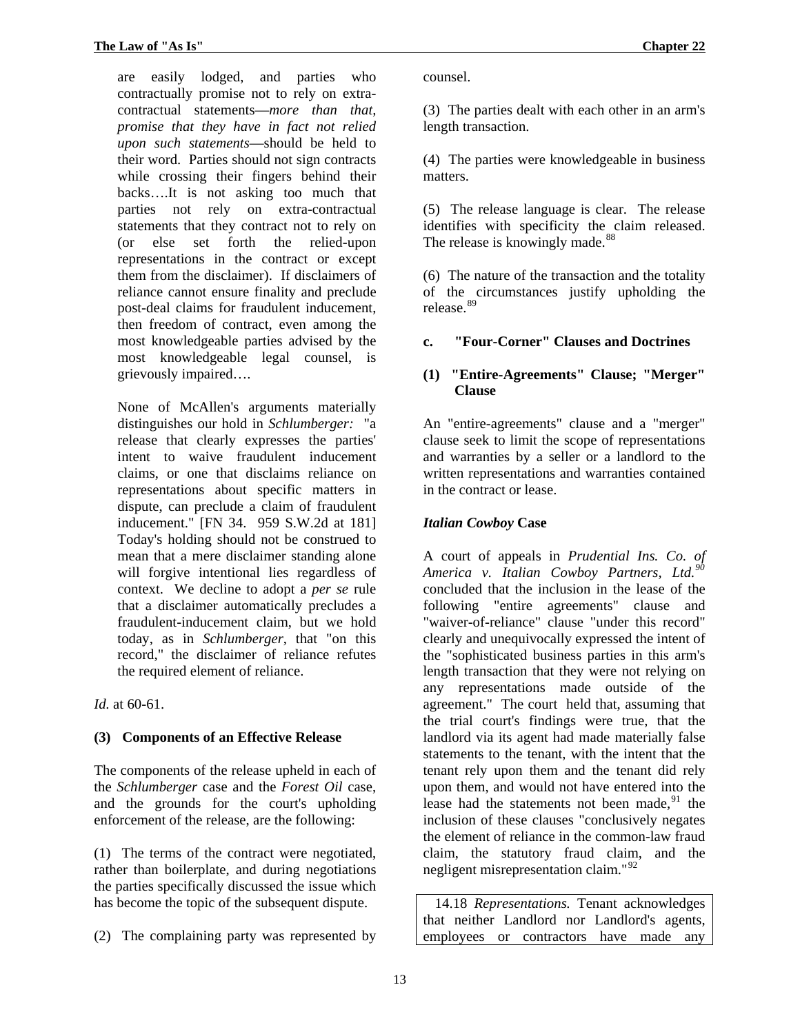are easily lodged, and parties who contractually promise not to rely on extra-contractual statements—*more than that, promise that they have in fact not relied upon such statements*—should be held to their word. Parties should not sign contracts while crossing their fingers behind their backs….It is not asking too much that parties not rely on extra-contractual statements that they contract not to rely on (or else set forth the relied-upon representations in the contract or except them from the disclaimer). If disclaimers of reliance cannot ensure finality and preclude post-deal claims for fraudulent inducement, then freedom of contract, even among the most knowledgeable parties advised by the most knowledgeable legal counsel, is grievously impaired….

None of McAllen's arguments materially distinguishes our hold in *Schlumberger:* "a release that clearly expresses the parties' intent to waive fraudulent inducement claims, or one that disclaims reliance on representations about specific matters in dispute, can preclude a claim of fraudulent inducement." [FN 34. 959 S.W.2d at 181] Today's holding should not be construed to mean that a mere disclaimer standing alone will forgive intentional lies regardless of context. We decline to adopt a *per se* rule that a disclaimer automatically precludes a fraudulent-inducement claim, but we hold today, as in *Schlumberger*, that "on this record," the disclaimer of reliance refutes the required element of reliance.

*Id.* at 60-61.

### (3) Components of an Effective Release

The components of the release upheld in each of the *Schlumberger* case and the *Forest Oil* case, and the grounds for the court's upholding enforcement of the release, are the following:

(1) The terms of the contract were negotiated, rather than boilerplate, and during negotiations the parties specifically discussed the issue which has become the topic of the subsequent dispute.

(2) The complaining party was represented by counsel.

(3) The parties dealt with each other in an arm's length transaction.

(4) The parties were knowledgeable in business matters.

(5) The release language is clear. The release identifies with specificity the claim released. The release is knowingly made.[88]

(6) The nature of the transaction and the totality of the circumstances justify upholding the release.[89]

## c. "Four-Corner" Clauses and Doctrines

### (1) "Entire-Agreements" Clause; "Merger" Clause

An "entire-agreements" clause and a "merger" clause seek to limit the scope of representations and warranties by a seller or a landlord to the written representations and warranties contained in the contract or lease.

#### *Italian Cowboy* Case

A court of appeals in *Prudential Ins. Co. of America v. Italian Cowboy Partners, Ltd.*[90] concluded that the inclusion in the lease of the following "entire agreements" clause and "waiver-of-reliance" clause "under this record" clearly and unequivocally expressed the intent of the "sophisticated business parties in this arm's length transaction that they were not relying on any representations made outside of the agreement." The court held that, assuming that the trial court's findings were true, that the landlord via its agent had made materially false statements to the tenant, with the intent that the tenant rely upon them and the tenant did rely upon them, and would not have entered into the lease had the statements not been made,[91] the inclusion of these clauses "conclusively negates the element of reliance in the common-law fraud claim, the statutory fraud claim, and the negligent misrepresentation claim."[92]

> 14.18 *Representations.* Tenant acknowledges that neither Landlord nor Landlord's agents, employees or contractors have made any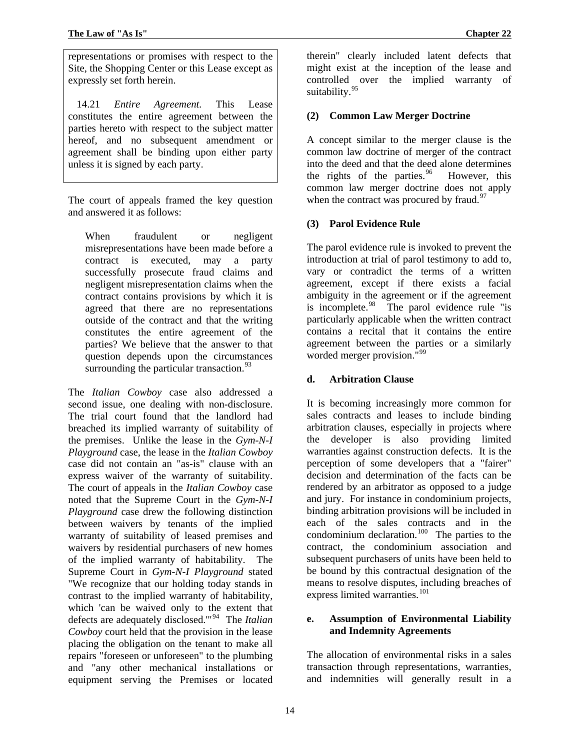representations or promises with respect to the Site, the Shopping Center or this Lease except as expressly set forth herein.

14.21 *Entire Agreement.* This Lease constitutes the entire agreement between the parties hereto with respect to the subject matter hereof, and no subsequent amendment or agreement shall be binding upon either party unless it is signed by each party.

The court of appeals framed the key question and answered it as follows:

> When fraudulent or negligent misrepresentations have been made before a contract is executed, may a party successfully prosecute fraud claims and negligent misrepresentation claims when the contract contains provisions by which it is agreed that there are no representations outside of the contract and that the writing constitutes the entire agreement of the parties? We believe that the answer to that question depends upon the circumstances surrounding the particular transaction.[93]

The *Italian Cowboy* case also addressed a second issue, one dealing with non-disclosure. The trial court found that the landlord had breached its implied warranty of suitability of the premises. Unlike the lease in the *Gym-N-I Playground* case, the lease in the *Italian Cowboy* case did not contain an "as-is" clause with an express waiver of the warranty of suitability. The court of appeals in the *Italian Cowboy* case noted that the Supreme Court in the *Gym-N-I Playground* case drew the following distinction between waivers by tenants of the implied warranty of suitability of leased premises and waivers by residential purchasers of new homes of the implied warranty of habitability. The Supreme Court in *Gym-N-I Playground* stated "We recognize that our holding today stands in contrast to the implied warranty of habitability, which 'can be waived only to the extent that defects are adequately disclosed.'"[94] The *Italian Cowboy* court held that the provision in the lease placing the obligation on the tenant to make all repairs "foreseen or unforeseen" to the plumbing and "any other mechanical installations or equipment serving the Premises or located therein" clearly included latent defects that might exist at the inception of the lease and controlled over the implied warranty of suitability.[95]

#### (2) Common Law Merger Doctrine

A concept similar to the merger clause is the common law doctrine of merger of the contract into the deed and that the deed alone determines the rights of the parties.[96] However, this common law merger doctrine does not apply when the contract was procured by fraud.[97]

#### (3) Parol Evidence Rule

The parol evidence rule is invoked to prevent the introduction at trial of parol testimony to add to, vary or contradict the terms of a written agreement, except if there exists a facial ambiguity in the agreement or if the agreement is incomplete.[98] The parol evidence rule "is particularly applicable when the written contract contains a recital that it contains the entire agreement between the parties or a similarly worded merger provision."[99]

### d. Arbitration Clause

It is becoming increasingly more common for sales contracts and leases to include binding arbitration clauses, especially in projects where the developer is also providing limited warranties against construction defects. It is the perception of some developers that a "fairer" decision and determination of the facts can be rendered by an arbitrator as opposed to a judge and jury. For instance in condominium projects, binding arbitration provisions will be included in each of the sales contracts and in the condominium declaration.[100] The parties to the contract, the condominium association and subsequent purchasers of units have been held to be bound by this contractual designation of the means to resolve disputes, including breaches of express limited warranties.[101]

### e. Assumption of Environmental Liability and Indemnity Agreements

The allocation of environmental risks in a sales transaction through representations, warranties, and indemnities will generally result in a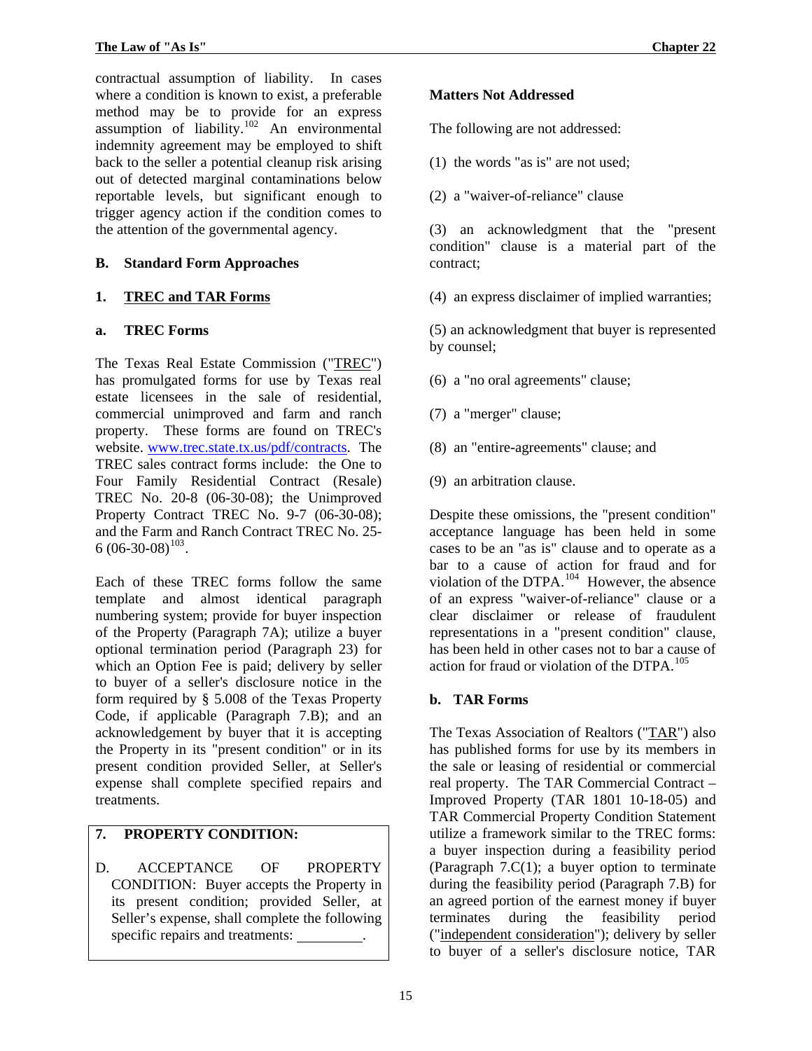contractual assumption of liability. In cases where a condition is known to exist, a preferable method may be to provide for an express assumption of liability.[102] An environmental indemnity agreement may be employed to shift back to the seller a potential cleanup risk arising out of detected marginal contaminations below reportable levels, but significant enough to trigger agency action if the condition comes to the attention of the governmental agency.

### B. Standard Form Approaches

#### 1. TREC and TAR Forms

##### a. TREC Forms

The Texas Real Estate Commission ("TREC") has promulgated forms for use by Texas real estate licensees in the sale of residential, commercial unimproved and farm and ranch property. These forms are found on TREC's website. www.trec.state.tx.us/pdf/contracts. The TREC sales contract forms include: the One to Four Family Residential Contract (Resale) TREC No. 20-8 (06-30-08); the Unimproved Property Contract TREC No. 9-7 (06-30-08); and the Farm and Ranch Contract TREC No. 25-6 (06-30-08)[103].

Each of these TREC forms follow the same template and almost identical paragraph numbering system; provide for buyer inspection of the Property (Paragraph 7A); utilize a buyer optional termination period (Paragraph 23) for which an Option Fee is paid; delivery by seller to buyer of a seller's disclosure notice in the form required by § 5.008 of the Texas Property Code, if applicable (Paragraph 7.B); and an acknowledgement by buyer that it is accepting the Property in its "present condition" or in its present condition provided Seller, at Seller's expense shall complete specified repairs and treatments.

> **7. PROPERTY CONDITION:**
>
> D. ACCEPTANCE OF PROPERTY CONDITION: Buyer accepts the Property in its present condition; provided Seller, at Seller's expense, shall complete the following specific repairs and treatments: _________.

**Matters Not Addressed**

The following are not addressed:

(1) the words "as is" are not used;

(2) a "waiver-of-reliance" clause

(3) an acknowledgment that the "present condition" clause is a material part of the contract;

(4) an express disclaimer of implied warranties;

(5) an acknowledgment that buyer is represented by counsel;

(6) a "no oral agreements" clause;

(7) a "merger" clause;

(8) an "entire-agreements" clause; and

(9) an arbitration clause.

Despite these omissions, the "present condition" acceptance language has been held in some cases to be an "as is" clause and to operate as a bar to a cause of action for fraud and for violation of the DTPA.[104] However, the absence of an express "waiver-of-reliance" clause or a clear disclaimer or release of fraudulent representations in a "present condition" clause, has been held in other cases not to bar a cause of action for fraud or violation of the DTPA.[105]

##### b. TAR Forms

The Texas Association of Realtors ("TAR") also has published forms for use by its members in the sale or leasing of residential or commercial real property. The TAR Commercial Contract – Improved Property (TAR 1801 10-18-05) and TAR Commercial Property Condition Statement utilize a framework similar to the TREC forms: a buyer inspection during a feasibility period (Paragraph 7.C(1); a buyer option to terminate during the feasibility period (Paragraph 7.B) for an agreed portion of the earnest money if buyer terminates during the feasibility period ("independent consideration"); delivery by seller to buyer of a seller's disclosure notice, TAR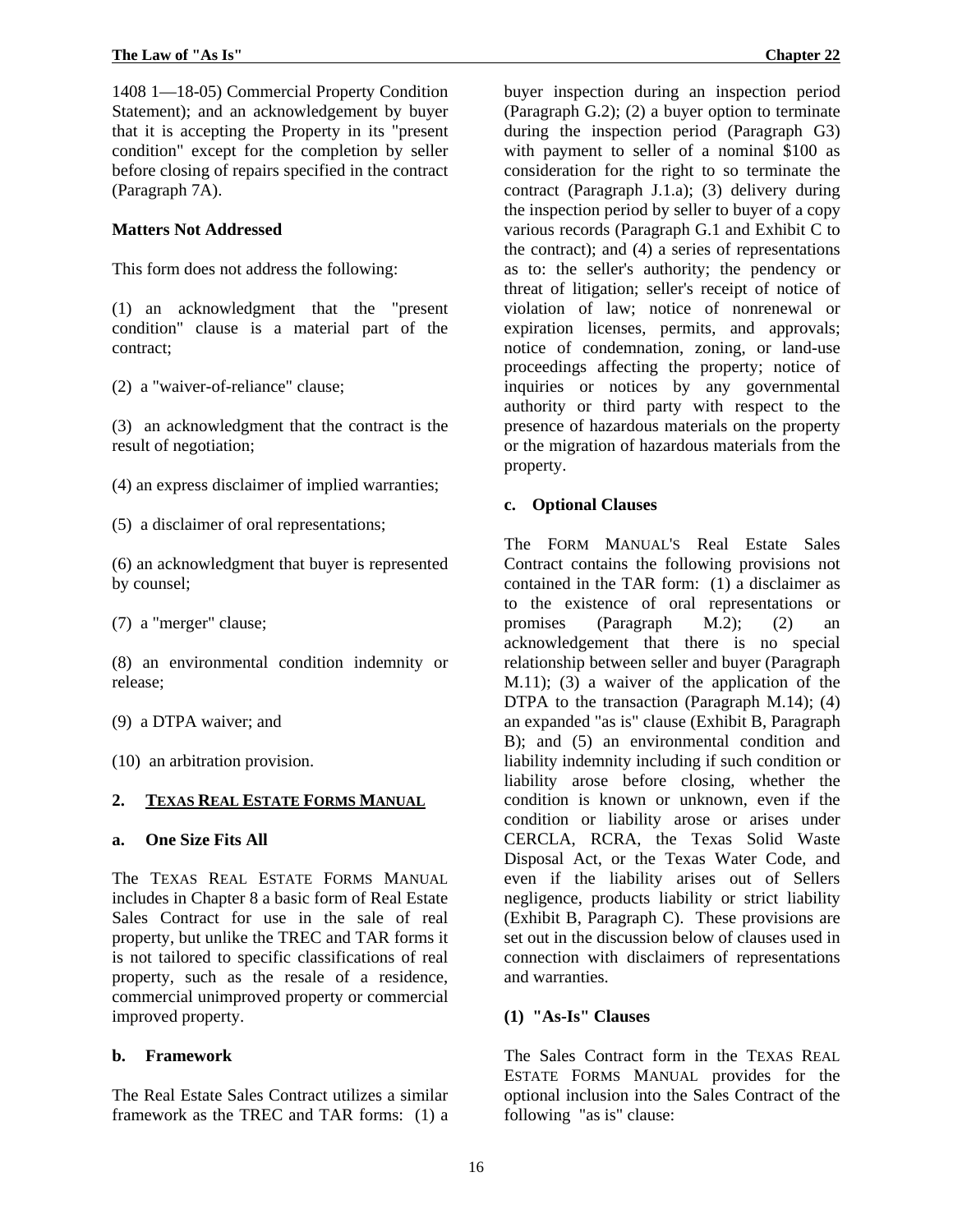1408 1—18-05) Commercial Property Condition Statement); and an acknowledgement by buyer that it is accepting the Property in its "present condition" except for the completion by seller before closing of repairs specified in the contract (Paragraph 7A).

### Matters Not Addressed

This form does not address the following:

(1) an acknowledgment that the "present condition" clause is a material part of the contract;

(2) a "waiver-of-reliance" clause;

(3) an acknowledgment that the contract is the result of negotiation;

(4) an express disclaimer of implied warranties;

(5) a disclaimer of oral representations;

(6) an acknowledgment that buyer is represented by counsel;

(7) a "merger" clause;

(8) an environmental condition indemnity or release;

(9) a DTPA waiver; and

(10) an arbitration provision.

## 2. TEXAS REAL ESTATE FORMS MANUAL

### a. One Size Fits All

The TEXAS REAL ESTATE FORMS MANUAL includes in Chapter 8 a basic form of Real Estate Sales Contract for use in the sale of real property, but unlike the TREC and TAR forms it is not tailored to specific classifications of real property, such as the resale of a residence, commercial unimproved property or commercial improved property.

### b. Framework

The Real Estate Sales Contract utilizes a similar framework as the TREC and TAR forms: (1) a buyer inspection during an inspection period (Paragraph G.2); (2) a buyer option to terminate during the inspection period (Paragraph G3) with payment to seller of a nominal $100 as consideration for the right to so terminate the contract (Paragraph J.1.a); (3) delivery during the inspection period by seller to buyer of a copy various records (Paragraph G.1 and Exhibit C to the contract); and (4) a series of representations as to: the seller's authority; the pendency or threat of litigation; seller's receipt of notice of violation of law; notice of nonrenewal or expiration licenses, permits, and approvals; notice of condemnation, zoning, or land-use proceedings affecting the property; notice of inquiries or notices by any governmental authority or third party with respect to the presence of hazardous materials on the property or the migration of hazardous materials from the property.

### c. Optional Clauses

The FORM MANUAL'S Real Estate Sales Contract contains the following provisions not contained in the TAR form: (1) a disclaimer as to the existence of oral representations or promises (Paragraph M.2); (2) an acknowledgement that there is no special relationship between seller and buyer (Paragraph M.11); (3) a waiver of the application of the DTPA to the transaction (Paragraph M.14); (4) an expanded "as is" clause (Exhibit B, Paragraph B); and (5) an environmental condition and liability indemnity including if such condition or liability arose before closing, whether the condition is known or unknown, even if the condition or liability arose or arises under CERCLA, RCRA, the Texas Solid Waste Disposal Act, or the Texas Water Code, and even if the liability arises out of Sellers negligence, products liability or strict liability (Exhibit B, Paragraph C). These provisions are set out in the discussion below of clauses used in connection with disclaimers of representations and warranties.

#### (1) "As-Is" Clauses

The Sales Contract form in the TEXAS REAL ESTATE FORMS MANUAL provides for the optional inclusion into the Sales Contract of the following "as is" clause: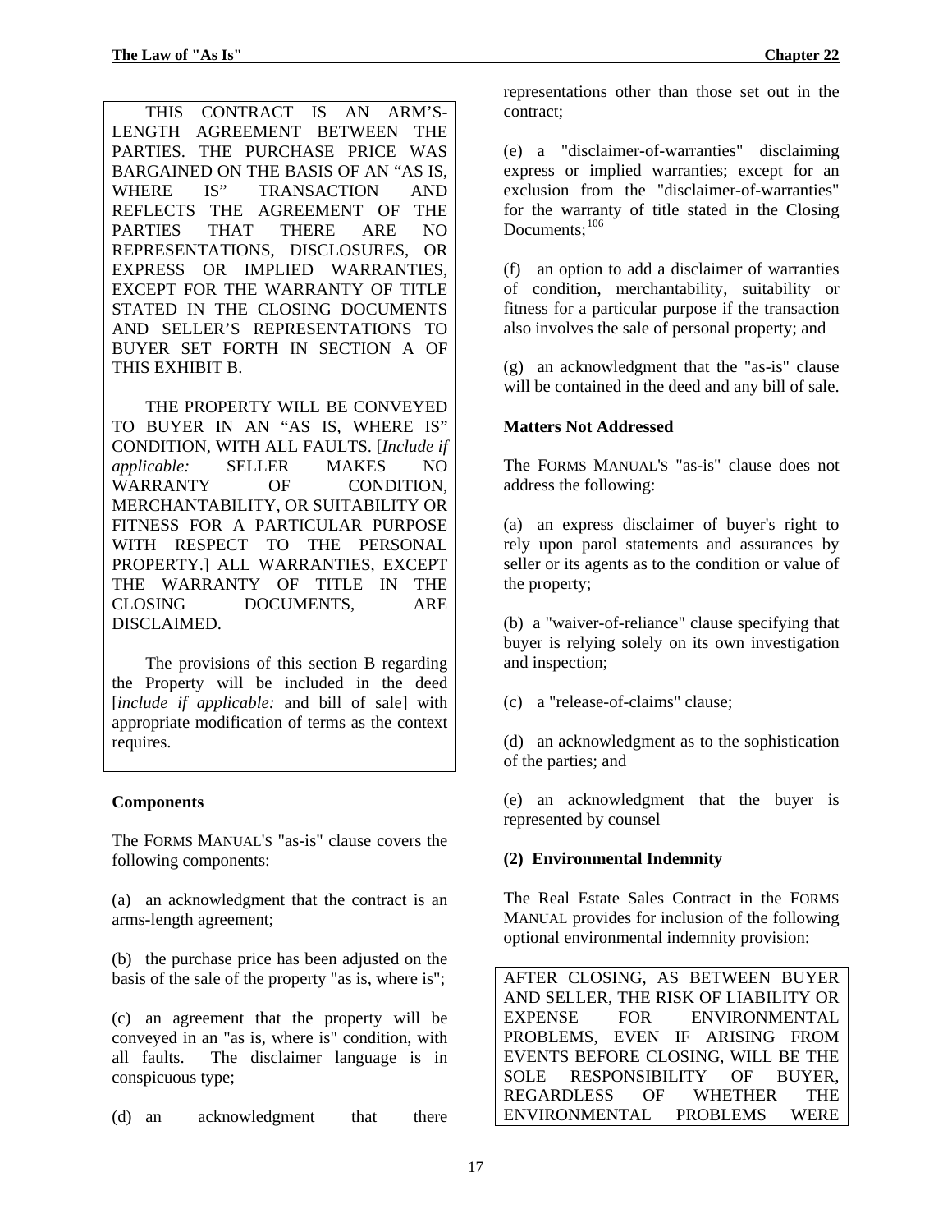THIS CONTRACT IS AN ARM'S-LENGTH AGREEMENT BETWEEN THE PARTIES. THE PURCHASE PRICE WAS BARGAINED ON THE BASIS OF AN "AS IS, WHERE IS" TRANSACTION AND REFLECTS THE AGREEMENT OF THE PARTIES THAT THERE ARE NO REPRESENTATIONS, DISCLOSURES, OR EXPRESS OR IMPLIED WARRANTIES, EXCEPT FOR THE WARRANTY OF TITLE STATED IN THE CLOSING DOCUMENTS AND SELLER'S REPRESENTATIONS TO BUYER SET FORTH IN SECTION A OF THIS EXHIBIT B.

THE PROPERTY WILL BE CONVEYED TO BUYER IN AN "AS IS, WHERE IS" CONDITION, WITH ALL FAULTS. [*Include if applicable:* SELLER MAKES NO WARRANTY OF CONDITION, MERCHANTABILITY, OR SUITABILITY OR FITNESS FOR A PARTICULAR PURPOSE WITH RESPECT TO THE PERSONAL PROPERTY.] ALL WARRANTIES, EXCEPT THE WARRANTY OF TITLE IN THE CLOSING DOCUMENTS, ARE DISCLAIMED.

The provisions of this section B regarding the Property will be included in the deed [*include if applicable:* and bill of sale] with appropriate modification of terms as the context requires.

**Components**

The FORMS MANUAL'S "as-is" clause covers the following components:

(a) an acknowledgment that the contract is an arms-length agreement;

(b) the purchase price has been adjusted on the basis of the sale of the property "as is, where is";

(c) an agreement that the property will be conveyed in an "as is, where is" condition, with all faults. The disclaimer language is in conspicuous type;

(d) an acknowledgment that there representations other than those set out in the contract;

(e) a "disclaimer-of-warranties" disclaiming express or implied warranties; except for an exclusion from the "disclaimer-of-warranties" for the warranty of title stated in the Closing Documents;[106]

(f) an option to add a disclaimer of warranties of condition, merchantability, suitability or fitness for a particular purpose if the transaction also involves the sale of personal property; and

(g) an acknowledgment that the "as-is" clause will be contained in the deed and any bill of sale.

**Matters Not Addressed**

The FORMS MANUAL'S "as-is" clause does not address the following:

(a) an express disclaimer of buyer's right to rely upon parol statements and assurances by seller or its agents as to the condition or value of the property;

(b) a "waiver-of-reliance" clause specifying that buyer is relying solely on its own investigation and inspection;

(c) a "release-of-claims" clause;

(d) an acknowledgment as to the sophistication of the parties; and

(e) an acknowledgment that the buyer is represented by counsel

**(2) Environmental Indemnity**

The Real Estate Sales Contract in the FORMS MANUAL provides for inclusion of the following optional environmental indemnity provision:

AFTER CLOSING, AS BETWEEN BUYER AND SELLER, THE RISK OF LIABILITY OR EXPENSE FOR ENVIRONMENTAL PROBLEMS, EVEN IF ARISING FROM EVENTS BEFORE CLOSING, WILL BE THE SOLE RESPONSIBILITY OF BUYER, REGARDLESS OF WHETHER THE ENVIRONMENTAL PROBLEMS WERE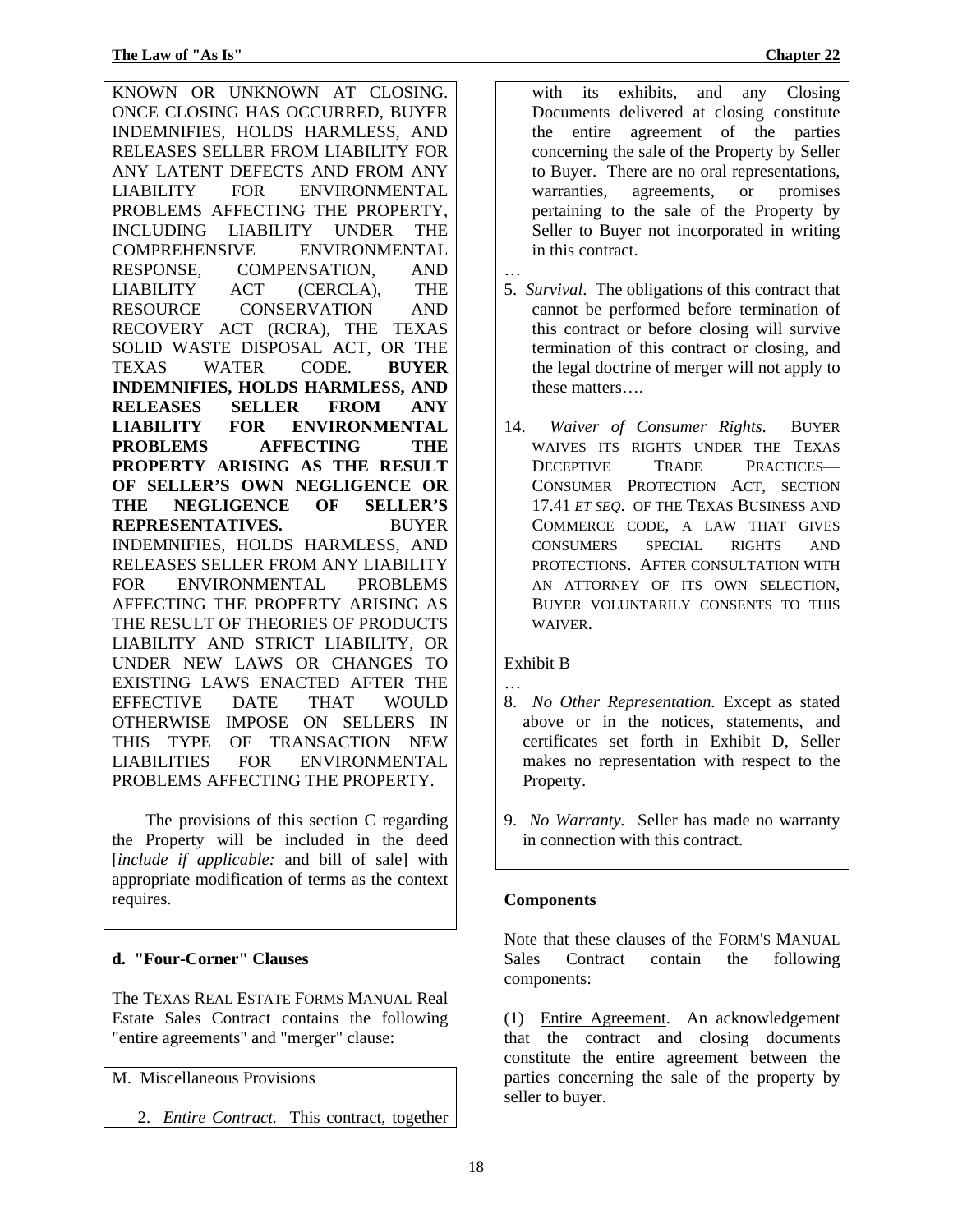KNOWN OR UNKNOWN AT CLOSING. ONCE CLOSING HAS OCCURRED, BUYER INDEMNIFIES, HOLDS HARMLESS, AND RELEASES SELLER FROM LIABILITY FOR ANY LATENT DEFECTS AND FROM ANY LIABILITY FOR ENVIRONMENTAL PROBLEMS AFFECTING THE PROPERTY, INCLUDING LIABILITY UNDER THE COMPREHENSIVE ENVIRONMENTAL RESPONSE, COMPENSATION, AND LIABILITY ACT (CERCLA), THE RESOURCE CONSERVATION AND RECOVERY ACT (RCRA), THE TEXAS SOLID WASTE DISPOSAL ACT, OR THE TEXAS WATER CODE. **BUYER INDEMNIFIES, HOLDS HARMLESS, AND RELEASES SELLER FROM ANY LIABILITY FOR ENVIRONMENTAL PROBLEMS AFFECTING THE PROPERTY ARISING AS THE RESULT OF SELLER'S OWN NEGLIGENCE OR THE NEGLIGENCE OF SELLER'S REPRESENTATIVES.** BUYER INDEMNIFIES, HOLDS HARMLESS, AND RELEASES SELLER FROM ANY LIABILITY FOR ENVIRONMENTAL PROBLEMS AFFECTING THE PROPERTY ARISING AS THE RESULT OF THEORIES OF PRODUCTS LIABILITY AND STRICT LIABILITY, OR UNDER NEW LAWS OR CHANGES TO EXISTING LAWS ENACTED AFTER THE EFFECTIVE DATE THAT WOULD OTHERWISE IMPOSE ON SELLERS IN THIS TYPE OF TRANSACTION NEW LIABILITIES FOR ENVIRONMENTAL PROBLEMS AFFECTING THE PROPERTY.

The provisions of this section C regarding the Property will be included in the deed [*include if applicable:* and bill of sale] with appropriate modification of terms as the context requires.

### d. "Four-Corner" Clauses

The TEXAS REAL ESTATE FORMS MANUAL Real Estate Sales Contract contains the following "entire agreements" and "merger" clause:

M. Miscellaneous Provisions

2. *Entire Contract.* This contract, together with its exhibits, and any Closing Documents delivered at closing constitute the entire agreement of the parties concerning the sale of the Property by Seller to Buyer. There are no oral representations, warranties, agreements, or promises pertaining to the sale of the Property by Seller to Buyer not incorporated in writing in this contract.

…

5. *Survival*. The obligations of this contract that cannot be performed before termination of this contract or before closing will survive termination of this contract or closing, and the legal doctrine of merger will not apply to these matters….

14. *Waiver of Consumer Rights.* BUYER WAIVES ITS RIGHTS UNDER THE TEXAS DECEPTIVE TRADE PRACTICES—CONSUMER PROTECTION ACT, SECTION 17.41 *ET SEQ*. OF THE TEXAS BUSINESS AND COMMERCE CODE, A LAW THAT GIVES CONSUMERS SPECIAL RIGHTS AND PROTECTIONS. AFTER CONSULTATION WITH AN ATTORNEY OF ITS OWN SELECTION, BUYER VOLUNTARILY CONSENTS TO THIS WAIVER.

Exhibit B

…

8. *No Other Representation.* Except as stated above or in the notices, statements, and certificates set forth in Exhibit D, Seller makes no representation with respect to the Property.

9. *No Warranty.* Seller has made no warranty in connection with this contract.

**Components**

Note that these clauses of the FORM'S MANUAL Sales Contract contain the following components:

(1) Entire Agreement. An acknowledgement that the contract and closing documents constitute the entire agreement between the parties concerning the sale of the property by seller to buyer.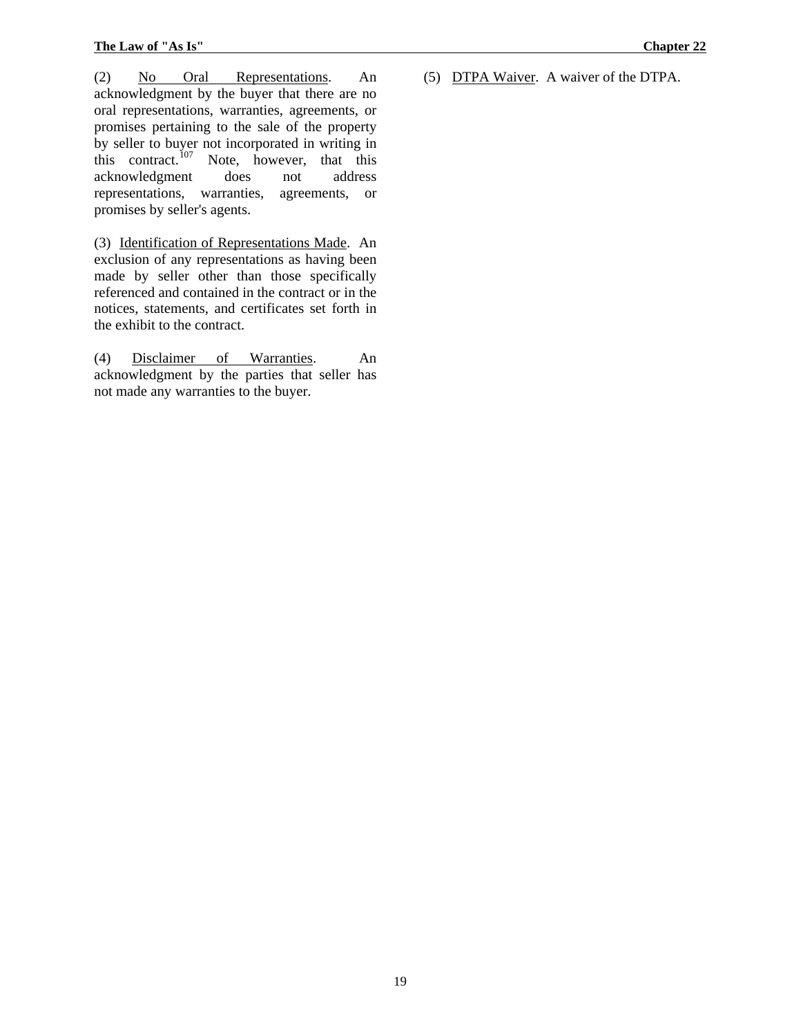(2) No Oral Representations. An acknowledgment by the buyer that there are no oral representations, warranties, agreements, or promises pertaining to the sale of the property by seller to buyer not incorporated in writing in this contract.[107] Note, however, that this acknowledgment does not address representations, warranties, agreements, or promises by seller's agents.

(3) Identification of Representations Made. An exclusion of any representations as having been made by seller other than those specifically referenced and contained in the contract or in the notices, statements, and certificates set forth in the exhibit to the contract.

(4) Disclaimer of Warranties. An acknowledgment by the parties that seller has not made any warranties to the buyer.

(5) DTPA Waiver. A waiver of the DTPA.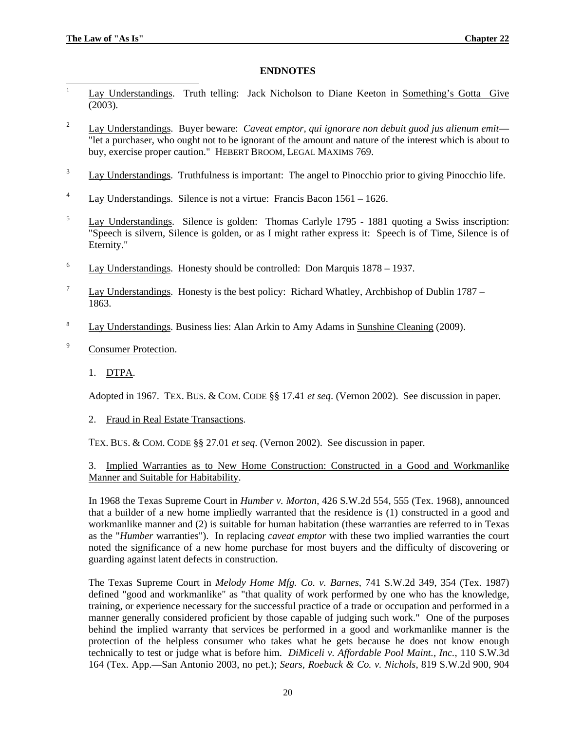## ENDNOTES

1. Lay Understandings. Truth telling: Jack Nicholson to Diane Keeton in Something's Gotta Give (2003).

2. Lay Understandings. Buyer beware: *Caveat emptor, qui ignorare non debuit guod jus alienum emit*—"let a purchaser, who ought not to be ignorant of the amount and nature of the interest which is about to buy, exercise proper caution." HEBERT BROOM, LEGAL MAXIMS 769.

3. Lay Understandings. Truthfulness is important: The angel to Pinocchio prior to giving Pinocchio life.

4. Lay Understandings. Silence is not a virtue: Francis Bacon 1561 – 1626.

5. Lay Understandings. Silence is golden: Thomas Carlyle 1795 - 1881 quoting a Swiss inscription: "Speech is silvern, Silence is golden, or as I might rather express it: Speech is of Time, Silence is of Eternity."

6. Lay Understandings. Honesty should be controlled: Don Marquis 1878 – 1937.

7. Lay Understandings. Honesty is the best policy: Richard Whatley, Archbishop of Dublin 1787 – 1863.

8. Lay Understandings. Business lies: Alan Arkin to Amy Adams in Sunshine Cleaning (2009).

9. Consumer Protection.

   1. DTPA.

   Adopted in 1967. TEX. BUS. & COM. CODE §§ 17.41 *et seq*. (Vernon 2002). See discussion in paper.

   2. Fraud in Real Estate Transactions.

   TEX. BUS. & COM. CODE §§ 27.01 *et seq*. (Vernon 2002). See discussion in paper.

   3. Implied Warranties as to New Home Construction: Constructed in a Good and Workmanlike Manner and Suitable for Habitability.

   In 1968 the Texas Supreme Court in *Humber v. Morton*, 426 S.W.2d 554, 555 (Tex. 1968), announced that a builder of a new home impliedly warranted that the residence is (1) constructed in a good and workmanlike manner and (2) is suitable for human habitation (these warranties are referred to in Texas as the "*Humber* warranties"). In replacing *caveat emptor* with these two implied warranties the court noted the significance of a new home purchase for most buyers and the difficulty of discovering or guarding against latent defects in construction.

   The Texas Supreme Court in *Melody Home Mfg. Co. v. Barnes*, 741 S.W.2d 349, 354 (Tex. 1987) defined "good and workmanlike" as "that quality of work performed by one who has the knowledge, training, or experience necessary for the successful practice of a trade or occupation and performed in a manner generally considered proficient by those capable of judging such work." One of the purposes behind the implied warranty that services be performed in a good and workmanlike manner is the protection of the helpless consumer who takes what he gets because he does not know enough technically to test or judge what is before him. *DiMiceli v. Affordable Pool Maint., Inc.*, 110 S.W.3d 164 (Tex. App.—San Antonio 2003, no pet.); *Sears, Roebuck & Co. v. Nichols*, 819 S.W.2d 900, 904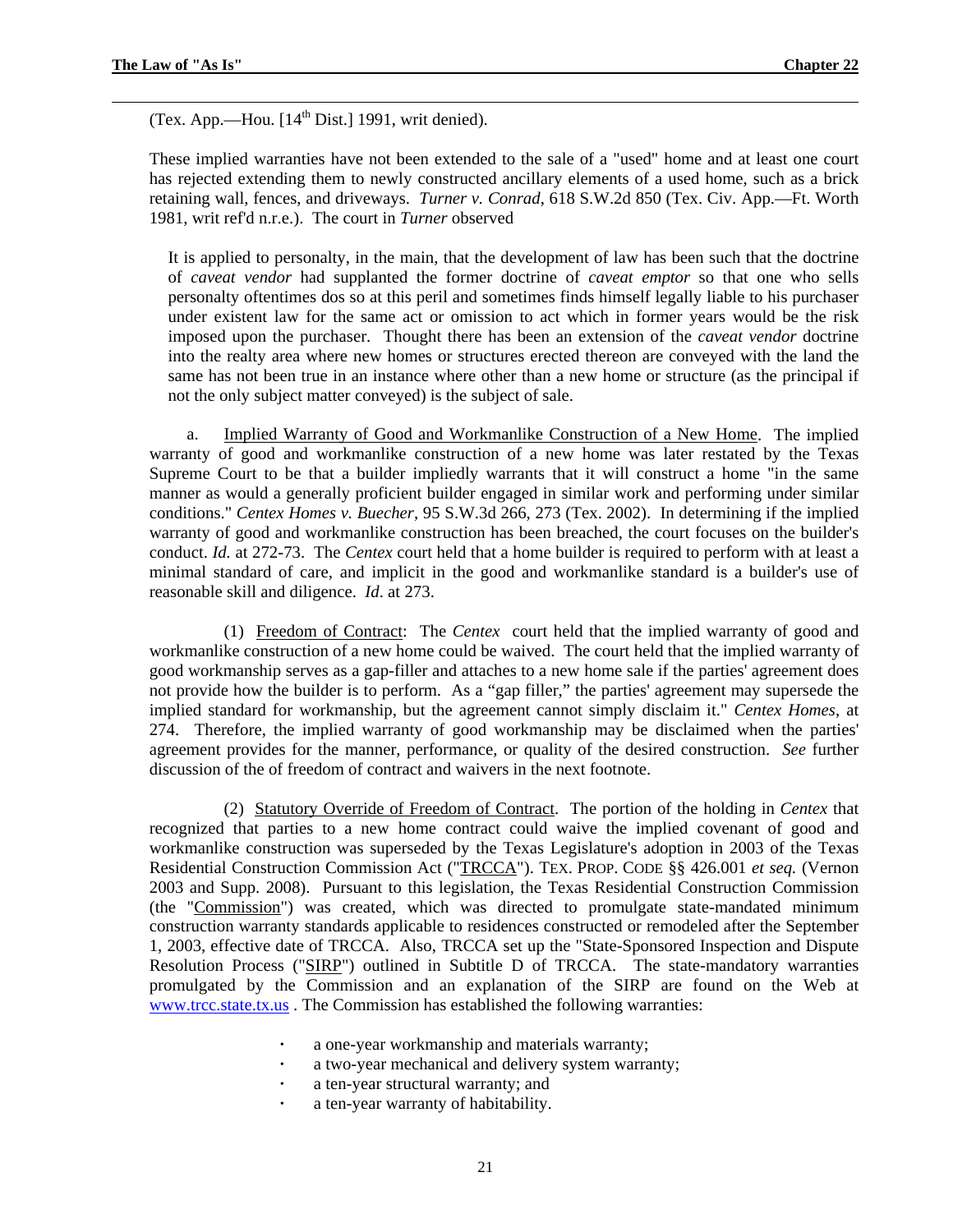(Tex. App.—Hou. [14th Dist.] 1991, writ denied).

These implied warranties have not been extended to the sale of a "used" home and at least one court has rejected extending them to newly constructed ancillary elements of a used home, such as a brick retaining wall, fences, and driveways. *Turner v. Conrad*, 618 S.W.2d 850 (Tex. Civ. App.—Ft. Worth 1981, writ ref'd n.r.e.). The court in *Turner* observed

> It is applied to personalty, in the main, that the development of law has been such that the doctrine of *caveat vendor* had supplanted the former doctrine of *caveat emptor* so that one who sells personalty oftentimes dos so at this peril and sometimes finds himself legally liable to his purchaser under existent law for the same act or omission to act which in former years would be the risk imposed upon the purchaser. Thought there has been an extension of the *caveat vendor* doctrine into the realty area where new homes or structures erected thereon are conveyed with the land the same has not been true in an instance where other than a new home or structure (as the principal if not the only subject matter conveyed) is the subject of sale.

a. Implied Warranty of Good and Workmanlike Construction of a New Home. The implied warranty of good and workmanlike construction of a new home was later restated by the Texas Supreme Court to be that a builder impliedly warrants that it will construct a home "in the same manner as would a generally proficient builder engaged in similar work and performing under similar conditions." *Centex Homes v. Buecher*, 95 S.W.3d 266, 273 (Tex. 2002). In determining if the implied warranty of good and workmanlike construction has been breached, the court focuses on the builder's conduct. *Id.* at 272-73. The *Centex* court held that a home builder is required to perform with at least a minimal standard of care, and implicit in the good and workmanlike standard is a builder's use of reasonable skill and diligence. *Id*. at 273.

(1) Freedom of Contract: The *Centex* court held that the implied warranty of good and workmanlike construction of a new home could be waived. The court held that the implied warranty of good workmanship serves as a gap-filler and attaches to a new home sale if the parties' agreement does not provide how the builder is to perform. As a "gap filler," the parties' agreement may supersede the implied standard for workmanship, but the agreement cannot simply disclaim it." *Centex Homes*, at 274. Therefore, the implied warranty of good workmanship may be disclaimed when the parties' agreement provides for the manner, performance, or quality of the desired construction. *See* further discussion of the of freedom of contract and waivers in the next footnote.

(2) Statutory Override of Freedom of Contract. The portion of the holding in *Centex* that recognized that parties to a new home contract could waive the implied covenant of good and workmanlike construction was superseded by the Texas Legislature's adoption in 2003 of the Texas Residential Construction Commission Act ("TRCCA"). TEX. PROP. CODE §§ 426.001 *et seq.* (Vernon 2003 and Supp. 2008). Pursuant to this legislation, the Texas Residential Construction Commission (the "Commission") was created, which was directed to promulgate state-mandated minimum construction warranty standards applicable to residences constructed or remodeled after the September 1, 2003, effective date of TRCCA. Also, TRCCA set up the "State-Sponsored Inspection and Dispute Resolution Process ("SIRP") outlined in Subtitle D of TRCCA. The state-mandatory warranties promulgated by the Commission and an explanation of the SIRP are found on the Web at www.trcc.state.tx.us . The Commission has established the following warranties:

- a one-year workmanship and materials warranty;
- a two-year mechanical and delivery system warranty;
- a ten-year structural warranty; and
- a ten-year warranty of habitability.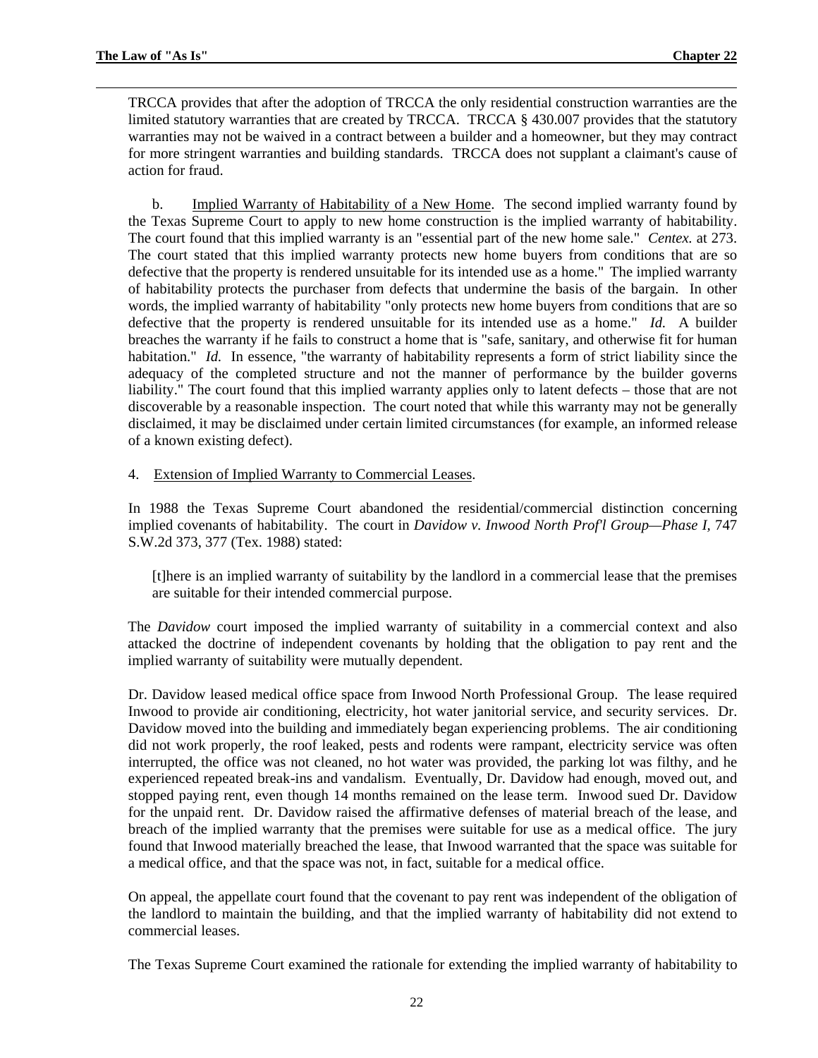TRCCA provides that after the adoption of TRCCA the only residential construction warranties are the limited statutory warranties that are created by TRCCA. TRCCA § 430.007 provides that the statutory warranties may not be waived in a contract between a builder and a homeowner, but they may contract for more stringent warranties and building standards. TRCCA does not supplant a claimant's cause of action for fraud.

b. Implied Warranty of Habitability of a New Home. The second implied warranty found by the Texas Supreme Court to apply to new home construction is the implied warranty of habitability. The court found that this implied warranty is an "essential part of the new home sale." *Centex.* at 273. The court stated that this implied warranty protects new home buyers from conditions that are so defective that the property is rendered unsuitable for its intended use as a home." The implied warranty of habitability protects the purchaser from defects that undermine the basis of the bargain. In other words, the implied warranty of habitability "only protects new home buyers from conditions that are so defective that the property is rendered unsuitable for its intended use as a home." *Id.* A builder breaches the warranty if he fails to construct a home that is "safe, sanitary, and otherwise fit for human habitation." *Id.* In essence, "the warranty of habitability represents a form of strict liability since the adequacy of the completed structure and not the manner of performance by the builder governs liability." The court found that this implied warranty applies only to latent defects – those that are not discoverable by a reasonable inspection. The court noted that while this warranty may not be generally disclaimed, it may be disclaimed under certain limited circumstances (for example, an informed release of a known existing defect).

4. Extension of Implied Warranty to Commercial Leases.

In 1988 the Texas Supreme Court abandoned the residential/commercial distinction concerning implied covenants of habitability. The court in *Davidow v. Inwood North Prof'l Group—Phase I,* 747 S.W.2d 373, 377 (Tex. 1988) stated:

> [t]here is an implied warranty of suitability by the landlord in a commercial lease that the premises are suitable for their intended commercial purpose.

The *Davidow* court imposed the implied warranty of suitability in a commercial context and also attacked the doctrine of independent covenants by holding that the obligation to pay rent and the implied warranty of suitability were mutually dependent.

Dr. Davidow leased medical office space from Inwood North Professional Group. The lease required Inwood to provide air conditioning, electricity, hot water janitorial service, and security services. Dr. Davidow moved into the building and immediately began experiencing problems. The air conditioning did not work properly, the roof leaked, pests and rodents were rampant, electricity service was often interrupted, the office was not cleaned, no hot water was provided, the parking lot was filthy, and he experienced repeated break-ins and vandalism. Eventually, Dr. Davidow had enough, moved out, and stopped paying rent, even though 14 months remained on the lease term. Inwood sued Dr. Davidow for the unpaid rent. Dr. Davidow raised the affirmative defenses of material breach of the lease, and breach of the implied warranty that the premises were suitable for use as a medical office. The jury found that Inwood materially breached the lease, that Inwood warranted that the space was suitable for a medical office, and that the space was not, in fact, suitable for a medical office.

On appeal, the appellate court found that the covenant to pay rent was independent of the obligation of the landlord to maintain the building, and that the implied warranty of habitability did not extend to commercial leases.

The Texas Supreme Court examined the rationale for extending the implied warranty of habitability to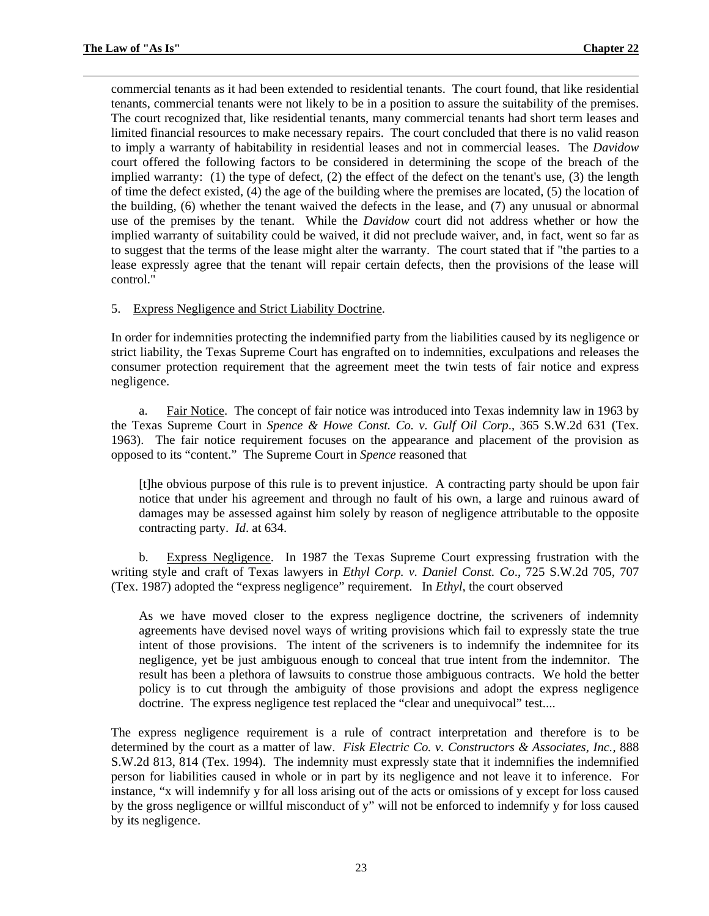commercial tenants as it had been extended to residential tenants. The court found, that like residential tenants, commercial tenants were not likely to be in a position to assure the suitability of the premises. The court recognized that, like residential tenants, many commercial tenants had short term leases and limited financial resources to make necessary repairs. The court concluded that there is no valid reason to imply a warranty of habitability in residential leases and not in commercial leases. The *Davidow* court offered the following factors to be considered in determining the scope of the breach of the implied warranty: (1) the type of defect, (2) the effect of the defect on the tenant's use, (3) the length of time the defect existed, (4) the age of the building where the premises are located, (5) the location of the building, (6) whether the tenant waived the defects in the lease, and (7) any unusual or abnormal use of the premises by the tenant. While the *Davidow* court did not address whether or how the implied warranty of suitability could be waived, it did not preclude waiver, and, in fact, went so far as to suggest that the terms of the lease might alter the warranty. The court stated that if "the parties to a lease expressly agree that the tenant will repair certain defects, then the provisions of the lease will control."

5. Express Negligence and Strict Liability Doctrine.

In order for indemnities protecting the indemnified party from the liabilities caused by its negligence or strict liability, the Texas Supreme Court has engrafted on to indemnities, exculpations and releases the consumer protection requirement that the agreement meet the twin tests of fair notice and express negligence.

a. Fair Notice. The concept of fair notice was introduced into Texas indemnity law in 1963 by the Texas Supreme Court in *Spence & Howe Const. Co. v. Gulf Oil Corp*., 365 S.W.2d 631 (Tex. 1963). The fair notice requirement focuses on the appearance and placement of the provision as opposed to its "content." The Supreme Court in *Spence* reasoned that

> [t]he obvious purpose of this rule is to prevent injustice. A contracting party should be upon fair notice that under his agreement and through no fault of his own, a large and ruinous award of damages may be assessed against him solely by reason of negligence attributable to the opposite contracting party. *Id*. at 634.

b. Express Negligence. In 1987 the Texas Supreme Court expressing frustration with the writing style and craft of Texas lawyers in *Ethyl Corp. v. Daniel Const. Co*., 725 S.W.2d 705, 707 (Tex. 1987) adopted the "express negligence" requirement. In *Ethyl*, the court observed

> As we have moved closer to the express negligence doctrine, the scriveners of indemnity agreements have devised novel ways of writing provisions which fail to expressly state the true intent of those provisions. The intent of the scriveners is to indemnify the indemnitee for its negligence, yet be just ambiguous enough to conceal that true intent from the indemnitor. The result has been a plethora of lawsuits to construe those ambiguous contracts. We hold the better policy is to cut through the ambiguity of those provisions and adopt the express negligence doctrine. The express negligence test replaced the "clear and unequivocal" test....

The express negligence requirement is a rule of contract interpretation and therefore is to be determined by the court as a matter of law. *Fisk Electric Co. v. Constructors & Associates, Inc.*, 888 S.W.2d 813, 814 (Tex. 1994). The indemnity must expressly state that it indemnifies the indemnified person for liabilities caused in whole or in part by its negligence and not leave it to inference. For instance, "x will indemnify y for all loss arising out of the acts or omissions of y except for loss caused by the gross negligence or willful misconduct of y" will not be enforced to indemnify y for loss caused by its negligence.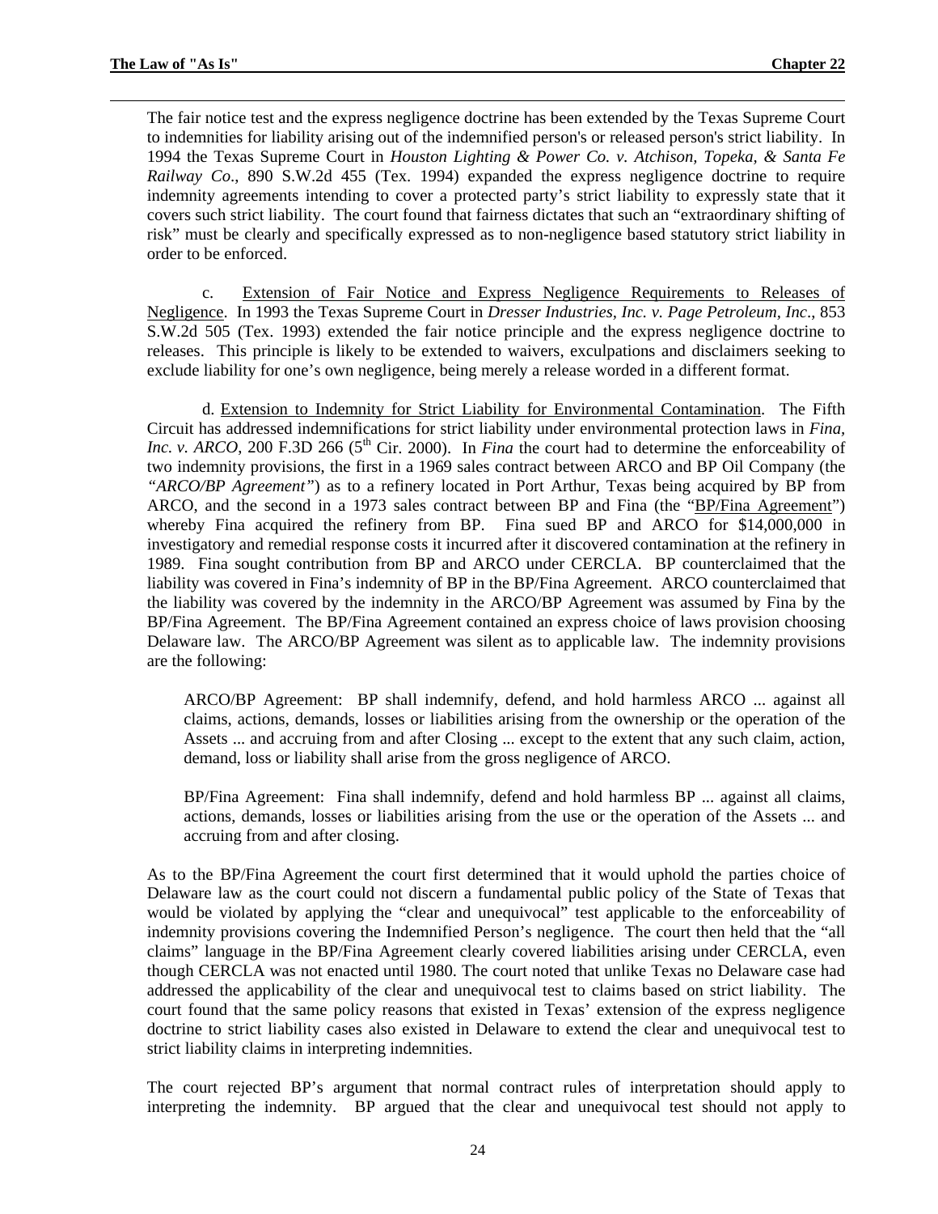The fair notice test and the express negligence doctrine has been extended by the Texas Supreme Court to indemnities for liability arising out of the indemnified person's or released person's strict liability. In 1994 the Texas Supreme Court in *Houston Lighting & Power Co. v. Atchison, Topeka, & Santa Fe Railway Co*., 890 S.W.2d 455 (Tex. 1994) expanded the express negligence doctrine to require indemnity agreements intending to cover a protected party's strict liability to expressly state that it covers such strict liability. The court found that fairness dictates that such an "extraordinary shifting of risk" must be clearly and specifically expressed as to non-negligence based statutory strict liability in order to be enforced.

c. Extension of Fair Notice and Express Negligence Requirements to Releases of Negligence. In 1993 the Texas Supreme Court in *Dresser Industries, Inc. v. Page Petroleum, Inc*., 853 S.W.2d 505 (Tex. 1993) extended the fair notice principle and the express negligence doctrine to releases. This principle is likely to be extended to waivers, exculpations and disclaimers seeking to exclude liability for one's own negligence, being merely a release worded in a different format.

d. Extension to Indemnity for Strict Liability for Environmental Contamination. The Fifth Circuit has addressed indemnifications for strict liability under environmental protection laws in *Fina, Inc. v. ARCO*, 200 F.3D 266 (5th Cir. 2000). In *Fina* the court had to determine the enforceability of two indemnity provisions, the first in a 1969 sales contract between ARCO and BP Oil Company (the *"ARCO/BP Agreement"*) as to a refinery located in Port Arthur, Texas being acquired by BP from ARCO, and the second in a 1973 sales contract between BP and Fina (the "BP/Fina Agreement") whereby Fina acquired the refinery from BP. Fina sued BP and ARCO for $14,000,000 in investigatory and remedial response costs it incurred after it discovered contamination at the refinery in 1989. Fina sought contribution from BP and ARCO under CERCLA. BP counterclaimed that the liability was covered in Fina's indemnity of BP in the BP/Fina Agreement. ARCO counterclaimed that the liability was covered by the indemnity in the ARCO/BP Agreement was assumed by Fina by the BP/Fina Agreement. The BP/Fina Agreement contained an express choice of laws provision choosing Delaware law. The ARCO/BP Agreement was silent as to applicable law. The indemnity provisions are the following:

> ARCO/BP Agreement: BP shall indemnify, defend, and hold harmless ARCO ... against all claims, actions, demands, losses or liabilities arising from the ownership or the operation of the Assets ... and accruing from and after Closing ... except to the extent that any such claim, action, demand, loss or liability shall arise from the gross negligence of ARCO.
>
> BP/Fina Agreement: Fina shall indemnify, defend and hold harmless BP ... against all claims, actions, demands, losses or liabilities arising from the use or the operation of the Assets ... and accruing from and after closing.

As to the BP/Fina Agreement the court first determined that it would uphold the parties choice of Delaware law as the court could not discern a fundamental public policy of the State of Texas that would be violated by applying the "clear and unequivocal" test applicable to the enforceability of indemnity provisions covering the Indemnified Person's negligence. The court then held that the "all claims" language in the BP/Fina Agreement clearly covered liabilities arising under CERCLA, even though CERCLA was not enacted until 1980. The court noted that unlike Texas no Delaware case had addressed the applicability of the clear and unequivocal test to claims based on strict liability. The court found that the same policy reasons that existed in Texas' extension of the express negligence doctrine to strict liability cases also existed in Delaware to extend the clear and unequivocal test to strict liability claims in interpreting indemnities.

The court rejected BP's argument that normal contract rules of interpretation should apply to interpreting the indemnity. BP argued that the clear and unequivocal test should not apply to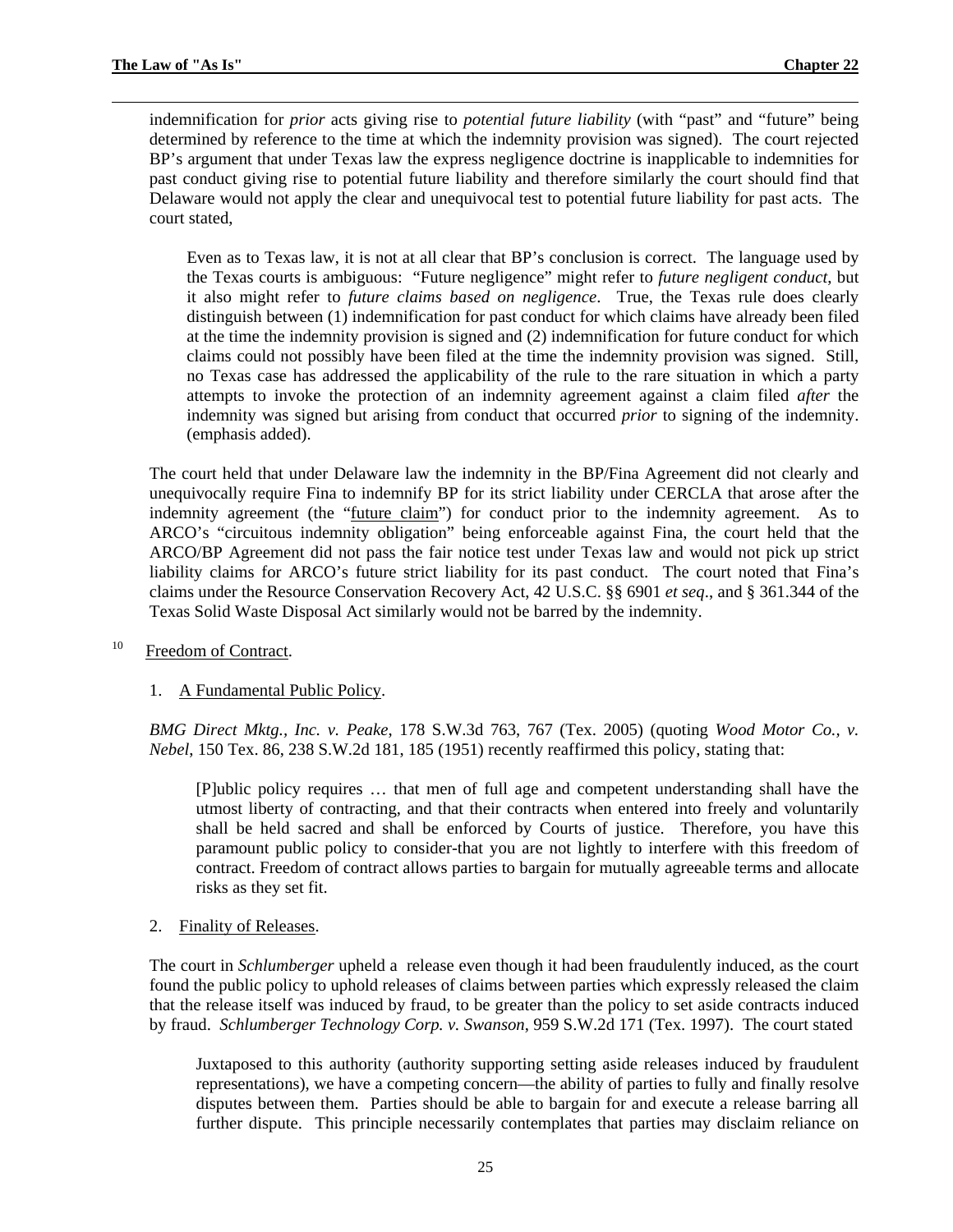indemnification for *prior* acts giving rise to *potential future liability* (with "past" and "future" being determined by reference to the time at which the indemnity provision was signed). The court rejected BP's argument that under Texas law the express negligence doctrine is inapplicable to indemnities for past conduct giving rise to potential future liability and therefore similarly the court should find that Delaware would not apply the clear and unequivocal test to potential future liability for past acts. The court stated,

> Even as to Texas law, it is not at all clear that BP's conclusion is correct. The language used by the Texas courts is ambiguous: "Future negligence" might refer to *future negligent conduct*, but it also might refer to *future claims based on negligence*. True, the Texas rule does clearly distinguish between (1) indemnification for past conduct for which claims have already been filed at the time the indemnity provision is signed and (2) indemnification for future conduct for which claims could not possibly have been filed at the time the indemnity provision was signed. Still, no Texas case has addressed the applicability of the rule to the rare situation in which a party attempts to invoke the protection of an indemnity agreement against a claim filed *after* the indemnity was signed but arising from conduct that occurred *prior* to signing of the indemnity. (emphasis added).

The court held that under Delaware law the indemnity in the BP/Fina Agreement did not clearly and unequivocally require Fina to indemnify BP for its strict liability under CERCLA that arose after the indemnity agreement (the "future claim") for conduct prior to the indemnity agreement. As to ARCO's "circuitous indemnity obligation" being enforceable against Fina, the court held that the ARCO/BP Agreement did not pass the fair notice test under Texas law and would not pick up strict liability claims for ARCO's future strict liability for its past conduct. The court noted that Fina's claims under the Resource Conservation Recovery Act, 42 U.S.C. §§ 6901 *et seq*., and § 361.344 of the Texas Solid Waste Disposal Act similarly would not be barred by the indemnity.

[10] Freedom of Contract.

1. A Fundamental Public Policy.

*BMG Direct Mktg., Inc. v. Peake*, 178 S.W.3d 763, 767 (Tex. 2005) (quoting *Wood Motor Co., v. Nebel*, 150 Tex. 86, 238 S.W.2d 181, 185 (1951) recently reaffirmed this policy, stating that:

> [P]ublic policy requires … that men of full age and competent understanding shall have the utmost liberty of contracting, and that their contracts when entered into freely and voluntarily shall be held sacred and shall be enforced by Courts of justice. Therefore, you have this paramount public policy to consider-that you are not lightly to interfere with this freedom of contract. Freedom of contract allows parties to bargain for mutually agreeable terms and allocate risks as they set fit.

2. Finality of Releases.

The court in *Schlumberger* upheld a release even though it had been fraudulently induced, as the court found the public policy to uphold releases of claims between parties which expressly released the claim that the release itself was induced by fraud, to be greater than the policy to set aside contracts induced by fraud. *Schlumberger Technology Corp. v. Swanson*, 959 S.W.2d 171 (Tex. 1997). The court stated

> Juxtaposed to this authority (authority supporting setting aside releases induced by fraudulent representations), we have a competing concern—the ability of parties to fully and finally resolve disputes between them. Parties should be able to bargain for and execute a release barring all further dispute. This principle necessarily contemplates that parties may disclaim reliance on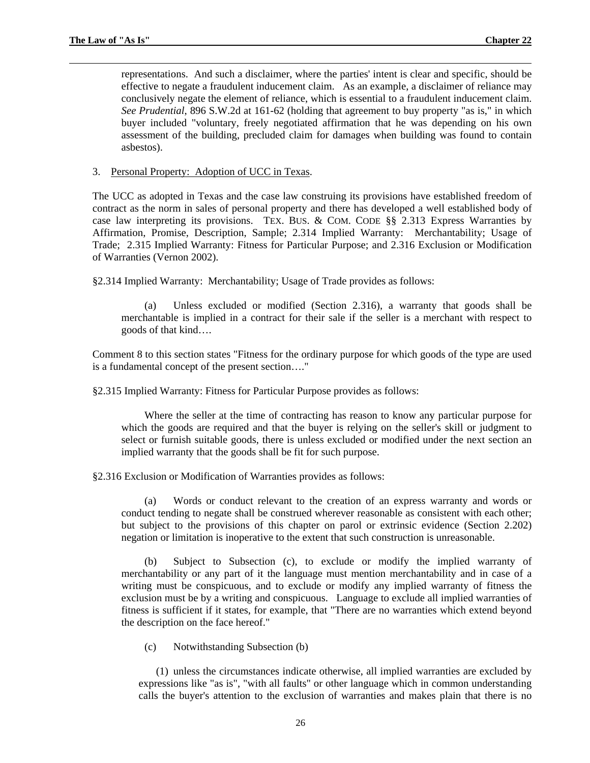representations. And such a disclaimer, where the parties' intent is clear and specific, should be effective to negate a fraudulent inducement claim. As an example, a disclaimer of reliance may conclusively negate the element of reliance, which is essential to a fraudulent inducement claim. *See Prudential*, 896 S.W.2d at 161-62 (holding that agreement to buy property "as is," in which buyer included "voluntary, freely negotiated affirmation that he was depending on his own assessment of the building, precluded claim for damages when building was found to contain asbestos).

3. Personal Property: Adoption of UCC in Texas.

The UCC as adopted in Texas and the case law construing its provisions have established freedom of contract as the norm in sales of personal property and there has developed a well established body of case law interpreting its provisions. TEX. BUS. & COM. CODE §§ 2.313 Express Warranties by Affirmation, Promise, Description, Sample; 2.314 Implied Warranty: Merchantability; Usage of Trade; 2.315 Implied Warranty: Fitness for Particular Purpose; and 2.316 Exclusion or Modification of Warranties (Vernon 2002).

§2.314 Implied Warranty: Merchantability; Usage of Trade provides as follows:

> (a) Unless excluded or modified (Section 2.316), a warranty that goods shall be merchantable is implied in a contract for their sale if the seller is a merchant with respect to goods of that kind….

Comment 8 to this section states "Fitness for the ordinary purpose for which goods of the type are used is a fundamental concept of the present section…."

§2.315 Implied Warranty: Fitness for Particular Purpose provides as follows:

> Where the seller at the time of contracting has reason to know any particular purpose for which the goods are required and that the buyer is relying on the seller's skill or judgment to select or furnish suitable goods, there is unless excluded or modified under the next section an implied warranty that the goods shall be fit for such purpose.

§2.316 Exclusion or Modification of Warranties provides as follows:

> (a) Words or conduct relevant to the creation of an express warranty and words or conduct tending to negate shall be construed wherever reasonable as consistent with each other; but subject to the provisions of this chapter on parol or extrinsic evidence (Section 2.202) negation or limitation is inoperative to the extent that such construction is unreasonable.
>
> (b) Subject to Subsection (c), to exclude or modify the implied warranty of merchantability or any part of it the language must mention merchantability and in case of a writing must be conspicuous, and to exclude or modify any implied warranty of fitness the exclusion must be by a writing and conspicuous. Language to exclude all implied warranties of fitness is sufficient if it states, for example, that "There are no warranties which extend beyond the description on the face hereof."
>
> (c) Notwithstanding Subsection (b)
>
> (1) unless the circumstances indicate otherwise, all implied warranties are excluded by expressions like "as is", "with all faults" or other language which in common understanding calls the buyer's attention to the exclusion of warranties and makes plain that there is no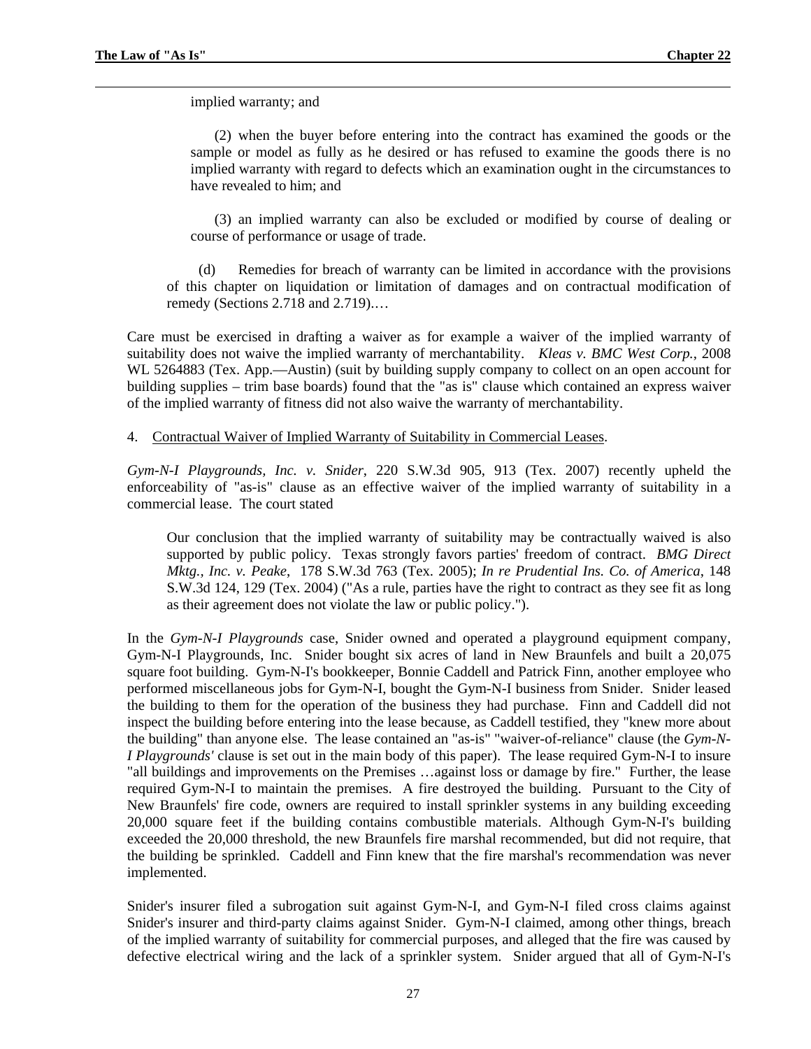implied warranty; and

(2) when the buyer before entering into the contract has examined the goods or the sample or model as fully as he desired or has refused to examine the goods there is no implied warranty with regard to defects which an examination ought in the circumstances to have revealed to him; and

(3) an implied warranty can also be excluded or modified by course of dealing or course of performance or usage of trade.

(d) Remedies for breach of warranty can be limited in accordance with the provisions of this chapter on liquidation or limitation of damages and on contractual modification of remedy (Sections 2.718 and 2.719).…

Care must be exercised in drafting a waiver as for example a waiver of the implied warranty of suitability does not waive the implied warranty of merchantability. *Kleas v. BMC West Corp.*, 2008 WL 5264883 (Tex. App.—Austin) (suit by building supply company to collect on an open account for building supplies – trim base boards) found that the "as is" clause which contained an express waiver of the implied warranty of fitness did not also waive the warranty of merchantability.

4. Contractual Waiver of Implied Warranty of Suitability in Commercial Leases.

*Gym-N-I Playgrounds, Inc. v. Snider*, 220 S.W.3d 905, 913 (Tex. 2007) recently upheld the enforceability of "as-is" clause as an effective waiver of the implied warranty of suitability in a commercial lease. The court stated

> Our conclusion that the implied warranty of suitability may be contractually waived is also supported by public policy. Texas strongly favors parties' freedom of contract. *BMG Direct Mktg., Inc. v. Peake*, 178 S.W.3d 763 (Tex. 2005); *In re Prudential Ins. Co. of America*, 148 S.W.3d 124, 129 (Tex. 2004) ("As a rule, parties have the right to contract as they see fit as long as their agreement does not violate the law or public policy.").

In the *Gym-N-I Playgrounds* case, Snider owned and operated a playground equipment company, Gym-N-I Playgrounds, Inc. Snider bought six acres of land in New Braunfels and built a 20,075 square foot building. Gym-N-I's bookkeeper, Bonnie Caddell and Patrick Finn, another employee who performed miscellaneous jobs for Gym-N-I, bought the Gym-N-I business from Snider. Snider leased the building to them for the operation of the business they had purchase. Finn and Caddell did not inspect the building before entering into the lease because, as Caddell testified, they "knew more about the building" than anyone else. The lease contained an "as-is" "waiver-of-reliance" clause (the *Gym-N-I Playgrounds'* clause is set out in the main body of this paper). The lease required Gym-N-I to insure "all buildings and improvements on the Premises …against loss or damage by fire." Further, the lease required Gym-N-I to maintain the premises. A fire destroyed the building. Pursuant to the City of New Braunfels' fire code, owners are required to install sprinkler systems in any building exceeding 20,000 square feet if the building contains combustible materials. Although Gym-N-I's building exceeded the 20,000 threshold, the new Braunfels fire marshal recommended, but did not require, that the building be sprinkled. Caddell and Finn knew that the fire marshal's recommendation was never implemented.

Snider's insurer filed a subrogation suit against Gym-N-I, and Gym-N-I filed cross claims against Snider's insurer and third-party claims against Snider. Gym-N-I claimed, among other things, breach of the implied warranty of suitability for commercial purposes, and alleged that the fire was caused by defective electrical wiring and the lack of a sprinkler system. Snider argued that all of Gym-N-I's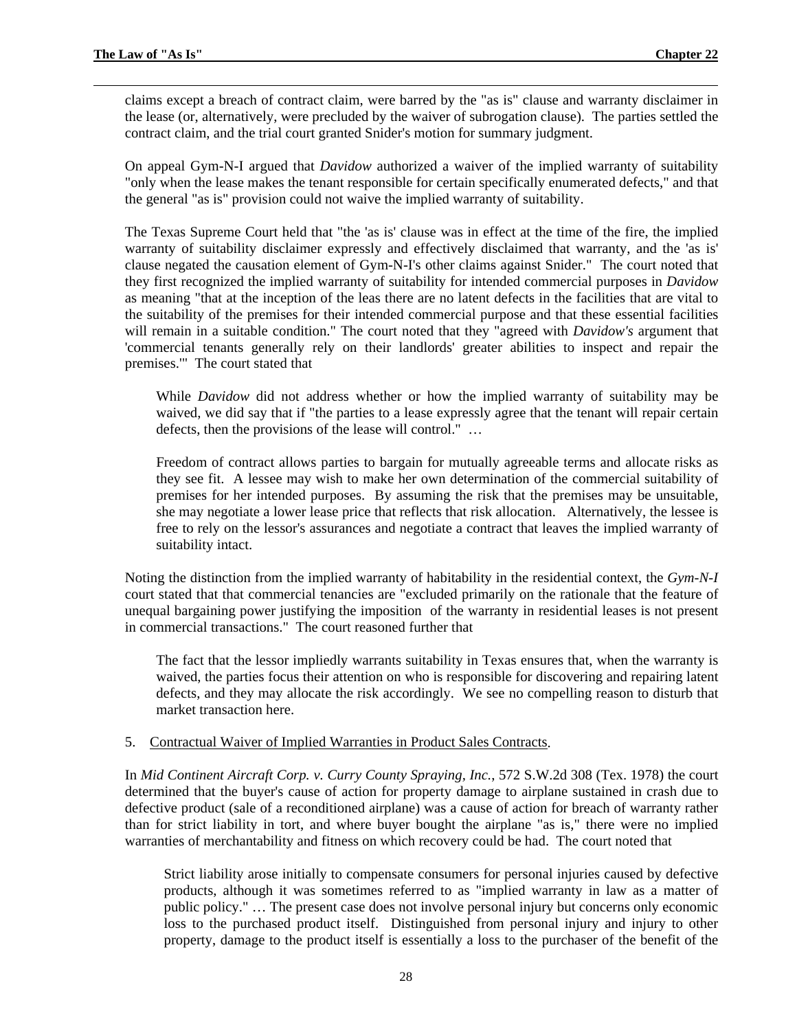claims except a breach of contract claim, were barred by the "as is" clause and warranty disclaimer in the lease (or, alternatively, were precluded by the waiver of subrogation clause). The parties settled the contract claim, and the trial court granted Snider's motion for summary judgment.

On appeal Gym-N-I argued that *Davidow* authorized a waiver of the implied warranty of suitability "only when the lease makes the tenant responsible for certain specifically enumerated defects," and that the general "as is" provision could not waive the implied warranty of suitability.

The Texas Supreme Court held that "the 'as is' clause was in effect at the time of the fire, the implied warranty of suitability disclaimer expressly and effectively disclaimed that warranty, and the 'as is' clause negated the causation element of Gym-N-I's other claims against Snider." The court noted that they first recognized the implied warranty of suitability for intended commercial purposes in *Davidow* as meaning "that at the inception of the leas there are no latent defects in the facilities that are vital to the suitability of the premises for their intended commercial purpose and that these essential facilities will remain in a suitable condition." The court noted that they "agreed with *Davidow's* argument that 'commercial tenants generally rely on their landlords' greater abilities to inspect and repair the premises.'" The court stated that

> While *Davidow* did not address whether or how the implied warranty of suitability may be waived, we did say that if "the parties to a lease expressly agree that the tenant will repair certain defects, then the provisions of the lease will control." …
>
> Freedom of contract allows parties to bargain for mutually agreeable terms and allocate risks as they see fit. A lessee may wish to make her own determination of the commercial suitability of premises for her intended purposes. By assuming the risk that the premises may be unsuitable, she may negotiate a lower lease price that reflects that risk allocation. Alternatively, the lessee is free to rely on the lessor's assurances and negotiate a contract that leaves the implied warranty of suitability intact.

Noting the distinction from the implied warranty of habitability in the residential context, the *Gym-N-I* court stated that that commercial tenancies are "excluded primarily on the rationale that the feature of unequal bargaining power justifying the imposition of the warranty in residential leases is not present in commercial transactions." The court reasoned further that

> The fact that the lessor impliedly warrants suitability in Texas ensures that, when the warranty is waived, the parties focus their attention on who is responsible for discovering and repairing latent defects, and they may allocate the risk accordingly. We see no compelling reason to disturb that market transaction here.

5. Contractual Waiver of Implied Warranties in Product Sales Contracts.

In *Mid Continent Aircraft Corp. v. Curry County Spraying, Inc.*, 572 S.W.2d 308 (Tex. 1978) the court determined that the buyer's cause of action for property damage to airplane sustained in crash due to defective product (sale of a reconditioned airplane) was a cause of action for breach of warranty rather than for strict liability in tort, and where buyer bought the airplane "as is," there were no implied warranties of merchantability and fitness on which recovery could be had. The court noted that

> Strict liability arose initially to compensate consumers for personal injuries caused by defective products, although it was sometimes referred to as "implied warranty in law as a matter of public policy." … The present case does not involve personal injury but concerns only economic loss to the purchased product itself. Distinguished from personal injury and injury to other property, damage to the product itself is essentially a loss to the purchaser of the benefit of the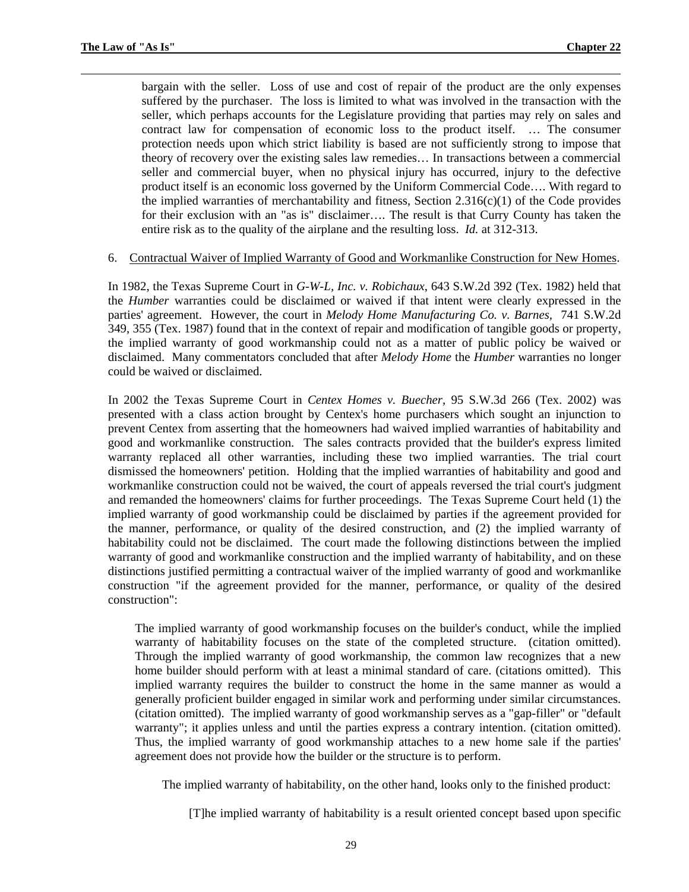> bargain with the seller. Loss of use and cost of repair of the product are the only expenses suffered by the purchaser. The loss is limited to what was involved in the transaction with the seller, which perhaps accounts for the Legislature providing that parties may rely on sales and contract law for compensation of economic loss to the product itself. … The consumer protection needs upon which strict liability is based are not sufficiently strong to impose that theory of recovery over the existing sales law remedies… In transactions between a commercial seller and commercial buyer, when no physical injury has occurred, injury to the defective product itself is an economic loss governed by the Uniform Commercial Code…. With regard to the implied warranties of merchantability and fitness, Section 2.316(c)(1) of the Code provides for their exclusion with an "as is" disclaimer…. The result is that Curry County has taken the entire risk as to the quality of the airplane and the resulting loss. *Id.* at 312-313.

6. Contractual Waiver of Implied Warranty of Good and Workmanlike Construction for New Homes.

In 1982, the Texas Supreme Court in *G-W-L, Inc. v. Robichaux*, 643 S.W.2d 392 (Tex. 1982) held that the *Humber* warranties could be disclaimed or waived if that intent were clearly expressed in the parties' agreement. However, the court in *Melody Home Manufacturing Co. v. Barnes,* 741 S.W.2d 349, 355 (Tex. 1987) found that in the context of repair and modification of tangible goods or property, the implied warranty of good workmanship could not as a matter of public policy be waived or disclaimed. Many commentators concluded that after *Melody Home* the *Humber* warranties no longer could be waived or disclaimed.

In 2002 the Texas Supreme Court in *Centex Homes v. Buecher*, 95 S.W.3d 266 (Tex. 2002) was presented with a class action brought by Centex's home purchasers which sought an injunction to prevent Centex from asserting that the homeowners had waived implied warranties of habitability and good and workmanlike construction. The sales contracts provided that the builder's express limited warranty replaced all other warranties, including these two implied warranties. The trial court dismissed the homeowners' petition. Holding that the implied warranties of habitability and good and workmanlike construction could not be waived, the court of appeals reversed the trial court's judgment and remanded the homeowners' claims for further proceedings. The Texas Supreme Court held (1) the implied warranty of good workmanship could be disclaimed by parties if the agreement provided for the manner, performance, or quality of the desired construction, and (2) the implied warranty of habitability could not be disclaimed. The court made the following distinctions between the implied warranty of good and workmanlike construction and the implied warranty of habitability, and on these distinctions justified permitting a contractual waiver of the implied warranty of good and workmanlike construction "if the agreement provided for the manner, performance, or quality of the desired construction":

> The implied warranty of good workmanship focuses on the builder's conduct, while the implied warranty of habitability focuses on the state of the completed structure. (citation omitted). Through the implied warranty of good workmanship, the common law recognizes that a new home builder should perform with at least a minimal standard of care. (citations omitted). This implied warranty requires the builder to construct the home in the same manner as would a generally proficient builder engaged in similar work and performing under similar circumstances. (citation omitted). The implied warranty of good workmanship serves as a "gap-filler" or "default warranty"; it applies unless and until the parties express a contrary intention. (citation omitted). Thus, the implied warranty of good workmanship attaches to a new home sale if the parties' agreement does not provide how the builder or the structure is to perform.
>
> The implied warranty of habitability, on the other hand, looks only to the finished product:
>
> > [T]he implied warranty of habitability is a result oriented concept based upon specific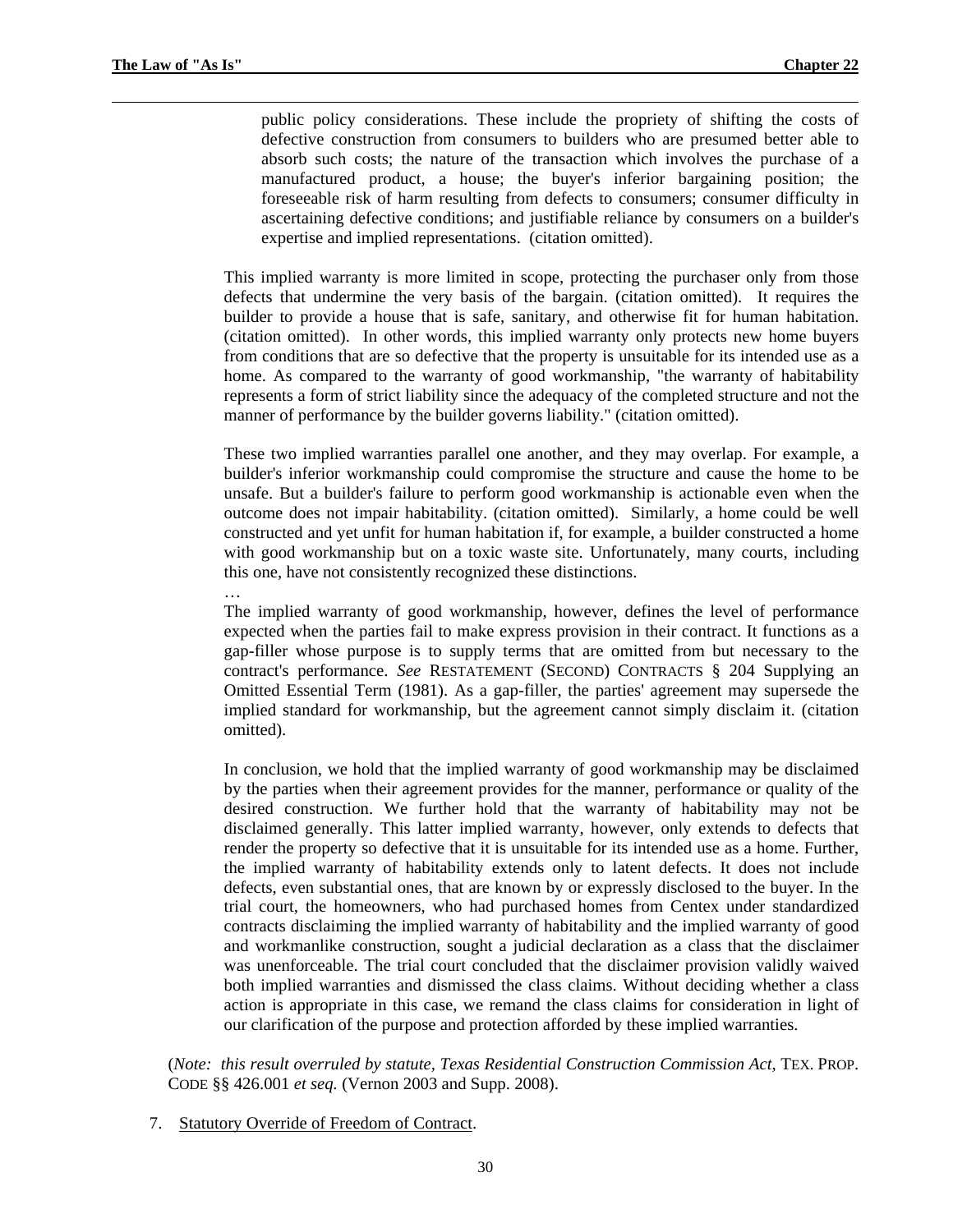> public policy considerations. These include the propriety of shifting the costs of defective construction from consumers to builders who are presumed better able to absorb such costs; the nature of the transaction which involves the purchase of a manufactured product, a house; the buyer's inferior bargaining position; the foreseeable risk of harm resulting from defects to consumers; consumer difficulty in ascertaining defective conditions; and justifiable reliance by consumers on a builder's expertise and implied representations. (citation omitted).

This implied warranty is more limited in scope, protecting the purchaser only from those defects that undermine the very basis of the bargain. (citation omitted). It requires the builder to provide a house that is safe, sanitary, and otherwise fit for human habitation. (citation omitted). In other words, this implied warranty only protects new home buyers from conditions that are so defective that the property is unsuitable for its intended use as a home. As compared to the warranty of good workmanship, "the warranty of habitability represents a form of strict liability since the adequacy of the completed structure and not the manner of performance by the builder governs liability." (citation omitted).

These two implied warranties parallel one another, and they may overlap. For example, a builder's inferior workmanship could compromise the structure and cause the home to be unsafe. But a builder's failure to perform good workmanship is actionable even when the outcome does not impair habitability. (citation omitted). Similarly, a home could be well constructed and yet unfit for human habitation if, for example, a builder constructed a home with good workmanship but on a toxic waste site. Unfortunately, many courts, including this one, have not consistently recognized these distinctions.

…

The implied warranty of good workmanship, however, defines the level of performance expected when the parties fail to make express provision in their contract. It functions as a gap-filler whose purpose is to supply terms that are omitted from but necessary to the contract's performance. *See* RESTATEMENT (SECOND) CONTRACTS § 204 Supplying an Omitted Essential Term (1981). As a gap-filler, the parties' agreement may supersede the implied standard for workmanship, but the agreement cannot simply disclaim it. (citation omitted).

In conclusion, we hold that the implied warranty of good workmanship may be disclaimed by the parties when their agreement provides for the manner, performance or quality of the desired construction. We further hold that the warranty of habitability may not be disclaimed generally. This latter implied warranty, however, only extends to defects that render the property so defective that it is unsuitable for its intended use as a home. Further, the implied warranty of habitability extends only to latent defects. It does not include defects, even substantial ones, that are known by or expressly disclosed to the buyer. In the trial court, the homeowners, who had purchased homes from Centex under standardized contracts disclaiming the implied warranty of habitability and the implied warranty of good and workmanlike construction, sought a judicial declaration as a class that the disclaimer was unenforceable. The trial court concluded that the disclaimer provision validly waived both implied warranties and dismissed the class claims. Without deciding whether a class action is appropriate in this case, we remand the class claims for consideration in light of our clarification of the purpose and protection afforded by these implied warranties.

(*Note: this result overruled by statute, Texas Residential Construction Commission Act*, TEX. PROP. CODE §§ 426.001 *et seq.* (Vernon 2003 and Supp. 2008).

7. Statutory Override of Freedom of Contract.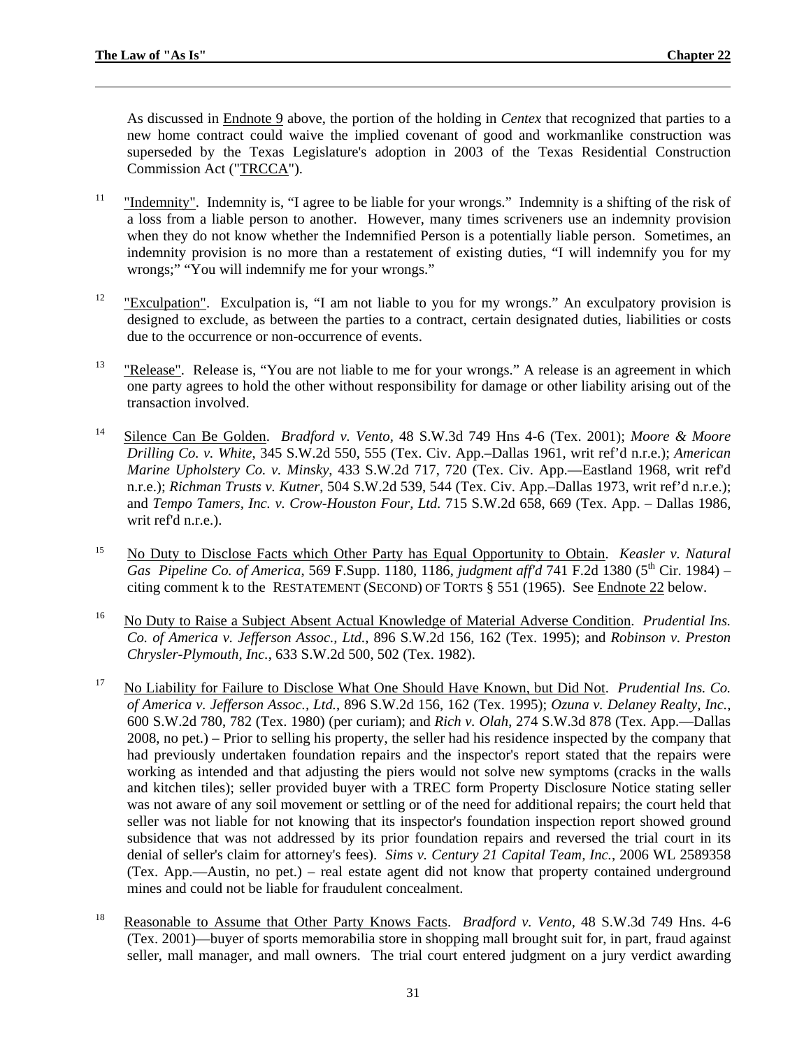As discussed in Endnote 9 above, the portion of the holding in *Centex* that recognized that parties to a new home contract could waive the implied covenant of good and workmanlike construction was superseded by the Texas Legislature's adoption in 2003 of the Texas Residential Construction Commission Act ("TRCCA").

[11] "Indemnity". Indemnity is, "I agree to be liable for your wrongs." Indemnity is a shifting of the risk of a loss from a liable person to another. However, many times scriveners use an indemnity provision when they do not know whether the Indemnified Person is a potentially liable person. Sometimes, an indemnity provision is no more than a restatement of existing duties, "I will indemnify you for my wrongs;" "You will indemnify me for your wrongs."

[12] "Exculpation". Exculpation is, "I am not liable to you for my wrongs." An exculpatory provision is designed to exclude, as between the parties to a contract, certain designated duties, liabilities or costs due to the occurrence or non-occurrence of events.

[13] "Release". Release is, "You are not liable to me for your wrongs." A release is an agreement in which one party agrees to hold the other without responsibility for damage or other liability arising out of the transaction involved.

[14] Silence Can Be Golden. *Bradford v. Vento*, 48 S.W.3d 749 Hns 4-6 (Tex. 2001); *Moore & Moore Drilling Co. v. White*, 345 S.W.2d 550, 555 (Tex. Civ. App.–Dallas 1961, writ ref'd n.r.e.); *American Marine Upholstery Co. v. Minsky*, 433 S.W.2d 717, 720 (Tex. Civ. App.—Eastland 1968, writ ref'd n.r.e.); *Richman Trusts v. Kutner*, 504 S.W.2d 539, 544 (Tex. Civ. App.–Dallas 1973, writ ref'd n.r.e.); and *Tempo Tamers, Inc. v. Crow-Houston Four, Ltd.* 715 S.W.2d 658, 669 (Tex. App. – Dallas 1986, writ ref'd n.r.e.).

[15] No Duty to Disclose Facts which Other Party has Equal Opportunity to Obtain. *Keasler v. Natural Gas Pipeline Co. of America*, 569 F.Supp. 1180, 1186, *judgment aff'd* 741 F.2d 1380 (5th Cir. 1984) – citing comment k to the RESTATEMENT (SECOND) OF TORTS § 551 (1965). See Endnote 22 below.

[16] No Duty to Raise a Subject Absent Actual Knowledge of Material Adverse Condition. *Prudential Ins. Co. of America v. Jefferson Assoc., Ltd.*, 896 S.W.2d 156, 162 (Tex. 1995); and *Robinson v. Preston Chrysler-Plymouth, Inc.*, 633 S.W.2d 500, 502 (Tex. 1982).

[17] No Liability for Failure to Disclose What One Should Have Known, but Did Not. *Prudential Ins. Co. of America v. Jefferson Assoc., Ltd.*, 896 S.W.2d 156, 162 (Tex. 1995); *Ozuna v. Delaney Realty, Inc.*, 600 S.W.2d 780, 782 (Tex. 1980) (per curiam); and *Rich v. Olah*, 274 S.W.3d 878 (Tex. App.—Dallas 2008, no pet.) – Prior to selling his property, the seller had his residence inspected by the company that had previously undertaken foundation repairs and the inspector's report stated that the repairs were working as intended and that adjusting the piers would not solve new symptoms (cracks in the walls and kitchen tiles); seller provided buyer with a TREC form Property Disclosure Notice stating seller was not aware of any soil movement or settling or of the need for additional repairs; the court held that seller was not liable for not knowing that its inspector's foundation inspection report showed ground subsidence that was not addressed by its prior foundation repairs and reversed the trial court in its denial of seller's claim for attorney's fees). *Sims v. Century 21 Capital Team, Inc.*, 2006 WL 2589358 (Tex. App.—Austin, no pet.) – real estate agent did not know that property contained underground mines and could not be liable for fraudulent concealment.

[18] Reasonable to Assume that Other Party Knows Facts. *Bradford v. Vento*, 48 S.W.3d 749 Hns. 4-6 (Tex. 2001)—buyer of sports memorabilia store in shopping mall brought suit for, in part, fraud against seller, mall manager, and mall owners. The trial court entered judgment on a jury verdict awarding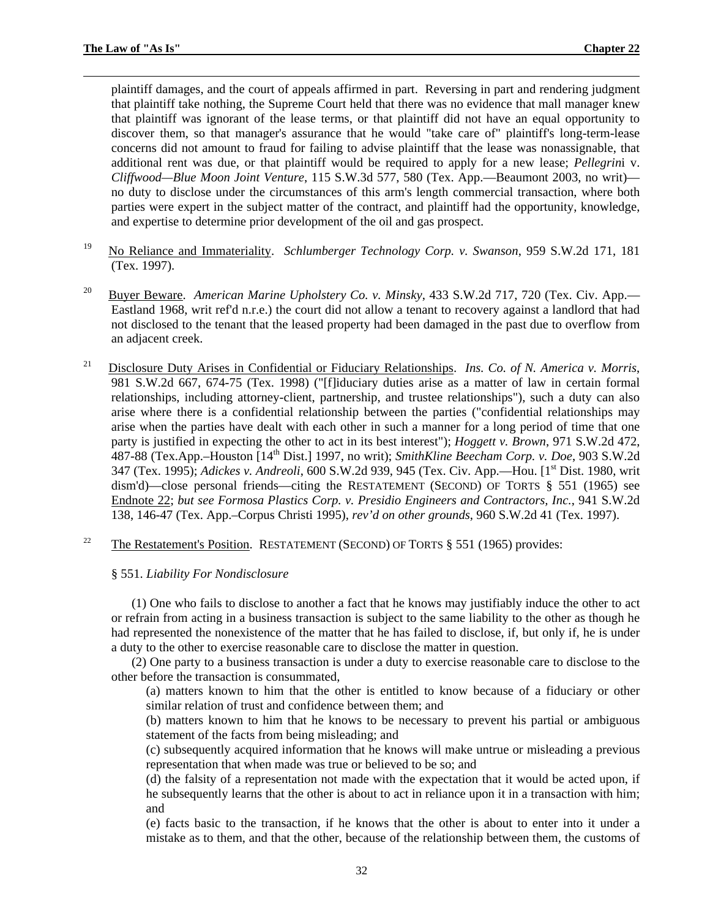plaintiff damages, and the court of appeals affirmed in part. Reversing in part and rendering judgment that plaintiff take nothing, the Supreme Court held that there was no evidence that mall manager knew that plaintiff was ignorant of the lease terms, or that plaintiff did not have an equal opportunity to discover them, so that manager's assurance that he would "take care of" plaintiff's long-term-lease concerns did not amount to fraud for failing to advise plaintiff that the lease was nonassignable, that additional rent was due, or that plaintiff would be required to apply for a new lease; *Pellegrin*i v. *Cliffwood—Blue Moon Joint Venture*, 115 S.W.3d 577, 580 (Tex. App.—Beaumont 2003, no writ)—no duty to disclose under the circumstances of this arm's length commercial transaction, where both parties were expert in the subject matter of the contract, and plaintiff had the opportunity, knowledge, and expertise to determine prior development of the oil and gas prospect.

[19] No Reliance and Immateriality. *Schlumberger Technology Corp. v. Swanson*, 959 S.W.2d 171, 181 (Tex. 1997).

[20] Buyer Beware. *American Marine Upholstery Co. v. Minsky*, 433 S.W.2d 717, 720 (Tex. Civ. App.—Eastland 1968, writ ref'd n.r.e.) the court did not allow a tenant to recovery against a landlord that had not disclosed to the tenant that the leased property had been damaged in the past due to overflow from an adjacent creek.

[21] Disclosure Duty Arises in Confidential or Fiduciary Relationships. *Ins. Co. of N. America v. Morris*, 981 S.W.2d 667, 674-75 (Tex. 1998) ("[f]iduciary duties arise as a matter of law in certain formal relationships, including attorney-client, partnership, and trustee relationships"), such a duty can also arise where there is a confidential relationship between the parties ("confidential relationships may arise when the parties have dealt with each other in such a manner for a long period of time that one party is justified in expecting the other to act in its best interest"); *Hoggett v. Brown*, 971 S.W.2d 472, 487-88 (Tex.App.–Houston [14th Dist.] 1997, no writ); *SmithKline Beecham Corp. v. Doe*, 903 S.W.2d 347 (Tex. 1995); *Adickes v. Andreoli*, 600 S.W.2d 939, 945 (Tex. Civ. App.—Hou. [1st Dist. 1980, writ dism'd)—close personal friends—citing the RESTATEMENT (SECOND) OF TORTS § 551 (1965) see Endnote 22; *but see Formosa Plastics Corp. v. Presidio Engineers and Contractors, Inc.*, 941 S.W.2d 138, 146-47 (Tex. App.–Corpus Christi 1995), *rev'd on other grounds*, 960 S.W.2d 41 (Tex. 1997).

[22] The Restatement's Position. RESTATEMENT (SECOND) OF TORTS § 551 (1965) provides:

§ 551. *Liability For Nondisclosure*

(1) One who fails to disclose to another a fact that he knows may justifiably induce the other to act or refrain from acting in a business transaction is subject to the same liability to the other as though he had represented the nonexistence of the matter that he has failed to disclose, if, but only if, he is under a duty to the other to exercise reasonable care to disclose the matter in question.

(2) One party to a business transaction is under a duty to exercise reasonable care to disclose to the other before the transaction is consummated,

(a) matters known to him that the other is entitled to know because of a fiduciary or other similar relation of trust and confidence between them; and

(b) matters known to him that he knows to be necessary to prevent his partial or ambiguous statement of the facts from being misleading; and

(c) subsequently acquired information that he knows will make untrue or misleading a previous representation that when made was true or believed to be so; and

(d) the falsity of a representation not made with the expectation that it would be acted upon, if he subsequently learns that the other is about to act in reliance upon it in a transaction with him; and

(e) facts basic to the transaction, if he knows that the other is about to enter into it under a mistake as to them, and that the other, because of the relationship between them, the customs of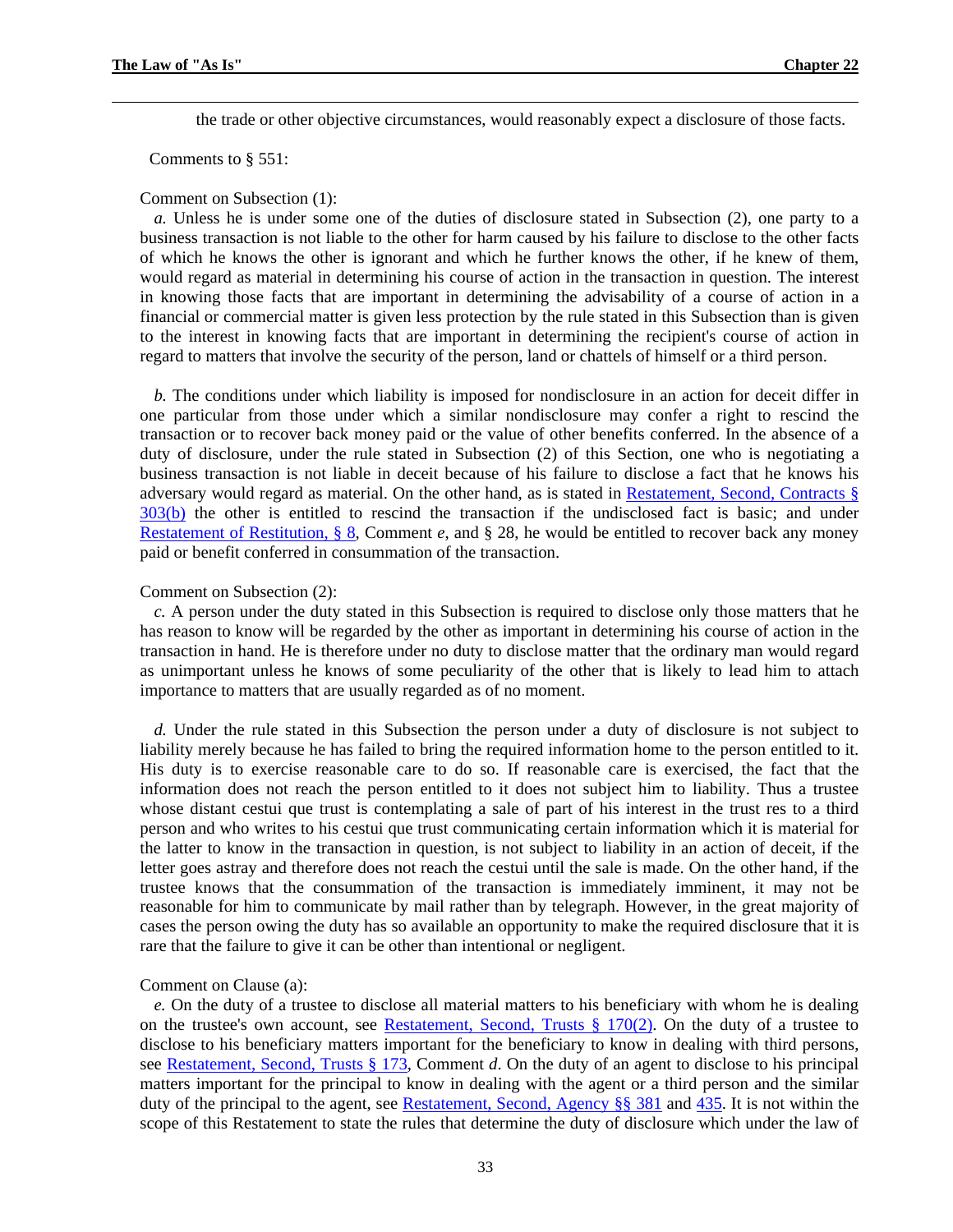the trade or other objective circumstances, would reasonably expect a disclosure of those facts.

Comments to § 551:

Comment on Subsection (1):

*a.* Unless he is under some one of the duties of disclosure stated in Subsection (2), one party to a business transaction is not liable to the other for harm caused by his failure to disclose to the other facts of which he knows the other is ignorant and which he further knows the other, if he knew of them, would regard as material in determining his course of action in the transaction in question. The interest in knowing those facts that are important in determining the advisability of a course of action in a financial or commercial matter is given less protection by the rule stated in this Subsection than is given to the interest in knowing facts that are important in determining the recipient's course of action in regard to matters that involve the security of the person, land or chattels of himself or a third person.

*b.* The conditions under which liability is imposed for nondisclosure in an action for deceit differ in one particular from those under which a similar nondisclosure may confer a right to rescind the transaction or to recover back money paid or the value of other benefits conferred. In the absence of a duty of disclosure, under the rule stated in Subsection (2) of this Section, one who is negotiating a business transaction is not liable in deceit because of his failure to disclose a fact that he knows his adversary would regard as material. On the other hand, as is stated in Restatement, Second, Contracts § 303(b) the other is entitled to rescind the transaction if the undisclosed fact is basic; and under Restatement of Restitution, § 8, Comment *e*, and § 28, he would be entitled to recover back any money paid or benefit conferred in consummation of the transaction.

Comment on Subsection (2):

*c.* A person under the duty stated in this Subsection is required to disclose only those matters that he has reason to know will be regarded by the other as important in determining his course of action in the transaction in hand. He is therefore under no duty to disclose matter that the ordinary man would regard as unimportant unless he knows of some peculiarity of the other that is likely to lead him to attach importance to matters that are usually regarded as of no moment.

*d.* Under the rule stated in this Subsection the person under a duty of disclosure is not subject to liability merely because he has failed to bring the required information home to the person entitled to it. His duty is to exercise reasonable care to do so. If reasonable care is exercised, the fact that the information does not reach the person entitled to it does not subject him to liability. Thus a trustee whose distant cestui que trust is contemplating a sale of part of his interest in the trust res to a third person and who writes to his cestui que trust communicating certain information which it is material for the latter to know in the transaction in question, is not subject to liability in an action of deceit, if the letter goes astray and therefore does not reach the cestui until the sale is made. On the other hand, if the trustee knows that the consummation of the transaction is immediately imminent, it may not be reasonable for him to communicate by mail rather than by telegraph. However, in the great majority of cases the person owing the duty has so available an opportunity to make the required disclosure that it is rare that the failure to give it can be other than intentional or negligent.

Comment on Clause (a):

*e.* On the duty of a trustee to disclose all material matters to his beneficiary with whom he is dealing on the trustee's own account, see Restatement, Second, Trusts § 170(2). On the duty of a trustee to disclose to his beneficiary matters important for the beneficiary to know in dealing with third persons, see Restatement, Second, Trusts § 173, Comment *d*. On the duty of an agent to disclose to his principal matters important for the principal to know in dealing with the agent or a third person and the similar duty of the principal to the agent, see Restatement, Second, Agency §§ 381 and 435. It is not within the scope of this Restatement to state the rules that determine the duty of disclosure which under the law of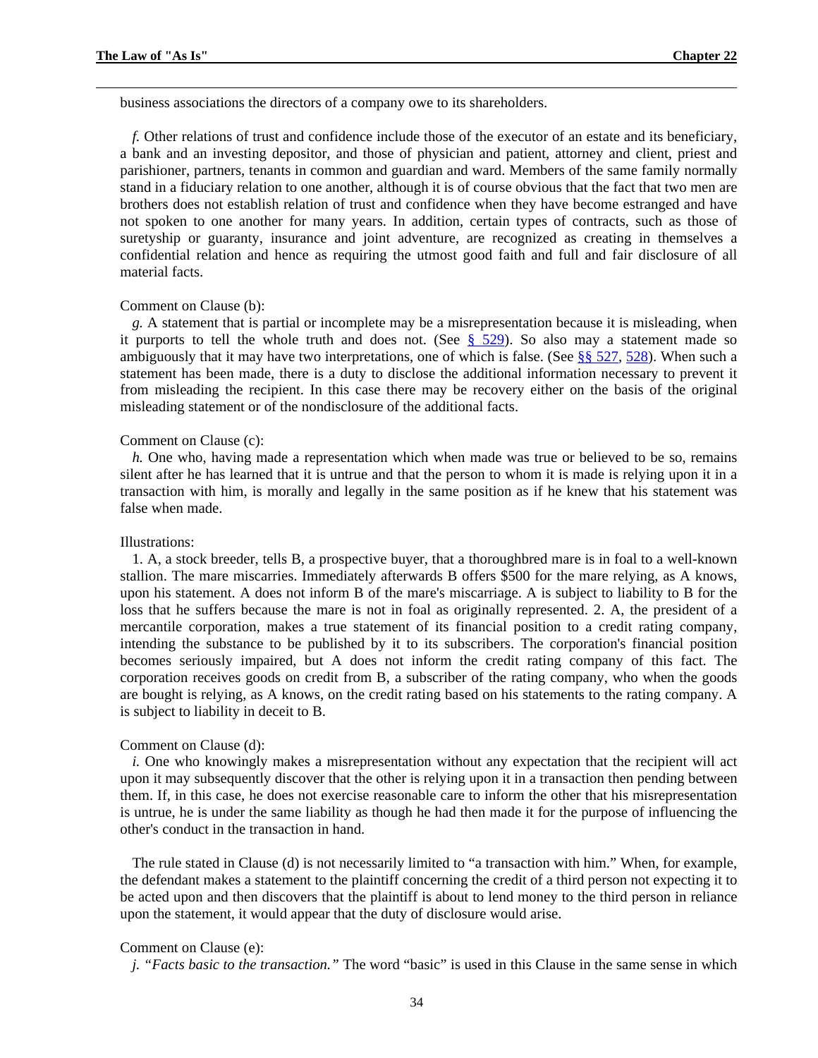business associations the directors of a company owe to its shareholders.

*f.* Other relations of trust and confidence include those of the executor of an estate and its beneficiary, a bank and an investing depositor, and those of physician and patient, attorney and client, priest and parishioner, partners, tenants in common and guardian and ward. Members of the same family normally stand in a fiduciary relation to one another, although it is of course obvious that the fact that two men are brothers does not establish relation of trust and confidence when they have become estranged and have not spoken to one another for many years. In addition, certain types of contracts, such as those of suretyship or guaranty, insurance and joint adventure, are recognized as creating in themselves a confidential relation and hence as requiring the utmost good faith and full and fair disclosure of all material facts.

Comment on Clause (b):

*g.* A statement that is partial or incomplete may be a misrepresentation because it is misleading, when it purports to tell the whole truth and does not. (See § 529). So also may a statement made so ambiguously that it may have two interpretations, one of which is false. (See §§ 527, 528). When such a statement has been made, there is a duty to disclose the additional information necessary to prevent it from misleading the recipient. In this case there may be recovery either on the basis of the original misleading statement or of the nondisclosure of the additional facts.

Comment on Clause (c):

*h.* One who, having made a representation which when made was true or believed to be so, remains silent after he has learned that it is untrue and that the person to whom it is made is relying upon it in a transaction with him, is morally and legally in the same position as if he knew that his statement was false when made.

Illustrations:

1. A, a stock breeder, tells B, a prospective buyer, that a thoroughbred mare is in foal to a well-known stallion. The mare miscarries. Immediately afterwards B offers $500 for the mare relying, as A knows, upon his statement. A does not inform B of the mare's miscarriage. A is subject to liability to B for the loss that he suffers because the mare is not in foal as originally represented. 2. A, the president of a mercantile corporation, makes a true statement of its financial position to a credit rating company, intending the substance to be published by it to its subscribers. The corporation's financial position becomes seriously impaired, but A does not inform the credit rating company of this fact. The corporation receives goods on credit from B, a subscriber of the rating company, who when the goods are bought is relying, as A knows, on the credit rating based on his statements to the rating company. A is subject to liability in deceit to B.

Comment on Clause (d):

*i.* One who knowingly makes a misrepresentation without any expectation that the recipient will act upon it may subsequently discover that the other is relying upon it in a transaction then pending between them. If, in this case, he does not exercise reasonable care to inform the other that his misrepresentation is untrue, he is under the same liability as though he had then made it for the purpose of influencing the other's conduct in the transaction in hand.

The rule stated in Clause (d) is not necessarily limited to "a transaction with him." When, for example, the defendant makes a statement to the plaintiff concerning the credit of a third person not expecting it to be acted upon and then discovers that the plaintiff is about to lend money to the third person in reliance upon the statement, it would appear that the duty of disclosure would arise.

Comment on Clause (e):

*j. "Facts basic to the transaction."* The word "basic" is used in this Clause in the same sense in which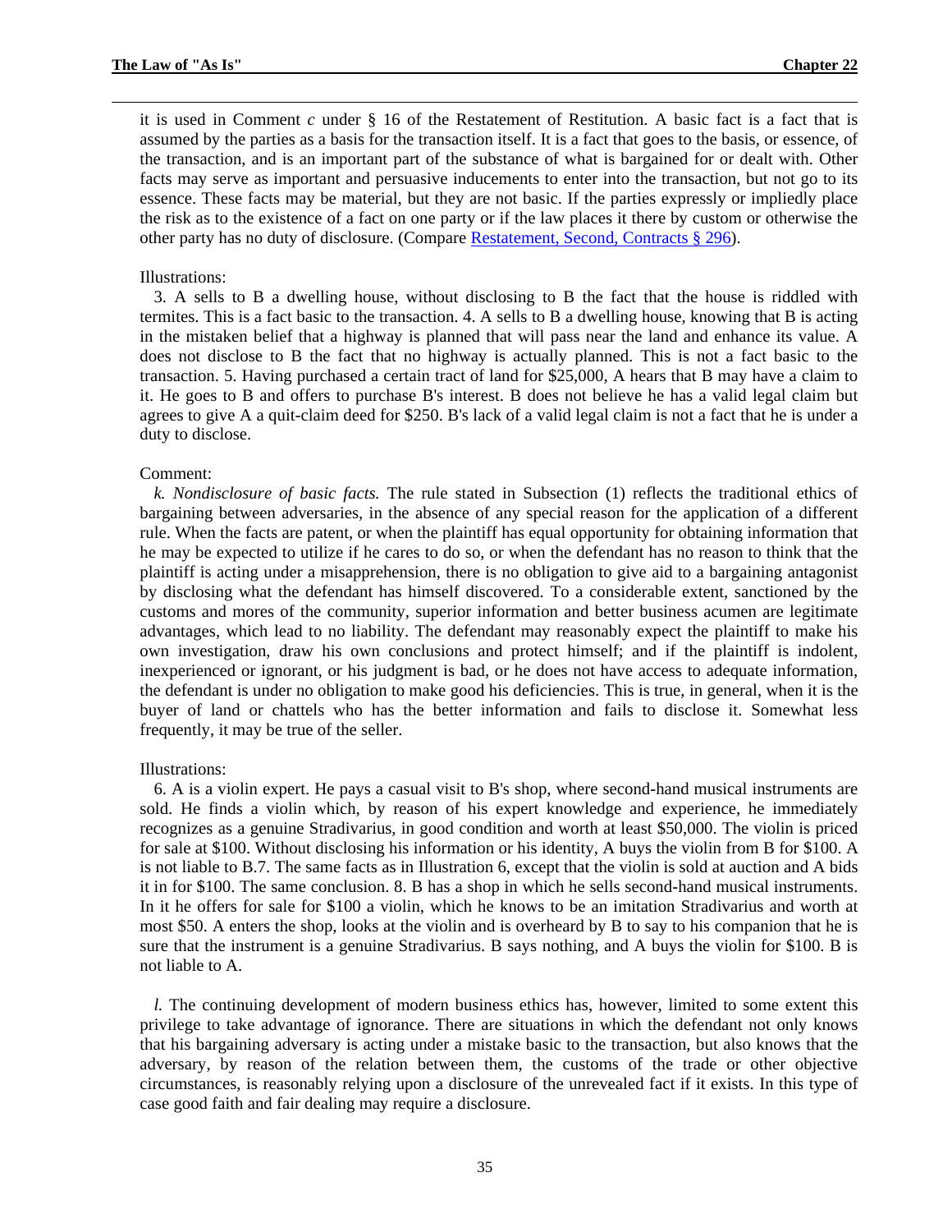it is used in Comment *c* under § 16 of the Restatement of Restitution. A basic fact is a fact that is assumed by the parties as a basis for the transaction itself. It is a fact that goes to the basis, or essence, of the transaction, and is an important part of the substance of what is bargained for or dealt with. Other facts may serve as important and persuasive inducements to enter into the transaction, but not go to its essence. These facts may be material, but they are not basic. If the parties expressly or impliedly place the risk as to the existence of a fact on one party or if the law places it there by custom or otherwise the other party has no duty of disclosure. (Compare Restatement, Second, Contracts § 296).

Illustrations:

3. A sells to B a dwelling house, without disclosing to B the fact that the house is riddled with termites. This is a fact basic to the transaction. 4. A sells to B a dwelling house, knowing that B is acting in the mistaken belief that a highway is planned that will pass near the land and enhance its value. A does not disclose to B the fact that no highway is actually planned. This is not a fact basic to the transaction. 5. Having purchased a certain tract of land for $25,000, A hears that B may have a claim to it. He goes to B and offers to purchase B's interest. B does not believe he has a valid legal claim but agrees to give A a quit-claim deed for $250. B's lack of a valid legal claim is not a fact that he is under a duty to disclose.

Comment:

*k. Nondisclosure of basic facts.* The rule stated in Subsection (1) reflects the traditional ethics of bargaining between adversaries, in the absence of any special reason for the application of a different rule. When the facts are patent, or when the plaintiff has equal opportunity for obtaining information that he may be expected to utilize if he cares to do so, or when the defendant has no reason to think that the plaintiff is acting under a misapprehension, there is no obligation to give aid to a bargaining antagonist by disclosing what the defendant has himself discovered. To a considerable extent, sanctioned by the customs and mores of the community, superior information and better business acumen are legitimate advantages, which lead to no liability. The defendant may reasonably expect the plaintiff to make his own investigation, draw his own conclusions and protect himself; and if the plaintiff is indolent, inexperienced or ignorant, or his judgment is bad, or he does not have access to adequate information, the defendant is under no obligation to make good his deficiencies. This is true, in general, when it is the buyer of land or chattels who has the better information and fails to disclose it. Somewhat less frequently, it may be true of the seller.

Illustrations:

6. A is a violin expert. He pays a casual visit to B's shop, where second-hand musical instruments are sold. He finds a violin which, by reason of his expert knowledge and experience, he immediately recognizes as a genuine Stradivarius, in good condition and worth at least $50,000. The violin is priced for sale at $100. Without disclosing his information or his identity, A buys the violin from B for $100. A is not liable to B.7. The same facts as in Illustration 6, except that the violin is sold at auction and A bids it in for $100. The same conclusion. 8. B has a shop in which he sells second-hand musical instruments. In it he offers for sale for $100 a violin, which he knows to be an imitation Stradivarius and worth at most $50. A enters the shop, looks at the violin and is overheard by B to say to his companion that he is sure that the instrument is a genuine Stradivarius. B says nothing, and A buys the violin for $100. B is not liable to A.

*l.* The continuing development of modern business ethics has, however, limited to some extent this privilege to take advantage of ignorance. There are situations in which the defendant not only knows that his bargaining adversary is acting under a mistake basic to the transaction, but also knows that the adversary, by reason of the relation between them, the customs of the trade or other objective circumstances, is reasonably relying upon a disclosure of the unrevealed fact if it exists. In this type of case good faith and fair dealing may require a disclosure.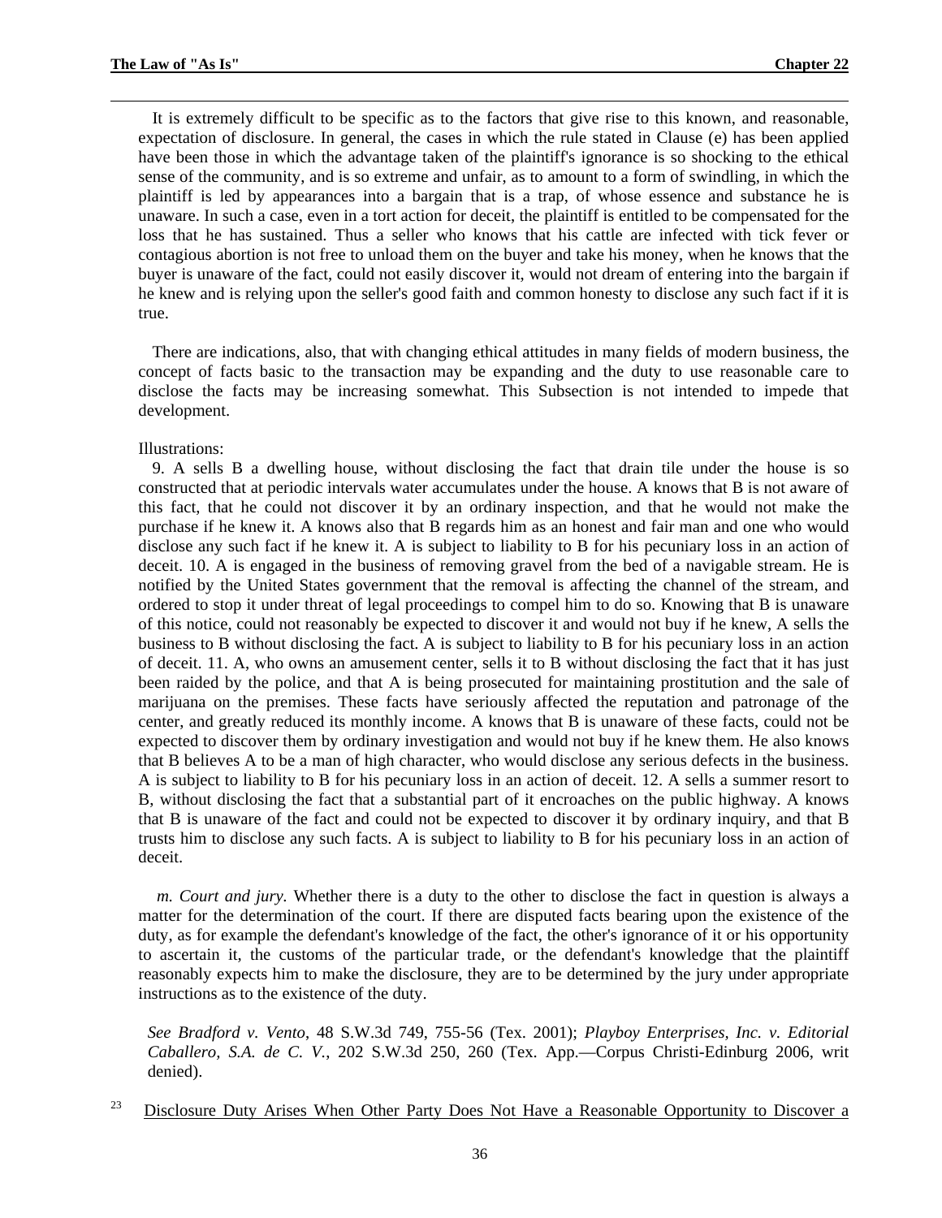It is extremely difficult to be specific as to the factors that give rise to this known, and reasonable, expectation of disclosure. In general, the cases in which the rule stated in Clause (e) has been applied have been those in which the advantage taken of the plaintiff's ignorance is so shocking to the ethical sense of the community, and is so extreme and unfair, as to amount to a form of swindling, in which the plaintiff is led by appearances into a bargain that is a trap, of whose essence and substance he is unaware. In such a case, even in a tort action for deceit, the plaintiff is entitled to be compensated for the loss that he has sustained. Thus a seller who knows that his cattle are infected with tick fever or contagious abortion is not free to unload them on the buyer and take his money, when he knows that the buyer is unaware of the fact, could not easily discover it, would not dream of entering into the bargain if he knew and is relying upon the seller's good faith and common honesty to disclose any such fact if it is true.

There are indications, also, that with changing ethical attitudes in many fields of modern business, the concept of facts basic to the transaction may be expanding and the duty to use reasonable care to disclose the facts may be increasing somewhat. This Subsection is not intended to impede that development.

Illustrations:

9. A sells B a dwelling house, without disclosing the fact that drain tile under the house is so constructed that at periodic intervals water accumulates under the house. A knows that B is not aware of this fact, that he could not discover it by an ordinary inspection, and that he would not make the purchase if he knew it. A knows also that B regards him as an honest and fair man and one who would disclose any such fact if he knew it. A is subject to liability to B for his pecuniary loss in an action of deceit. 10. A is engaged in the business of removing gravel from the bed of a navigable stream. He is notified by the United States government that the removal is affecting the channel of the stream, and ordered to stop it under threat of legal proceedings to compel him to do so. Knowing that B is unaware of this notice, could not reasonably be expected to discover it and would not buy if he knew, A sells the business to B without disclosing the fact. A is subject to liability to B for his pecuniary loss in an action of deceit. 11. A, who owns an amusement center, sells it to B without disclosing the fact that it has just been raided by the police, and that A is being prosecuted for maintaining prostitution and the sale of marijuana on the premises. These facts have seriously affected the reputation and patronage of the center, and greatly reduced its monthly income. A knows that B is unaware of these facts, could not be expected to discover them by ordinary investigation and would not buy if he knew them. He also knows that B believes A to be a man of high character, who would disclose any serious defects in the business. A is subject to liability to B for his pecuniary loss in an action of deceit. 12. A sells a summer resort to B, without disclosing the fact that a substantial part of it encroaches on the public highway. A knows that B is unaware of the fact and could not be expected to discover it by ordinary inquiry, and that B trusts him to disclose any such facts. A is subject to liability to B for his pecuniary loss in an action of deceit.

*m. Court and jury.* Whether there is a duty to the other to disclose the fact in question is always a matter for the determination of the court. If there are disputed facts bearing upon the existence of the duty, as for example the defendant's knowledge of the fact, the other's ignorance of it or his opportunity to ascertain it, the customs of the particular trade, or the defendant's knowledge that the plaintiff reasonably expects him to make the disclosure, they are to be determined by the jury under appropriate instructions as to the existence of the duty.

*See Bradford v. Vento*, 48 S.W.3d 749, 755-56 (Tex. 2001); *Playboy Enterprises, Inc. v. Editorial Caballero, S.A. de C. V.*, 202 S.W.3d 250, 260 (Tex. App.—Corpus Christi-Edinburg 2006, writ denied).

[23] Disclosure Duty Arises When Other Party Does Not Have a Reasonable Opportunity to Discover a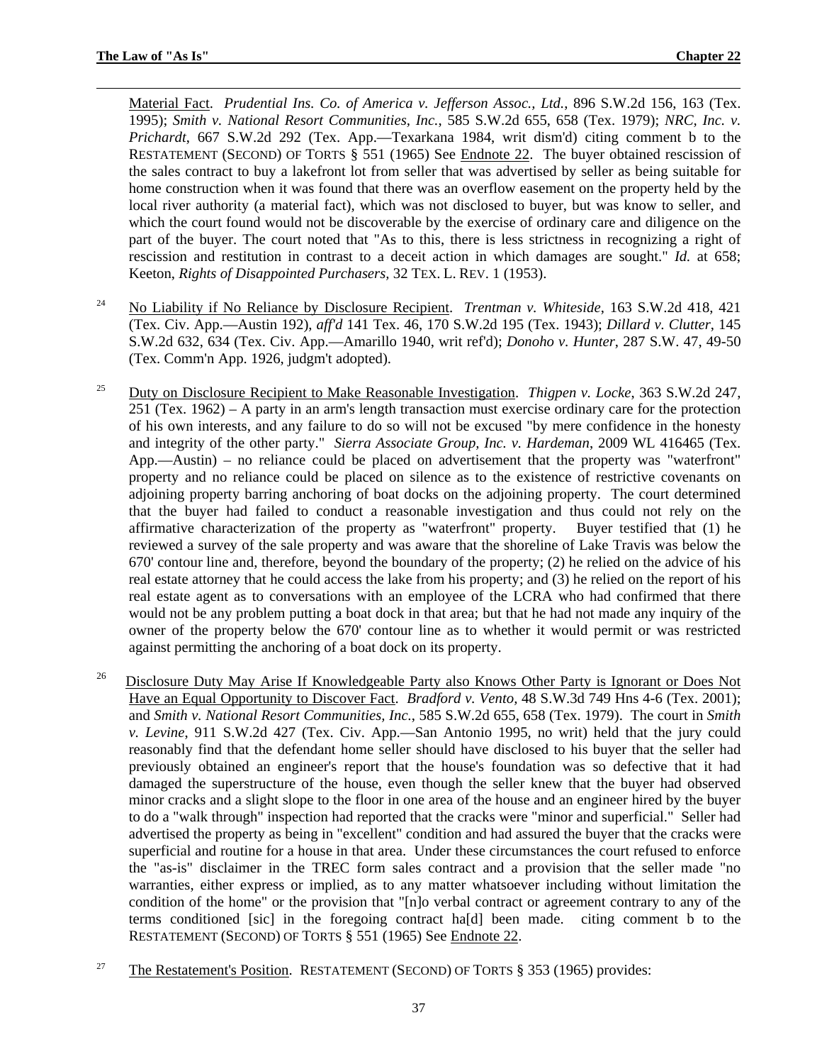Material Fact. *Prudential Ins. Co. of America v. Jefferson Assoc., Ltd.*, 896 S.W.2d 156, 163 (Tex. 1995); *Smith v. National Resort Communities, Inc.*, 585 S.W.2d 655, 658 (Tex. 1979); *NRC, Inc. v. Prichardt*, 667 S.W.2d 292 (Tex. App.—Texarkana 1984, writ dism'd) citing comment b to the RESTATEMENT (SECOND) OF TORTS § 551 (1965) See Endnote 22. The buyer obtained rescission of the sales contract to buy a lakefront lot from seller that was advertised by seller as being suitable for home construction when it was found that there was an overflow easement on the property held by the local river authority (a material fact), which was not disclosed to buyer, but was know to seller, and which the court found would not be discoverable by the exercise of ordinary care and diligence on the part of the buyer. The court noted that "As to this, there is less strictness in recognizing a right of rescission and restitution in contrast to a deceit action in which damages are sought." *Id.* at 658; Keeton, *Rights of Disappointed Purchasers*, 32 TEX. L. REV. 1 (1953).

[24] No Liability if No Reliance by Disclosure Recipient. *Trentman v. Whiteside*, 163 S.W.2d 418, 421 (Tex. Civ. App.—Austin 192), *aff'd* 141 Tex. 46, 170 S.W.2d 195 (Tex. 1943); *Dillard v. Clutter*, 145 S.W.2d 632, 634 (Tex. Civ. App.—Amarillo 1940, writ ref'd); *Donoho v. Hunter*, 287 S.W. 47, 49-50 (Tex. Comm'n App. 1926, judgm't adopted).

[25] Duty on Disclosure Recipient to Make Reasonable Investigation. *Thigpen v. Locke*, 363 S.W.2d 247, 251 (Tex. 1962) – A party in an arm's length transaction must exercise ordinary care for the protection of his own interests, and any failure to do so will not be excused "by mere confidence in the honesty and integrity of the other party." *Sierra Associate Group, Inc. v. Hardeman*, 2009 WL 416465 (Tex. App.—Austin) – no reliance could be placed on advertisement that the property was "waterfront" property and no reliance could be placed on silence as to the existence of restrictive covenants on adjoining property barring anchoring of boat docks on the adjoining property. The court determined that the buyer had failed to conduct a reasonable investigation and thus could not rely on the affirmative characterization of the property as "waterfront" property. Buyer testified that (1) he reviewed a survey of the sale property and was aware that the shoreline of Lake Travis was below the 670' contour line and, therefore, beyond the boundary of the property; (2) he relied on the advice of his real estate attorney that he could access the lake from his property; and (3) he relied on the report of his real estate agent as to conversations with an employee of the LCRA who had confirmed that there would not be any problem putting a boat dock in that area; but that he had not made any inquiry of the owner of the property below the 670' contour line as to whether it would permit or was restricted against permitting the anchoring of a boat dock on its property.

[26] Disclosure Duty May Arise If Knowledgeable Party also Knows Other Party is Ignorant or Does Not Have an Equal Opportunity to Discover Fact. *Bradford v. Vento*, 48 S.W.3d 749 Hns 4-6 (Tex. 2001); and *Smith v. National Resort Communities, Inc.*, 585 S.W.2d 655, 658 (Tex. 1979). The court in *Smith v. Levine*, 911 S.W.2d 427 (Tex. Civ. App.—San Antonio 1995, no writ) held that the jury could reasonably find that the defendant home seller should have disclosed to his buyer that the seller had previously obtained an engineer's report that the house's foundation was so defective that it had damaged the superstructure of the house, even though the seller knew that the buyer had observed minor cracks and a slight slope to the floor in one area of the house and an engineer hired by the buyer to do a "walk through" inspection had reported that the cracks were "minor and superficial." Seller had advertised the property as being in "excellent" condition and had assured the buyer that the cracks were superficial and routine for a house in that area. Under these circumstances the court refused to enforce the "as-is" disclaimer in the TREC form sales contract and a provision that the seller made "no warranties, either express or implied, as to any matter whatsoever including without limitation the condition of the home" or the provision that "[n]o verbal contract or agreement contrary to any of the terms conditioned [sic] in the foregoing contract ha[d] been made. citing comment b to the RESTATEMENT (SECOND) OF TORTS § 551 (1965) See Endnote 22.

[27] The Restatement's Position. RESTATEMENT (SECOND) OF TORTS § 353 (1965) provides: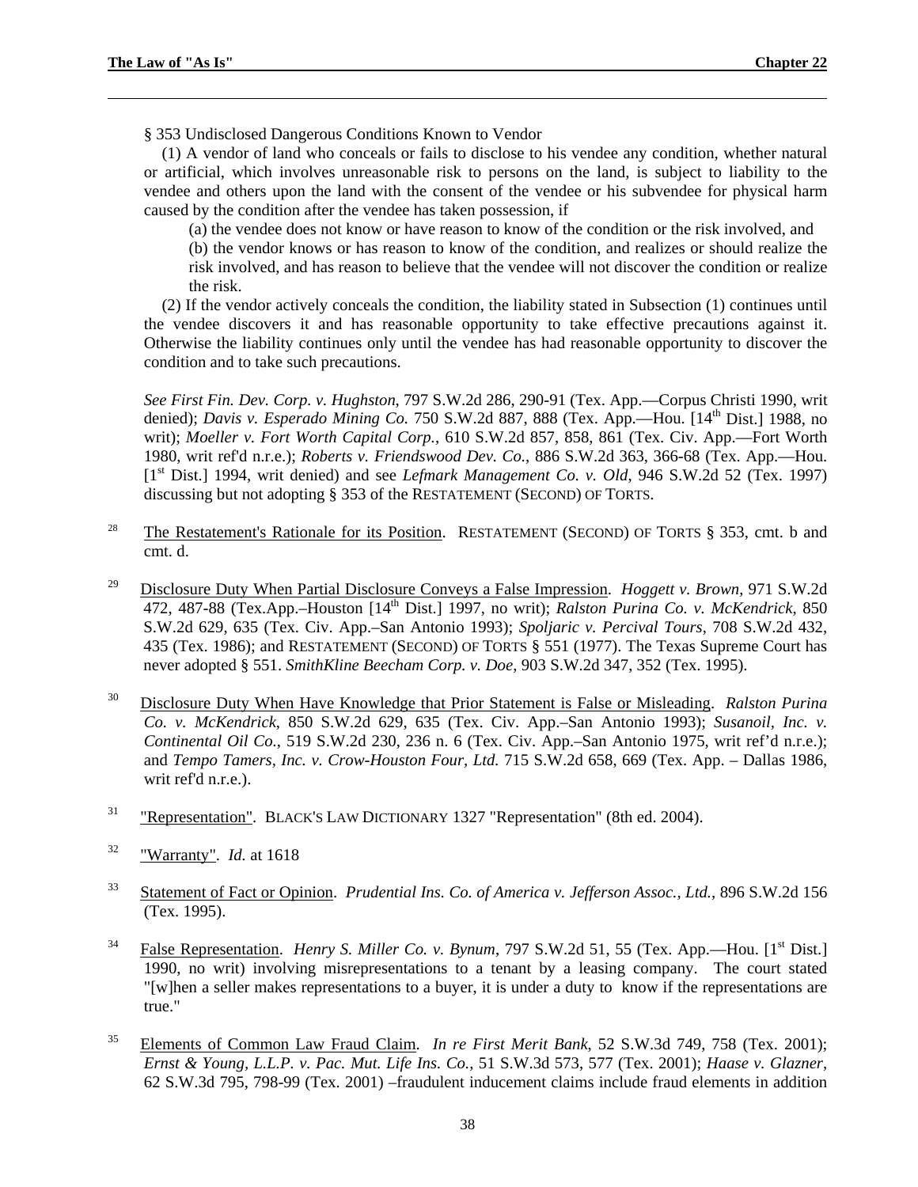§ 353 Undisclosed Dangerous Conditions Known to Vendor

(1) A vendor of land who conceals or fails to disclose to his vendee any condition, whether natural or artificial, which involves unreasonable risk to persons on the land, is subject to liability to the vendee and others upon the land with the consent of the vendee or his subvendee for physical harm caused by the condition after the vendee has taken possession, if

(a) the vendee does not know or have reason to know of the condition or the risk involved, and

(b) the vendor knows or has reason to know of the condition, and realizes or should realize the risk involved, and has reason to believe that the vendee will not discover the condition or realize the risk.

(2) If the vendor actively conceals the condition, the liability stated in Subsection (1) continues until the vendee discovers it and has reasonable opportunity to take effective precautions against it. Otherwise the liability continues only until the vendee has had reasonable opportunity to discover the condition and to take such precautions.

*See First Fin. Dev. Corp. v. Hughston*, 797 S.W.2d 286, 290-91 (Tex. App.—Corpus Christi 1990, writ denied); *Davis v. Esperado Mining Co.* 750 S.W.2d 887, 888 (Tex. App.—Hou. [14th Dist.] 1988, no writ); *Moeller v. Fort Worth Capital Corp.*, 610 S.W.2d 857, 858, 861 (Tex. Civ. App.—Fort Worth 1980, writ ref'd n.r.e.); *Roberts v. Friendswood Dev. Co.*, 886 S.W.2d 363, 366-68 (Tex. App.—Hou. [1st Dist.] 1994, writ denied) and see *Lefmark Management Co. v. Old*, 946 S.W.2d 52 (Tex. 1997) discussing but not adopting § 353 of the RESTATEMENT (SECOND) OF TORTS.

[28] The Restatement's Rationale for its Position. RESTATEMENT (SECOND) OF TORTS § 353, cmt. b and cmt. d.

[29] Disclosure Duty When Partial Disclosure Conveys a False Impression. *Hoggett v. Brown*, 971 S.W.2d 472, 487-88 (Tex.App.–Houston [14th Dist.] 1997, no writ); *Ralston Purina Co. v. McKendrick*, 850 S.W.2d 629, 635 (Tex. Civ. App.–San Antonio 1993); *Spoljaric v. Percival Tours*, 708 S.W.2d 432, 435 (Tex. 1986); and RESTATEMENT (SECOND) OF TORTS § 551 (1977). The Texas Supreme Court has never adopted § 551. *SmithKline Beecham Corp. v. Doe*, 903 S.W.2d 347, 352 (Tex. 1995).

[30] Disclosure Duty When Have Knowledge that Prior Statement is False or Misleading. *Ralston Purina Co. v. McKendrick*, 850 S.W.2d 629, 635 (Tex. Civ. App.–San Antonio 1993); *Susanoil, Inc. v. Continental Oil Co.*, 519 S.W.2d 230, 236 n. 6 (Tex. Civ. App.–San Antonio 1975, writ ref'd n.r.e.); and *Tempo Tamers, Inc. v. Crow-Houston Four, Ltd.* 715 S.W.2d 658, 669 (Tex. App. – Dallas 1986, writ ref'd n.r.e.).

[31] "Representation". BLACK'S LAW DICTIONARY 1327 "Representation" (8th ed. 2004).

[32] "Warranty". *Id.* at 1618

[33] Statement of Fact or Opinion. *Prudential Ins. Co. of America v. Jefferson Assoc., Ltd.*, 896 S.W.2d 156 (Tex. 1995).

[34] False Representation. *Henry S. Miller Co. v. Bynum*, 797 S.W.2d 51, 55 (Tex. App.—Hou. [1st Dist.] 1990, no writ) involving misrepresentations to a tenant by a leasing company. The court stated "[w]hen a seller makes representations to a buyer, it is under a duty to know if the representations are true."

[35] Elements of Common Law Fraud Claim. *In re First Merit Bank*, 52 S.W.3d 749, 758 (Tex. 2001); *Ernst & Young, L.L.P. v. Pac. Mut. Life Ins. Co.*, 51 S.W.3d 573, 577 (Tex. 2001); *Haase v. Glazner*, 62 S.W.3d 795, 798-99 (Tex. 2001) –fraudulent inducement claims include fraud elements in addition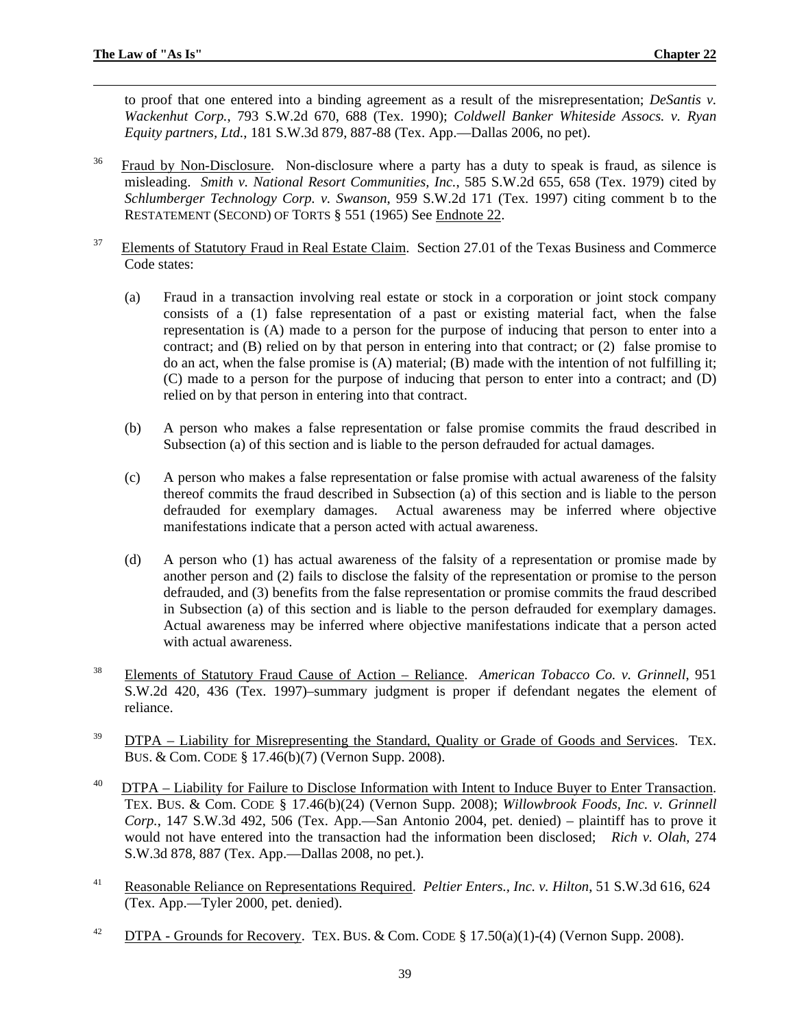to proof that one entered into a binding agreement as a result of the misrepresentation; *DeSantis v. Wackenhut Corp.*, 793 S.W.2d 670, 688 (Tex. 1990); *Coldwell Banker Whiteside Assocs. v. Ryan Equity partners, Ltd.*, 181 S.W.3d 879, 887-88 (Tex. App.—Dallas 2006, no pet).

[36] Fraud by Non-Disclosure. Non-disclosure where a party has a duty to speak is fraud, as silence is misleading. *Smith v. National Resort Communities, Inc.*, 585 S.W.2d 655, 658 (Tex. 1979) cited by *Schlumberger Technology Corp. v. Swanson*, 959 S.W.2d 171 (Tex. 1997) citing comment b to the RESTATEMENT (SECOND) OF TORTS § 551 (1965) See Endnote 22.

[37] Elements of Statutory Fraud in Real Estate Claim. Section 27.01 of the Texas Business and Commerce Code states:

(a) Fraud in a transaction involving real estate or stock in a corporation or joint stock company consists of a (1) false representation of a past or existing material fact, when the false representation is (A) made to a person for the purpose of inducing that person to enter into a contract; and (B) relied on by that person in entering into that contract; or (2) false promise to do an act, when the false promise is (A) material; (B) made with the intention of not fulfilling it; (C) made to a person for the purpose of inducing that person to enter into a contract; and (D) relied on by that person in entering into that contract.

(b) A person who makes a false representation or false promise commits the fraud described in Subsection (a) of this section and is liable to the person defrauded for actual damages.

(c) A person who makes a false representation or false promise with actual awareness of the falsity thereof commits the fraud described in Subsection (a) of this section and is liable to the person defrauded for exemplary damages. Actual awareness may be inferred where objective manifestations indicate that a person acted with actual awareness.

(d) A person who (1) has actual awareness of the falsity of a representation or promise made by another person and (2) fails to disclose the falsity of the representation or promise to the person defrauded, and (3) benefits from the false representation or promise commits the fraud described in Subsection (a) of this section and is liable to the person defrauded for exemplary damages. Actual awareness may be inferred where objective manifestations indicate that a person acted with actual awareness.

[38] Elements of Statutory Fraud Cause of Action – Reliance. *American Tobacco Co. v. Grinnell*, 951 S.W.2d 420, 436 (Tex. 1997)–summary judgment is proper if defendant negates the element of reliance.

[39] DTPA – Liability for Misrepresenting the Standard, Quality or Grade of Goods and Services. TEX. BUS. & Com. CODE § 17.46(b)(7) (Vernon Supp. 2008).

[40] DTPA – Liability for Failure to Disclose Information with Intent to Induce Buyer to Enter Transaction. TEX. BUS. & Com. CODE § 17.46(b)(24) (Vernon Supp. 2008); *Willowbrook Foods, Inc. v. Grinnell Corp.*, 147 S.W.3d 492, 506 (Tex. App.—San Antonio 2004, pet. denied) – plaintiff has to prove it would not have entered into the transaction had the information been disclosed; *Rich v. Olah*, 274 S.W.3d 878, 887 (Tex. App.—Dallas 2008, no pet.).

[41] Reasonable Reliance on Representations Required. *Peltier Enters., Inc. v. Hilton*, 51 S.W.3d 616, 624 (Tex. App.—Tyler 2000, pet. denied).

[42] DTPA - Grounds for Recovery. TEX. BUS. & Com. CODE § 17.50(a)(1)-(4) (Vernon Supp. 2008).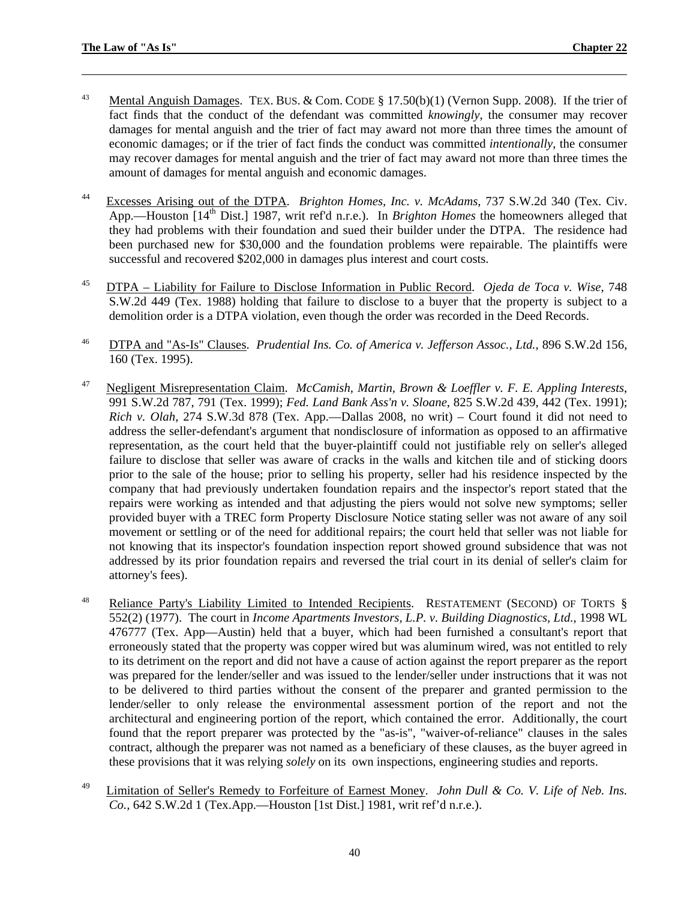[43] Mental Anguish Damages. TEX. BUS. & Com. CODE § 17.50(b)(1) (Vernon Supp. 2008). If the trier of fact finds that the conduct of the defendant was committed *knowingly*, the consumer may recover damages for mental anguish and the trier of fact may award not more than three times the amount of economic damages; or if the trier of fact finds the conduct was committed *intentionally*, the consumer may recover damages for mental anguish and the trier of fact may award not more than three times the amount of damages for mental anguish and economic damages.

[44] Excesses Arising out of the DTPA. *Brighton Homes, Inc. v. McAdams*, 737 S.W.2d 340 (Tex. Civ. App.—Houston [14th Dist.] 1987, writ ref'd n.r.e.). In *Brighton Homes* the homeowners alleged that they had problems with their foundation and sued their builder under the DTPA. The residence had been purchased new for $30,000 and the foundation problems were repairable. The plaintiffs were successful and recovered $202,000 in damages plus interest and court costs.

[45] DTPA – Liability for Failure to Disclose Information in Public Record. *Ojeda de Toca v. Wise*, 748 S.W.2d 449 (Tex. 1988) holding that failure to disclose to a buyer that the property is subject to a demolition order is a DTPA violation, even though the order was recorded in the Deed Records.

[46] DTPA and "As-Is" Clauses. *Prudential Ins. Co. of America v. Jefferson Assoc., Ltd.*, 896 S.W.2d 156, 160 (Tex. 1995).

[47] Negligent Misrepresentation Claim. *McCamish, Martin, Brown & Loeffler v. F. E. Appling Interests*, 991 S.W.2d 787, 791 (Tex. 1999); *Fed. Land Bank Ass'n v. Sloane*, 825 S.W.2d 439, 442 (Tex. 1991); *Rich v. Olah*, 274 S.W.3d 878 (Tex. App.—Dallas 2008, no writ) – Court found it did not need to address the seller-defendant's argument that nondisclosure of information as opposed to an affirmative representation, as the court held that the buyer-plaintiff could not justifiable rely on seller's alleged failure to disclose that seller was aware of cracks in the walls and kitchen tile and of sticking doors prior to the sale of the house; prior to selling his property, seller had his residence inspected by the company that had previously undertaken foundation repairs and the inspector's report stated that the repairs were working as intended and that adjusting the piers would not solve new symptoms; seller provided buyer with a TREC form Property Disclosure Notice stating seller was not aware of any soil movement or settling or of the need for additional repairs; the court held that seller was not liable for not knowing that its inspector's foundation inspection report showed ground subsidence that was not addressed by its prior foundation repairs and reversed the trial court in its denial of seller's claim for attorney's fees).

[48] Reliance Party's Liability Limited to Intended Recipients. RESTATEMENT (SECOND) OF TORTS § 552(2) (1977). The court in *Income Apartments Investors, L.P. v. Building Diagnostics, Ltd.*, 1998 WL 476777 (Tex. App—Austin) held that a buyer, which had been furnished a consultant's report that erroneously stated that the property was copper wired but was aluminum wired, was not entitled to rely to its detriment on the report and did not have a cause of action against the report preparer as the report was prepared for the lender/seller and was issued to the lender/seller under instructions that it was not to be delivered to third parties without the consent of the preparer and granted permission to the lender/seller to only release the environmental assessment portion of the report and not the architectural and engineering portion of the report, which contained the error. Additionally, the court found that the report preparer was protected by the "as-is", "waiver-of-reliance" clauses in the sales contract, although the preparer was not named as a beneficiary of these clauses, as the buyer agreed in these provisions that it was relying *solely* on its own inspections, engineering studies and reports.

[49] Limitation of Seller's Remedy to Forfeiture of Earnest Money. *John Dull & Co. V. Life of Neb. Ins. Co.*, 642 S.W.2d 1 (Tex.App.—Houston [1st Dist.] 1981, writ ref'd n.r.e.).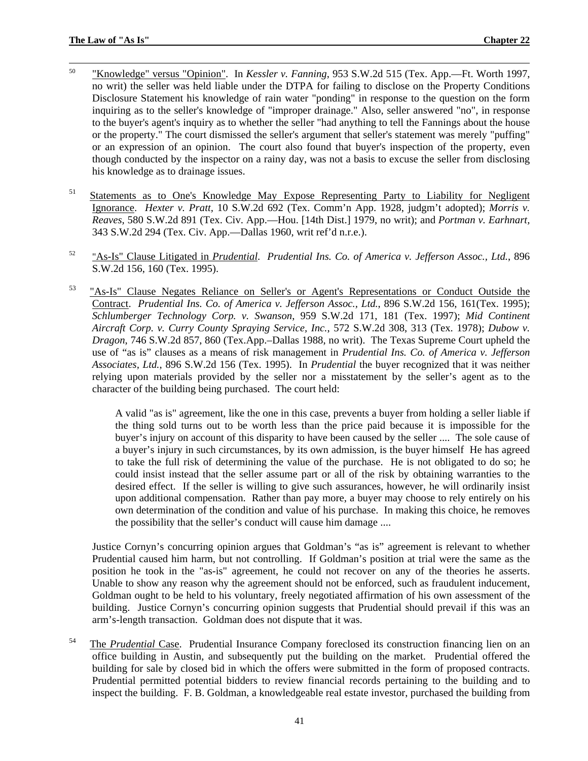[50] "Knowledge" versus "Opinion". In *Kessler v. Fanning*, 953 S.W.2d 515 (Tex. App.—Ft. Worth 1997, no writ) the seller was held liable under the DTPA for failing to disclose on the Property Conditions Disclosure Statement his knowledge of rain water "ponding" in response to the question on the form inquiring as to the seller's knowledge of "improper drainage." Also, seller answered "no", in response to the buyer's agent's inquiry as to whether the seller "had anything to tell the Fannings about the house or the property." The court dismissed the seller's argument that seller's statement was merely "puffing" or an expression of an opinion. The court also found that buyer's inspection of the property, even though conducted by the inspector on a rainy day, was not a basis to excuse the seller from disclosing his knowledge as to drainage issues.

[51] Statements as to One's Knowledge May Expose Representing Party to Liability for Negligent Ignorance. *Hexter v. Pratt*, 10 S.W.2d 692 (Tex. Comm'n App. 1928, judgm't adopted); *Morris v. Reaves*, 580 S.W.2d 891 (Tex. Civ. App.—Hou. [14th Dist.] 1979, no writ); and *Portman v. Earnhart*, 343 S.W.2d 294 (Tex. Civ. App.—Dallas 1960, writ ref'd n.r.e.).

[52] "As-Is" Clause Litigated in *Prudential*. *Prudential Ins. Co. of America v. Jefferson Assoc., Ltd.*, 896 S.W.2d 156, 160 (Tex. 1995).

[53] "As-Is" Clause Negates Reliance on Seller's or Agent's Representations or Conduct Outside the Contract. *Prudential Ins. Co. of America v. Jefferson Assoc., Ltd.*, 896 S.W.2d 156, 161(Tex. 1995); *Schlumberger Technology Corp. v. Swanson*, 959 S.W.2d 171, 181 (Tex. 1997); *Mid Continent Aircraft Corp. v. Curry County Spraying Service, Inc.*, 572 S.W.2d 308, 313 (Tex. 1978); *Dubow v. Dragon*, 746 S.W.2d 857, 860 (Tex.App.–Dallas 1988, no writ). The Texas Supreme Court upheld the use of "as is" clauses as a means of risk management in *Prudential Ins. Co. of America v. Jefferson Associates, Ltd.*, 896 S.W.2d 156 (Tex. 1995). In *Prudential* the buyer recognized that it was neither relying upon materials provided by the seller nor a misstatement by the seller's agent as to the character of the building being purchased. The court held:

> A valid "as is" agreement, like the one in this case, prevents a buyer from holding a seller liable if the thing sold turns out to be worth less than the price paid because it is impossible for the buyer's injury on account of this disparity to have been caused by the seller .... The sole cause of a buyer's injury in such circumstances, by its own admission, is the buyer himself He has agreed to take the full risk of determining the value of the purchase. He is not obligated to do so; he could insist instead that the seller assume part or all of the risk by obtaining warranties to the desired effect. If the seller is willing to give such assurances, however, he will ordinarily insist upon additional compensation. Rather than pay more, a buyer may choose to rely entirely on his own determination of the condition and value of his purchase. In making this choice, he removes the possibility that the seller's conduct will cause him damage ....

Justice Cornyn's concurring opinion argues that Goldman's "as is" agreement is relevant to whether Prudential caused him harm, but not controlling. If Goldman's position at trial were the same as the position he took in the "as-is" agreement, he could not recover on any of the theories he asserts. Unable to show any reason why the agreement should not be enforced, such as fraudulent inducement, Goldman ought to be held to his voluntary, freely negotiated affirmation of his own assessment of the building. Justice Cornyn's concurring opinion suggests that Prudential should prevail if this was an arm's-length transaction. Goldman does not dispute that it was.

[54] The *Prudential* Case. Prudential Insurance Company foreclosed its construction financing lien on an office building in Austin, and subsequently put the building on the market. Prudential offered the building for sale by closed bid in which the offers were submitted in the form of proposed contracts. Prudential permitted potential bidders to review financial records pertaining to the building and to inspect the building. F. B. Goldman, a knowledgeable real estate investor, purchased the building from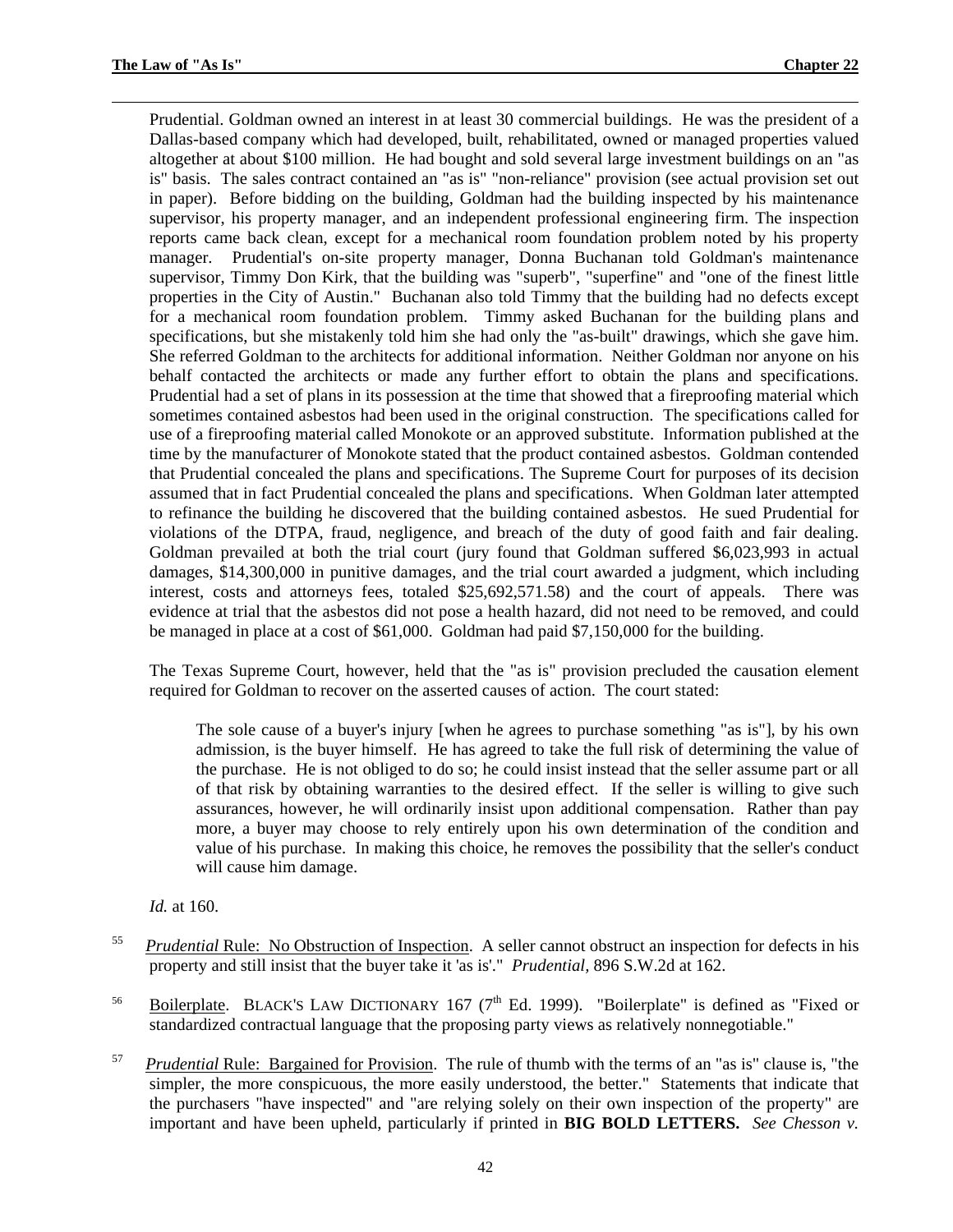Prudential. Goldman owned an interest in at least 30 commercial buildings. He was the president of a Dallas-based company which had developed, built, rehabilitated, owned or managed properties valued altogether at about $100 million. He had bought and sold several large investment buildings on an "as is" basis. The sales contract contained an "as is" "non-reliance" provision (see actual provision set out in paper). Before bidding on the building, Goldman had the building inspected by his maintenance supervisor, his property manager, and an independent professional engineering firm. The inspection reports came back clean, except for a mechanical room foundation problem noted by his property manager. Prudential's on-site property manager, Donna Buchanan told Goldman's maintenance supervisor, Timmy Don Kirk, that the building was "superb", "superfine" and "one of the finest little properties in the City of Austin." Buchanan also told Timmy that the building had no defects except for a mechanical room foundation problem. Timmy asked Buchanan for the building plans and specifications, but she mistakenly told him she had only the "as-built" drawings, which she gave him. She referred Goldman to the architects for additional information. Neither Goldman nor anyone on his behalf contacted the architects or made any further effort to obtain the plans and specifications. Prudential had a set of plans in its possession at the time that showed that a fireproofing material which sometimes contained asbestos had been used in the original construction. The specifications called for use of a fireproofing material called Monokote or an approved substitute. Information published at the time by the manufacturer of Monokote stated that the product contained asbestos. Goldman contended that Prudential concealed the plans and specifications. The Supreme Court for purposes of its decision assumed that in fact Prudential concealed the plans and specifications. When Goldman later attempted to refinance the building he discovered that the building contained asbestos. He sued Prudential for violations of the DTPA, fraud, negligence, and breach of the duty of good faith and fair dealing. Goldman prevailed at both the trial court (jury found that Goldman suffered $6,023,993 in actual damages, $14,300,000 in punitive damages, and the trial court awarded a judgment, which including interest, costs and attorneys fees, totaled $25,692,571.58) and the court of appeals. There was evidence at trial that the asbestos did not pose a health hazard, did not need to be removed, and could be managed in place at a cost of $61,000. Goldman had paid $7,150,000 for the building.

The Texas Supreme Court, however, held that the "as is" provision precluded the causation element required for Goldman to recover on the asserted causes of action. The court stated:

> The sole cause of a buyer's injury [when he agrees to purchase something "as is"], by his own admission, is the buyer himself. He has agreed to take the full risk of determining the value of the purchase. He is not obliged to do so; he could insist instead that the seller assume part or all of that risk by obtaining warranties to the desired effect. If the seller is willing to give such assurances, however, he will ordinarily insist upon additional compensation. Rather than pay more, a buyer may choose to rely entirely upon his own determination of the condition and value of his purchase. In making this choice, he removes the possibility that the seller's conduct will cause him damage.

*Id.* at 160.

[55] *Prudential* Rule: No Obstruction of Inspection. A seller cannot obstruct an inspection for defects in his property and still insist that the buyer take it 'as is'." *Prudential,* 896 S.W.2d at 162.

[56] Boilerplate. BLACK'S LAW DICTIONARY 167 (7th Ed. 1999). "Boilerplate" is defined as "Fixed or standardized contractual language that the proposing party views as relatively nonnegotiable."

[57] *Prudential* Rule: Bargained for Provision. The rule of thumb with the terms of an "as is" clause is, "the simpler, the more conspicuous, the more easily understood, the better." Statements that indicate that the purchasers "have inspected" and "are relying solely on their own inspection of the property" are important and have been upheld, particularly if printed in **BIG BOLD LETTERS.** *See Chesson v.*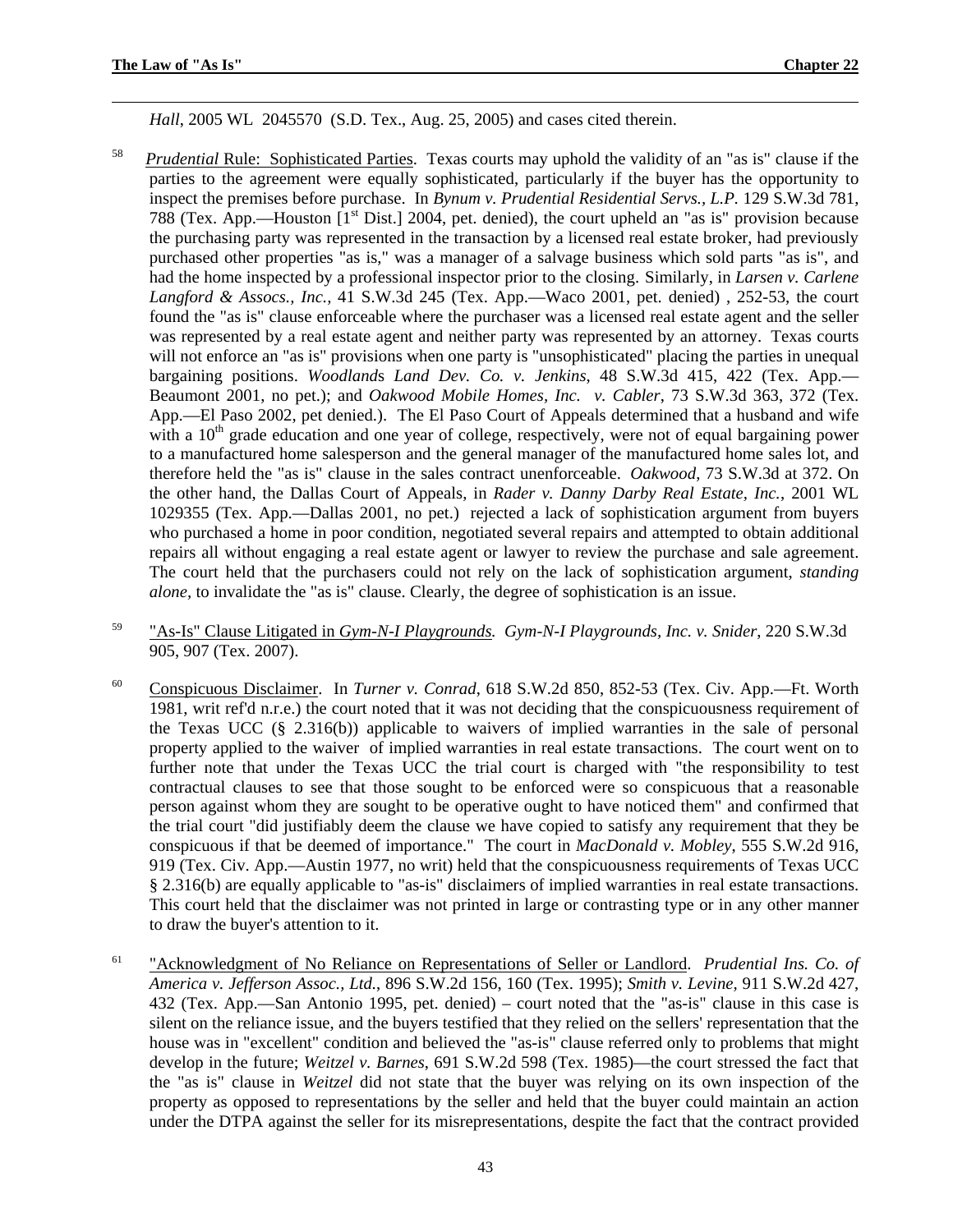*Hall*, 2005 WL 2045570 (S.D. Tex., Aug. 25, 2005) and cases cited therein.

58 *Prudential* Rule: Sophisticated Parties. Texas courts may uphold the validity of an "as is" clause if the parties to the agreement were equally sophisticated, particularly if the buyer has the opportunity to inspect the premises before purchase. In *Bynum v. Prudential Residential Servs., L.P.* 129 S.W.3d 781, 788 (Tex. App.—Houston [1st Dist.] 2004, pet. denied), the court upheld an "as is" provision because the purchasing party was represented in the transaction by a licensed real estate broker, had previously purchased other properties "as is," was a manager of a salvage business which sold parts "as is", and had the home inspected by a professional inspector prior to the closing. Similarly, in *Larsen v. Carlene Langford & Assocs., Inc.*, 41 S.W.3d 245 (Tex. App.—Waco 2001, pet. denied) , 252-53, the court found the "as is" clause enforceable where the purchaser was a licensed real estate agent and the seller was represented by a real estate agent and neither party was represented by an attorney. Texas courts will not enforce an "as is" provisions when one party is "unsophisticated" placing the parties in unequal bargaining positions. *Woodlands Land Dev. Co. v. Jenkins*, 48 S.W.3d 415, 422 (Tex. App.—Beaumont 2001, no pet.); and *Oakwood Mobile Homes, Inc. v. Cabler*, 73 S.W.3d 363, 372 (Tex. App.—El Paso 2002, pet denied.). The El Paso Court of Appeals determined that a husband and wife with a 10th grade education and one year of college, respectively, were not of equal bargaining power to a manufactured home salesperson and the general manager of the manufactured home sales lot, and therefore held the "as is" clause in the sales contract unenforceable. *Oakwood*, 73 S.W.3d at 372. On the other hand, the Dallas Court of Appeals, in *Rader v. Danny Darby Real Estate, Inc.*, 2001 WL 1029355 (Tex. App.—Dallas 2001, no pet.) rejected a lack of sophistication argument from buyers who purchased a home in poor condition, negotiated several repairs and attempted to obtain additional repairs all without engaging a real estate agent or lawyer to review the purchase and sale agreement. The court held that the purchasers could not rely on the lack of sophistication argument, *standing alone*, to invalidate the "as is" clause. Clearly, the degree of sophistication is an issue.

59 "As-Is" Clause Litigated in *Gym-N-I Playgrounds*. *Gym-N-I Playgrounds, Inc. v. Snider*, 220 S.W.3d 905, 907 (Tex. 2007).

60 Conspicuous Disclaimer. In *Turner v. Conrad*, 618 S.W.2d 850, 852-53 (Tex. Civ. App.—Ft. Worth 1981, writ ref'd n.r.e.) the court noted that it was not deciding that the conspicuousness requirement of the Texas UCC (§ 2.316(b)) applicable to waivers of implied warranties in the sale of personal property applied to the waiver of implied warranties in real estate transactions. The court went on to further note that under the Texas UCC the trial court is charged with "the responsibility to test contractual clauses to see that those sought to be enforced were so conspicuous that a reasonable person against whom they are sought to be operative ought to have noticed them" and confirmed that the trial court "did justifiably deem the clause we have copied to satisfy any requirement that they be conspicuous if that be deemed of importance." The court in *MacDonald v. Mobley*, 555 S.W.2d 916, 919 (Tex. Civ. App.—Austin 1977, no writ) held that the conspicuousness requirements of Texas UCC § 2.316(b) are equally applicable to "as-is" disclaimers of implied warranties in real estate transactions. This court held that the disclaimer was not printed in large or contrasting type or in any other manner to draw the buyer's attention to it.

61 "Acknowledgment of No Reliance on Representations of Seller or Landlord. *Prudential Ins. Co. of America v. Jefferson Assoc., Ltd.*, 896 S.W.2d 156, 160 (Tex. 1995); *Smith v. Levine*, 911 S.W.2d 427, 432 (Tex. App.—San Antonio 1995, pet. denied) – court noted that the "as-is" clause in this case is silent on the reliance issue, and the buyers testified that they relied on the sellers' representation that the house was in "excellent" condition and believed the "as-is" clause referred only to problems that might develop in the future; *Weitzel v. Barnes*, 691 S.W.2d 598 (Tex. 1985)—the court stressed the fact that the "as is" clause in *Weitzel* did not state that the buyer was relying on its own inspection of the property as opposed to representations by the seller and held that the buyer could maintain an action under the DTPA against the seller for its misrepresentations, despite the fact that the contract provided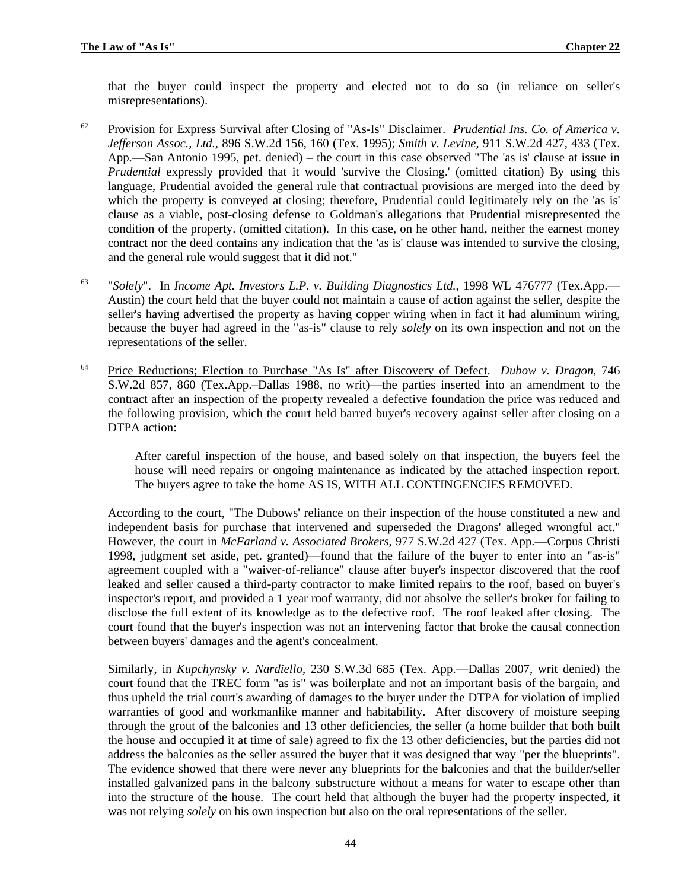that the buyer could inspect the property and elected not to do so (in reliance on seller's misrepresentations).

[62] Provision for Express Survival after Closing of "As-Is" Disclaimer. *Prudential Ins. Co. of America v. Jefferson Assoc., Ltd.*, 896 S.W.2d 156, 160 (Tex. 1995); *Smith v. Levine,* 911 S.W.2d 427, 433 (Tex. App.—San Antonio 1995, pet. denied) – the court in this case observed "The 'as is' clause at issue in *Prudential* expressly provided that it would 'survive the Closing.' (omitted citation) By using this language, Prudential avoided the general rule that contractual provisions are merged into the deed by which the property is conveyed at closing; therefore, Prudential could legitimately rely on the 'as is' clause as a viable, post-closing defense to Goldman's allegations that Prudential misrepresented the condition of the property. (omitted citation). In this case, on he other hand, neither the earnest money contract nor the deed contains any indication that the 'as is' clause was intended to survive the closing, and the general rule would suggest that it did not."

[63] "*Solely*". In *Income Apt. Investors L.P. v. Building Diagnostics Ltd.*, 1998 WL 476777 (Tex.App.—Austin) the court held that the buyer could not maintain a cause of action against the seller, despite the seller's having advertised the property as having copper wiring when in fact it had aluminum wiring, because the buyer had agreed in the "as-is" clause to rely *solely* on its own inspection and not on the representations of the seller.

[64] Price Reductions; Election to Purchase "As Is" after Discovery of Defect. *Dubow v. Dragon*, 746 S.W.2d 857, 860 (Tex.App.–Dallas 1988, no writ)—the parties inserted into an amendment to the contract after an inspection of the property revealed a defective foundation the price was reduced and the following provision, which the court held barred buyer's recovery against seller after closing on a DTPA action:

> After careful inspection of the house, and based solely on that inspection, the buyers feel the house will need repairs or ongoing maintenance as indicated by the attached inspection report. The buyers agree to take the home AS IS, WITH ALL CONTINGENCIES REMOVED.

According to the court, "The Dubows' reliance on their inspection of the house constituted a new and independent basis for purchase that intervened and superseded the Dragons' alleged wrongful act." However, the court in *McFarland v. Associated Brokers*, 977 S.W.2d 427 (Tex. App.—Corpus Christi 1998, judgment set aside, pet. granted)—found that the failure of the buyer to enter into an "as-is" agreement coupled with a "waiver-of-reliance" clause after buyer's inspector discovered that the roof leaked and seller caused a third-party contractor to make limited repairs to the roof, based on buyer's inspector's report, and provided a 1 year roof warranty, did not absolve the seller's broker for failing to disclose the full extent of its knowledge as to the defective roof. The roof leaked after closing. The court found that the buyer's inspection was not an intervening factor that broke the causal connection between buyers' damages and the agent's concealment.

Similarly, in *Kupchynsky v. Nardiello*, 230 S.W.3d 685 (Tex. App.—Dallas 2007, writ denied) the court found that the TREC form "as is" was boilerplate and not an important basis of the bargain, and thus upheld the trial court's awarding of damages to the buyer under the DTPA for violation of implied warranties of good and workmanlike manner and habitability. After discovery of moisture seeping through the grout of the balconies and 13 other deficiencies, the seller (a home builder that both built the house and occupied it at time of sale) agreed to fix the 13 other deficiencies, but the parties did not address the balconies as the seller assured the buyer that it was designed that way "per the blueprints". The evidence showed that there were never any blueprints for the balconies and that the builder/seller installed galvanized pans in the balcony substructure without a means for water to escape other than into the structure of the house. The court held that although the buyer had the property inspected, it was not relying *solely* on his own inspection but also on the oral representations of the seller.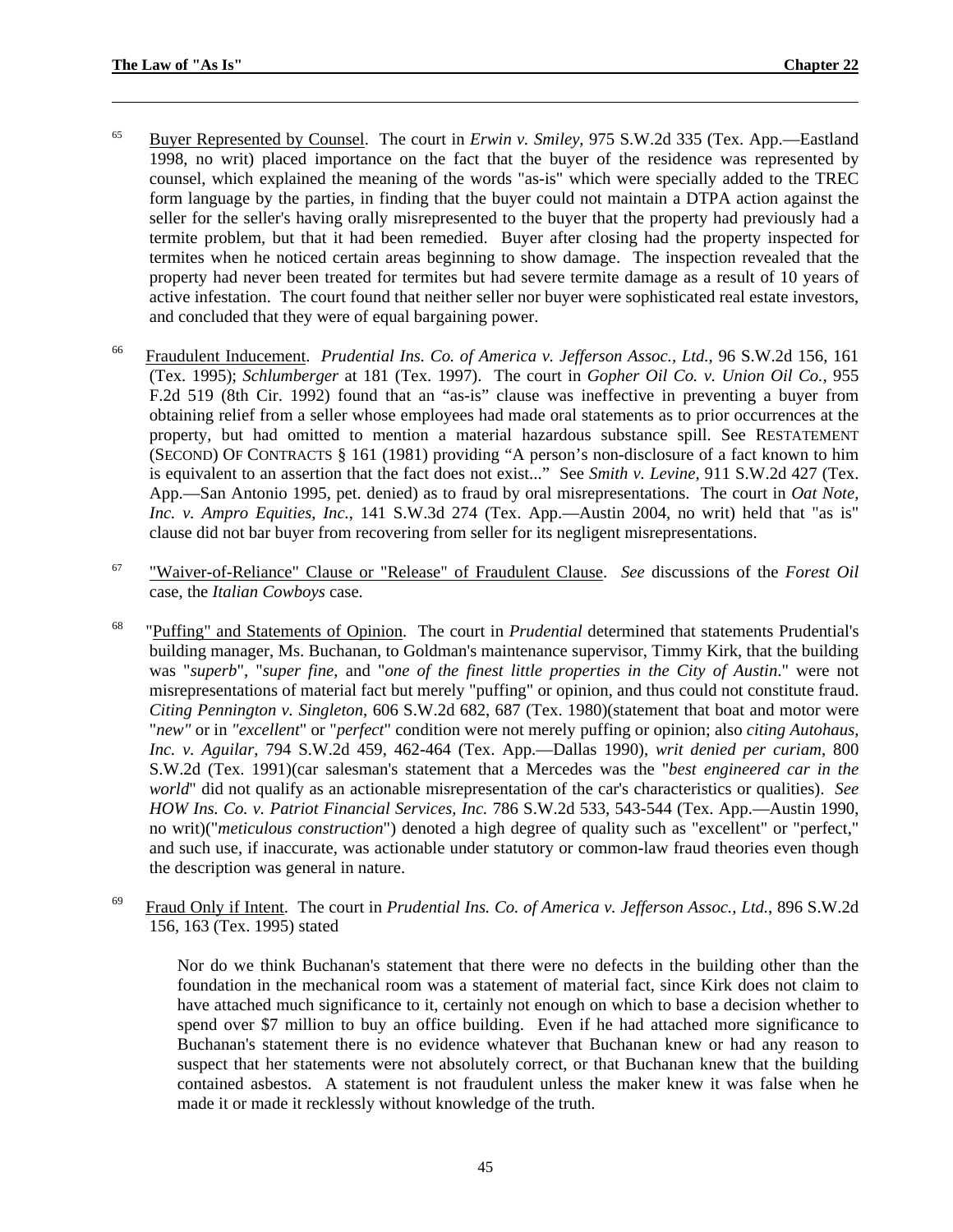[65] Buyer Represented by Counsel. The court in *Erwin v. Smiley*, 975 S.W.2d 335 (Tex. App.—Eastland 1998, no writ) placed importance on the fact that the buyer of the residence was represented by counsel, which explained the meaning of the words "as-is" which were specially added to the TREC form language by the parties, in finding that the buyer could not maintain a DTPA action against the seller for the seller's having orally misrepresented to the buyer that the property had previously had a termite problem, but that it had been remedied. Buyer after closing had the property inspected for termites when he noticed certain areas beginning to show damage. The inspection revealed that the property had never been treated for termites but had severe termite damage as a result of 10 years of active infestation. The court found that neither seller nor buyer were sophisticated real estate investors, and concluded that they were of equal bargaining power.

[66] Fraudulent Inducement. *Prudential Ins. Co. of America v. Jefferson Assoc., Ltd.*, 96 S.W.2d 156, 161 (Tex. 1995); *Schlumberger* at 181 (Tex. 1997). The court in *Gopher Oil Co. v. Union Oil Co.*, 955 F.2d 519 (8th Cir. 1992) found that an "as-is" clause was ineffective in preventing a buyer from obtaining relief from a seller whose employees had made oral statements as to prior occurrences at the property, but had omitted to mention a material hazardous substance spill. See RESTATEMENT (SECOND) OF CONTRACTS § 161 (1981) providing "A person's non-disclosure of a fact known to him is equivalent to an assertion that the fact does not exist..." See *Smith v. Levine*, 911 S.W.2d 427 (Tex. App.—San Antonio 1995, pet. denied) as to fraud by oral misrepresentations. The court in *Oat Note, Inc. v. Ampro Equities, Inc.*, 141 S.W.3d 274 (Tex. App.—Austin 2004, no writ) held that "as is" clause did not bar buyer from recovering from seller for its negligent misrepresentations.

[67] "Waiver-of-Reliance" Clause or "Release" of Fraudulent Clause. *See* discussions of the *Forest Oil* case, the *Italian Cowboys* case.

[68] "Puffing" and Statements of Opinion. The court in *Prudential* determined that statements Prudential's building manager, Ms. Buchanan, to Goldman's maintenance supervisor, Timmy Kirk, that the building was "*superb*", "*super fine*, and "*one of the finest little properties in the City of Austin*." were not misrepresentations of material fact but merely "puffing" or opinion, and thus could not constitute fraud. *Citing Pennington v. Singleton*, 606 S.W.2d 682, 687 (Tex. 1980)(statement that boat and motor were "*new"* or in *"excellent*" or "*perfect*" condition were not merely puffing or opinion; also *citing Autohaus, Inc. v. Aguilar*, 794 S.W.2d 459, 462-464 (Tex. App.—Dallas 1990), *writ denied per curiam*, 800 S.W.2d (Tex. 1991)(car salesman's statement that a Mercedes was the "*best engineered car in the world*" did not qualify as an actionable misrepresentation of the car's characteristics or qualities). *See HOW Ins. Co. v. Patriot Financial Services, Inc.* 786 S.W.2d 533, 543-544 (Tex. App.—Austin 1990, no writ)("*meticulous construction*") denoted a high degree of quality such as "excellent" or "perfect," and such use, if inaccurate, was actionable under statutory or common-law fraud theories even though the description was general in nature.

[69] Fraud Only if Intent. The court in *Prudential Ins. Co. of America v. Jefferson Assoc., Ltd.*, 896 S.W.2d 156, 163 (Tex. 1995) stated

> Nor do we think Buchanan's statement that there were no defects in the building other than the foundation in the mechanical room was a statement of material fact, since Kirk does not claim to have attached much significance to it, certainly not enough on which to base a decision whether to spend over $7 million to buy an office building. Even if he had attached more significance to Buchanan's statement there is no evidence whatever that Buchanan knew or had any reason to suspect that her statements were not absolutely correct, or that Buchanan knew that the building contained asbestos. A statement is not fraudulent unless the maker knew it was false when he made it or made it recklessly without knowledge of the truth.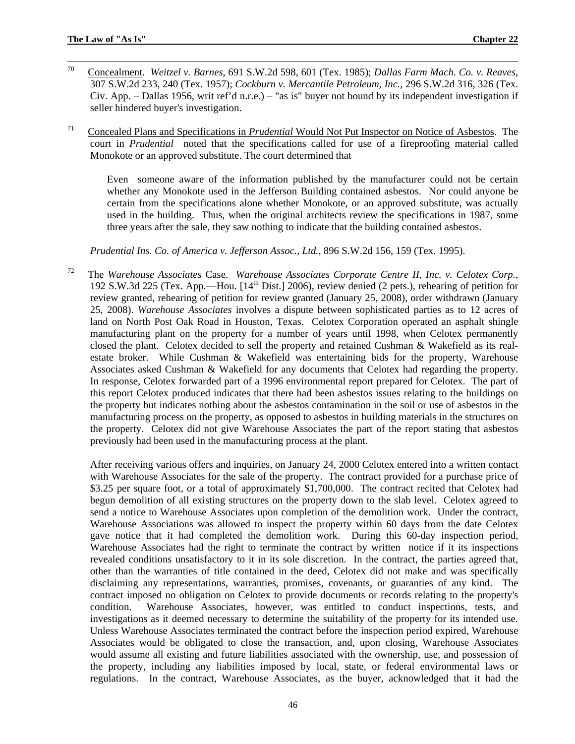[70] Concealment. *Weitzel v. Barnes*, 691 S.W.2d 598, 601 (Tex. 1985); *Dallas Farm Mach. Co. v. Reaves*, 307 S.W.2d 233, 240 (Tex. 1957); *Cockburn v. Mercantile Petroleum, Inc.*, 296 S.W.2d 316, 326 (Tex. Civ. App. – Dallas 1956, writ ref'd n.r.e.) – "as is" buyer not bound by its independent investigation if seller hindered buyer's investigation.

[71] Concealed Plans and Specifications in *Prudential* Would Not Put Inspector on Notice of Asbestos. The court in *Prudential* noted that the specifications called for use of a fireproofing material called Monokote or an approved substitute. The court determined that

> Even someone aware of the information published by the manufacturer could not be certain whether any Monokote used in the Jefferson Building contained asbestos. Nor could anyone be certain from the specifications alone whether Monokote, or an approved substitute, was actually used in the building. Thus, when the original architects review the specifications in 1987, some three years after the sale, they saw nothing to indicate that the building contained asbestos.

*Prudential Ins. Co. of America v. Jefferson Assoc., Ltd.*, 896 S.W.2d 156, 159 (Tex. 1995).

[72] The *Warehouse Associates* Case. *Warehouse Associates Corporate Centre II, Inc. v. Celotex Corp.*, 192 S.W.3d 225 (Tex. App.—Hou. [14th Dist.] 2006), review denied (2 pets.), rehearing of petition for review granted, rehearing of petition for review granted (January 25, 2008), order withdrawn (January 25, 2008). *Warehouse Associates* involves a dispute between sophisticated parties as to 12 acres of land on North Post Oak Road in Houston, Texas. Celotex Corporation operated an asphalt shingle manufacturing plant on the property for a number of years until 1998, when Celotex permanently closed the plant. Celotex decided to sell the property and retained Cushman & Wakefield as its real-estate broker. While Cushman & Wakefield was entertaining bids for the property, Warehouse Associates asked Cushman & Wakefield for any documents that Celotex had regarding the property. In response, Celotex forwarded part of a 1996 environmental report prepared for Celotex. The part of this report Celotex produced indicates that there had been asbestos issues relating to the buildings on the property but indicates nothing about the asbestos contamination in the soil or use of asbestos in the manufacturing process on the property, as opposed to asbestos in building materials in the structures on the property. Celotex did not give Warehouse Associates the part of the report stating that asbestos previously had been used in the manufacturing process at the plant.

After receiving various offers and inquiries, on January 24, 2000 Celotex entered into a written contact with Warehouse Associates for the sale of the property. The contract provided for a purchase price of $3.25 per square foot, or a total of approximately $1,700,000. The contract recited that Celotex had begun demolition of all existing structures on the property down to the slab level. Celotex agreed to send a notice to Warehouse Associates upon completion of the demolition work. Under the contract, Warehouse Associations was allowed to inspect the property within 60 days from the date Celotex gave notice that it had completed the demolition work. During this 60-day inspection period, Warehouse Associates had the right to terminate the contract by written notice if it its inspections revealed conditions unsatisfactory to it in its sole discretion. In the contract, the parties agreed that, other than the warranties of title contained in the deed, Celotex did not make and was specifically disclaiming any representations, warranties, promises, covenants, or guaranties of any kind. The contract imposed no obligation on Celotex to provide documents or records relating to the property's condition. Warehouse Associates, however, was entitled to conduct inspections, tests, and investigations as it deemed necessary to determine the suitability of the property for its intended use. Unless Warehouse Associates terminated the contract before the inspection period expired, Warehouse Associates would be obligated to close the transaction, and, upon closing, Warehouse Associates would assume all existing and future liabilities associated with the ownership, use, and possession of the property, including any liabilities imposed by local, state, or federal environmental laws or regulations. In the contract, Warehouse Associates, as the buyer, acknowledged that it had the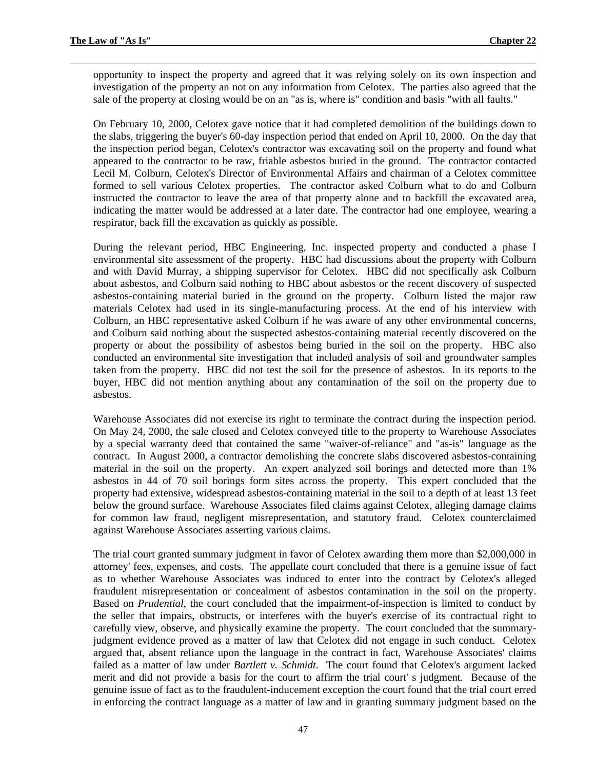opportunity to inspect the property and agreed that it was relying solely on its own inspection and investigation of the property an not on any information from Celotex. The parties also agreed that the sale of the property at closing would be on an "as is, where is" condition and basis "with all faults."

On February 10, 2000, Celotex gave notice that it had completed demolition of the buildings down to the slabs, triggering the buyer's 60-day inspection period that ended on April 10, 2000. On the day that the inspection period began, Celotex's contractor was excavating soil on the property and found what appeared to the contractor to be raw, friable asbestos buried in the ground. The contractor contacted Lecil M. Colburn, Celotex's Director of Environmental Affairs and chairman of a Celotex committee formed to sell various Celotex properties. The contractor asked Colburn what to do and Colburn instructed the contractor to leave the area of that property alone and to backfill the excavated area, indicating the matter would be addressed at a later date. The contractor had one employee, wearing a respirator, back fill the excavation as quickly as possible.

During the relevant period, HBC Engineering, Inc. inspected property and conducted a phase I environmental site assessment of the property. HBC had discussions about the property with Colburn and with David Murray, a shipping supervisor for Celotex. HBC did not specifically ask Colburn about asbestos, and Colburn said nothing to HBC about asbestos or the recent discovery of suspected asbestos-containing material buried in the ground on the property. Colburn listed the major raw materials Celotex had used in its single-manufacturing process. At the end of his interview with Colburn, an HBC representative asked Colburn if he was aware of any other environmental concerns, and Colburn said nothing about the suspected asbestos-containing material recently discovered on the property or about the possibility of asbestos being buried in the soil on the property. HBC also conducted an environmental site investigation that included analysis of soil and groundwater samples taken from the property. HBC did not test the soil for the presence of asbestos. In its reports to the buyer, HBC did not mention anything about any contamination of the soil on the property due to asbestos.

Warehouse Associates did not exercise its right to terminate the contract during the inspection period. On May 24, 2000, the sale closed and Celotex conveyed title to the property to Warehouse Associates by a special warranty deed that contained the same "waiver-of-reliance" and "as-is" language as the contract. In August 2000, a contractor demolishing the concrete slabs discovered asbestos-containing material in the soil on the property. An expert analyzed soil borings and detected more than 1% asbestos in 44 of 70 soil borings form sites across the property. This expert concluded that the property had extensive, widespread asbestos-containing material in the soil to a depth of at least 13 feet below the ground surface. Warehouse Associates filed claims against Celotex, alleging damage claims for common law fraud, negligent misrepresentation, and statutory fraud. Celotex counterclaimed against Warehouse Associates asserting various claims.

The trial court granted summary judgment in favor of Celotex awarding them more than $2,000,000 in attorney' fees, expenses, and costs. The appellate court concluded that there is a genuine issue of fact as to whether Warehouse Associates was induced to enter into the contract by Celotex's alleged fraudulent misrepresentation or concealment of asbestos contamination in the soil on the property. Based on *Prudential*, the court concluded that the impairment-of-inspection is limited to conduct by the seller that impairs, obstructs, or interferes with the buyer's exercise of its contractual right to carefully view, observe, and physically examine the property. The court concluded that the summary-judgment evidence proved as a matter of law that Celotex did not engage in such conduct. Celotex argued that, absent reliance upon the language in the contract in fact, Warehouse Associates' claims failed as a matter of law under *Bartlett v. Schmidt*. The court found that Celotex's argument lacked merit and did not provide a basis for the court to affirm the trial court' s judgment. Because of the genuine issue of fact as to the fraudulent-inducement exception the court found that the trial court erred in enforcing the contract language as a matter of law and in granting summary judgment based on the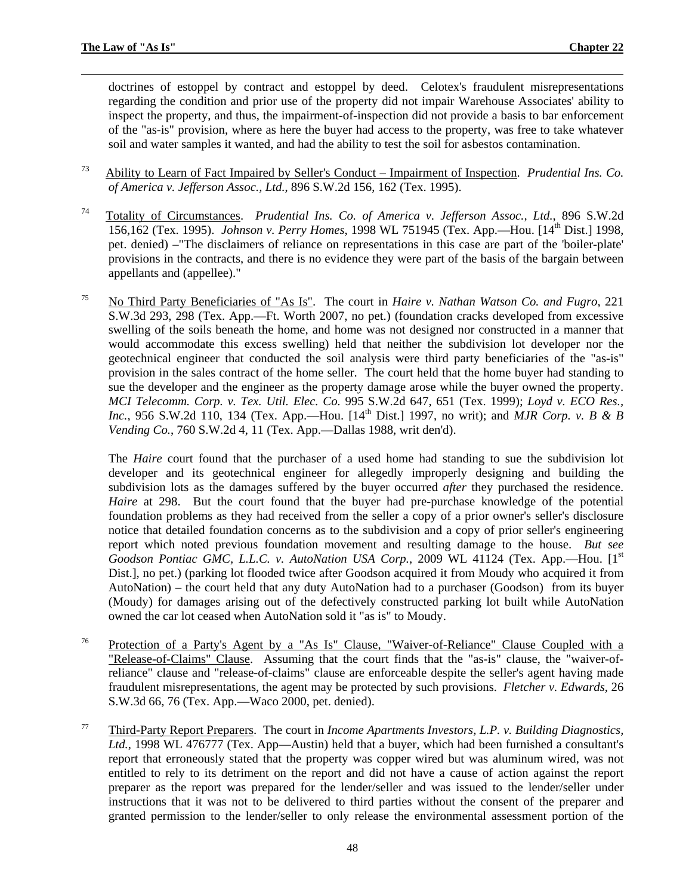doctrines of estoppel by contract and estoppel by deed. Celotex's fraudulent misrepresentations regarding the condition and prior use of the property did not impair Warehouse Associates' ability to inspect the property, and thus, the impairment-of-inspection did not provide a basis to bar enforcement of the "as-is" provision, where as here the buyer had access to the property, was free to take whatever soil and water samples it wanted, and had the ability to test the soil for asbestos contamination.

[73] Ability to Learn of Fact Impaired by Seller's Conduct – Impairment of Inspection. *Prudential Ins. Co. of America v. Jefferson Assoc., Ltd.*, 896 S.W.2d 156, 162 (Tex. 1995).

[74] Totality of Circumstances. *Prudential Ins. Co. of America v. Jefferson Assoc., Ltd.*, 896 S.W.2d 156,162 (Tex. 1995). *Johnson v. Perry Homes*, 1998 WL 751945 (Tex. App.—Hou. [14th Dist.] 1998, pet. denied) –"The disclaimers of reliance on representations in this case are part of the 'boiler-plate' provisions in the contracts, and there is no evidence they were part of the basis of the bargain between appellants and (appellee)."

[75] No Third Party Beneficiaries of "As Is". The court in *Haire v. Nathan Watson Co. and Fugro*, 221 S.W.3d 293, 298 (Tex. App.—Ft. Worth 2007, no pet.) (foundation cracks developed from excessive swelling of the soils beneath the home, and home was not designed nor constructed in a manner that would accommodate this excess swelling) held that neither the subdivision lot developer nor the geotechnical engineer that conducted the soil analysis were third party beneficiaries of the "as-is" provision in the sales contract of the home seller. The court held that the home buyer had standing to sue the developer and the engineer as the property damage arose while the buyer owned the property. *MCI Telecomm. Corp. v. Tex. Util. Elec. Co.* 995 S.W.2d 647, 651 (Tex. 1999); *Loyd v. ECO Res., Inc.*, 956 S.W.2d 110, 134 (Tex. App.—Hou. [14th Dist.] 1997, no writ); and *MJR Corp. v. B & B Vending Co.*, 760 S.W.2d 4, 11 (Tex. App.—Dallas 1988, writ den'd).

The *Haire* court found that the purchaser of a used home had standing to sue the subdivision lot developer and its geotechnical engineer for allegedly improperly designing and building the subdivision lots as the damages suffered by the buyer occurred *after* they purchased the residence. *Haire* at 298. But the court found that the buyer had pre-purchase knowledge of the potential foundation problems as they had received from the seller a copy of a prior owner's seller's disclosure notice that detailed foundation concerns as to the subdivision and a copy of prior seller's engineering report which noted previous foundation movement and resulting damage to the house. *But see Goodson Pontiac GMC, L.L.C. v. AutoNation USA Corp.*, 2009 WL 41124 (Tex. App.—Hou. [1st Dist.], no pet.) (parking lot flooded twice after Goodson acquired it from Moudy who acquired it from AutoNation) – the court held that any duty AutoNation had to a purchaser (Goodson) from its buyer (Moudy) for damages arising out of the defectively constructed parking lot built while AutoNation owned the car lot ceased when AutoNation sold it "as is" to Moudy.

[76] Protection of a Party's Agent by a "As Is" Clause, "Waiver-of-Reliance" Clause Coupled with a "Release-of-Claims" Clause. Assuming that the court finds that the "as-is" clause, the "waiver-of-reliance" clause and "release-of-claims" clause are enforceable despite the seller's agent having made fraudulent misrepresentations, the agent may be protected by such provisions. *Fletcher v. Edwards*, 26 S.W.3d 66, 76 (Tex. App.—Waco 2000, pet. denied).

[77] Third-Party Report Preparers. The court in *Income Apartments Investors, L.P. v. Building Diagnostics, Ltd.*, 1998 WL 476777 (Tex. App—Austin) held that a buyer, which had been furnished a consultant's report that erroneously stated that the property was copper wired but was aluminum wired, was not entitled to rely to its detriment on the report and did not have a cause of action against the report preparer as the report was prepared for the lender/seller and was issued to the lender/seller under instructions that it was not to be delivered to third parties without the consent of the preparer and granted permission to the lender/seller to only release the environmental assessment portion of the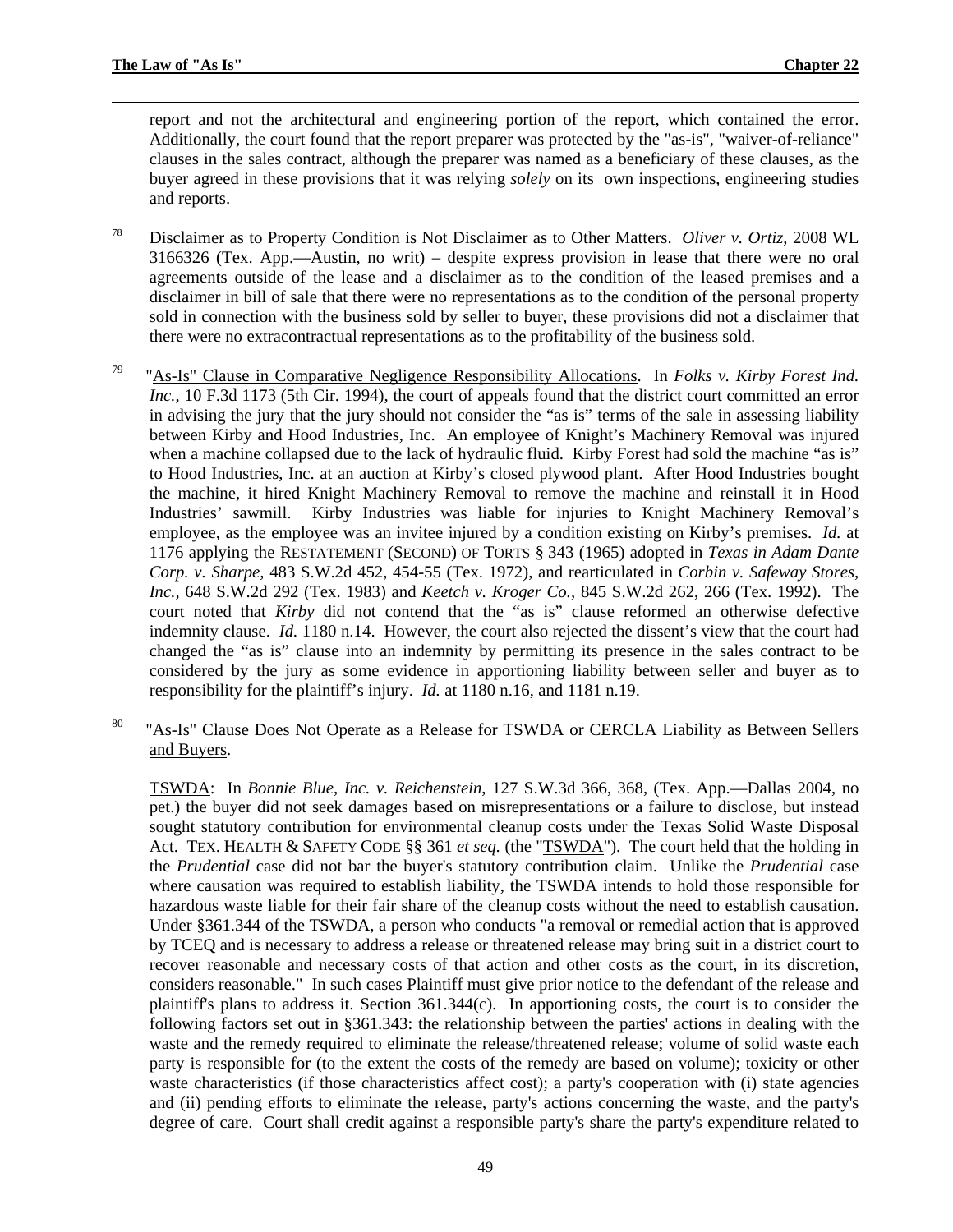report and not the architectural and engineering portion of the report, which contained the error. Additionally, the court found that the report preparer was protected by the "as-is", "waiver-of-reliance" clauses in the sales contract, although the preparer was named as a beneficiary of these clauses, as the buyer agreed in these provisions that it was relying *solely* on its own inspections, engineering studies and reports.

[78] Disclaimer as to Property Condition is Not Disclaimer as to Other Matters. *Oliver v. Ortiz*, 2008 WL 3166326 (Tex. App.—Austin, no writ) – despite express provision in lease that there were no oral agreements outside of the lease and a disclaimer as to the condition of the leased premises and a disclaimer in bill of sale that there were no representations as to the condition of the personal property sold in connection with the business sold by seller to buyer, these provisions did not a disclaimer that there were no extracontractual representations as to the profitability of the business sold.

[79] "As-Is" Clause in Comparative Negligence Responsibility Allocations. In *Folks v. Kirby Forest Ind. Inc.*, 10 F.3d 1173 (5th Cir. 1994), the court of appeals found that the district court committed an error in advising the jury that the jury should not consider the "as is" terms of the sale in assessing liability between Kirby and Hood Industries, Inc. An employee of Knight's Machinery Removal was injured when a machine collapsed due to the lack of hydraulic fluid. Kirby Forest had sold the machine "as is" to Hood Industries, Inc. at an auction at Kirby's closed plywood plant. After Hood Industries bought the machine, it hired Knight Machinery Removal to remove the machine and reinstall it in Hood Industries' sawmill. Kirby Industries was liable for injuries to Knight Machinery Removal's employee, as the employee was an invitee injured by a condition existing on Kirby's premises. *Id.* at 1176 applying the RESTATEMENT (SECOND) OF TORTS § 343 (1965) adopted in *Texas in Adam Dante Corp. v. Sharpe*, 483 S.W.2d 452, 454-55 (Tex. 1972), and rearticulated in *Corbin v. Safeway Stores, Inc.*, 648 S.W.2d 292 (Tex. 1983) and *Keetch v. Kroger Co.*, 845 S.W.2d 262, 266 (Tex. 1992). The court noted that *Kirby* did not contend that the "as is" clause reformed an otherwise defective indemnity clause. *Id.* 1180 n.14. However, the court also rejected the dissent's view that the court had changed the "as is" clause into an indemnity by permitting its presence in the sales contract to be considered by the jury as some evidence in apportioning liability between seller and buyer as to responsibility for the plaintiff's injury. *Id.* at 1180 n.16, and 1181 n.19.

[80] "As-Is" Clause Does Not Operate as a Release for TSWDA or CERCLA Liability as Between Sellers and Buyers.

TSWDA: In *Bonnie Blue, Inc. v. Reichenstein*, 127 S.W.3d 366, 368, (Tex. App.—Dallas 2004, no pet.) the buyer did not seek damages based on misrepresentations or a failure to disclose, but instead sought statutory contribution for environmental cleanup costs under the Texas Solid Waste Disposal Act. TEX. HEALTH & SAFETY CODE §§ 361 *et seq.* (the "TSWDA"). The court held that the holding in the *Prudential* case did not bar the buyer's statutory contribution claim. Unlike the *Prudential* case where causation was required to establish liability, the TSWDA intends to hold those responsible for hazardous waste liable for their fair share of the cleanup costs without the need to establish causation. Under §361.344 of the TSWDA, a person who conducts "a removal or remedial action that is approved by TCEQ and is necessary to address a release or threatened release may bring suit in a district court to recover reasonable and necessary costs of that action and other costs as the court, in its discretion, considers reasonable." In such cases Plaintiff must give prior notice to the defendant of the release and plaintiff's plans to address it. Section 361.344(c). In apportioning costs, the court is to consider the following factors set out in §361.343: the relationship between the parties' actions in dealing with the waste and the remedy required to eliminate the release/threatened release; volume of solid waste each party is responsible for (to the extent the costs of the remedy are based on volume); toxicity or other waste characteristics (if those characteristics affect cost); a party's cooperation with (i) state agencies and (ii) pending efforts to eliminate the release, party's actions concerning the waste, and the party's degree of care. Court shall credit against a responsible party's share the party's expenditure related to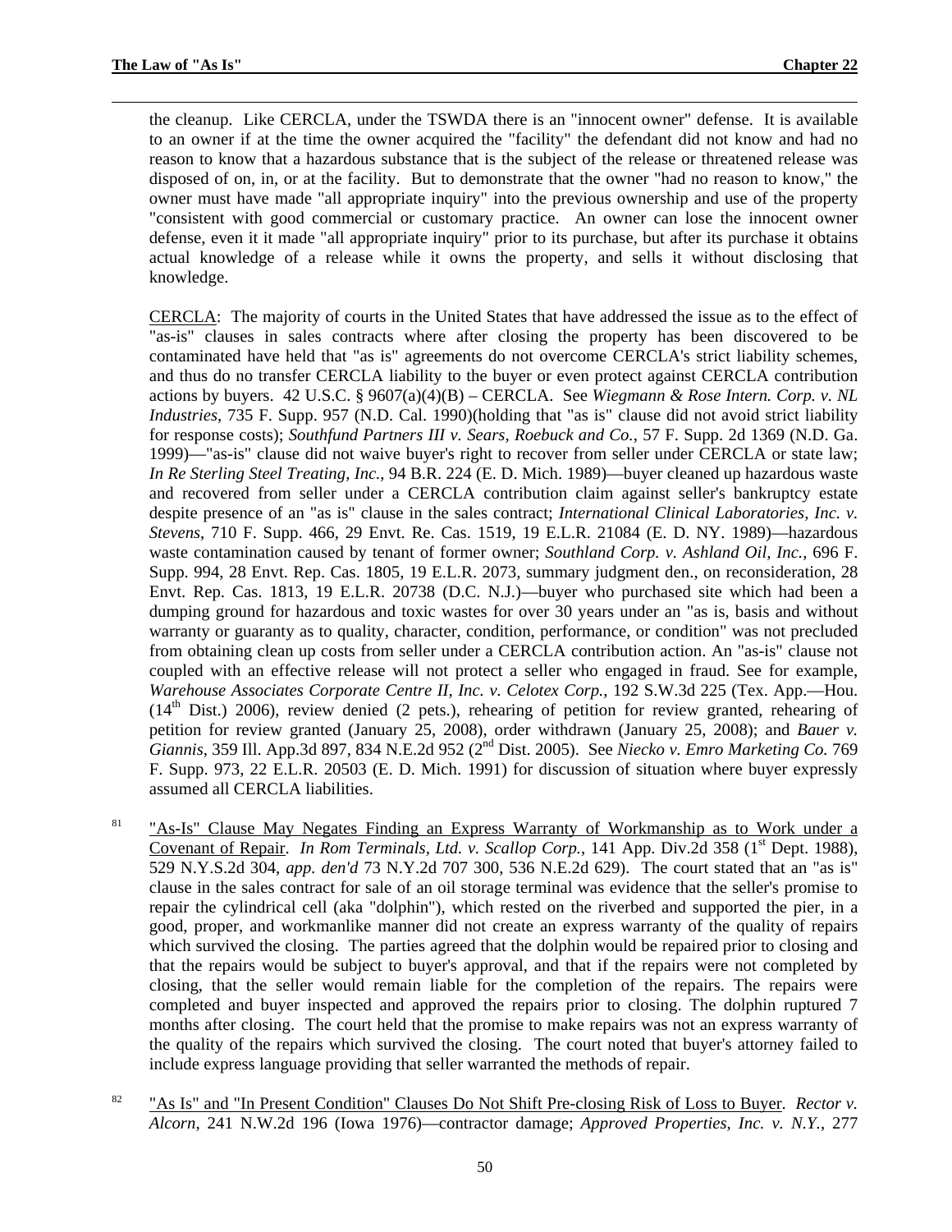the cleanup. Like CERCLA, under the TSWDA there is an "innocent owner" defense. It is available to an owner if at the time the owner acquired the "facility" the defendant did not know and had no reason to know that a hazardous substance that is the subject of the release or threatened release was disposed of on, in, or at the facility. But to demonstrate that the owner "had no reason to know," the owner must have made "all appropriate inquiry" into the previous ownership and use of the property "consistent with good commercial or customary practice. An owner can lose the innocent owner defense, even it it made "all appropriate inquiry" prior to its purchase, but after its purchase it obtains actual knowledge of a release while it owns the property, and sells it without disclosing that knowledge.

<u>CERCLA</u>: The majority of courts in the United States that have addressed the issue as to the effect of "as-is" clauses in sales contracts where after closing the property has been discovered to be contaminated have held that "as is" agreements do not overcome CERCLA's strict liability schemes, and thus do no transfer CERCLA liability to the buyer or even protect against CERCLA contribution actions by buyers. 42 U.S.C. § 9607(a)(4)(B) – CERCLA. See *Wiegmann & Rose Intern. Corp. v. NL Industries*, 735 F. Supp. 957 (N.D. Cal. 1990)(holding that "as is" clause did not avoid strict liability for response costs); *Southfund Partners III v. Sears, Roebuck and Co.*, 57 F. Supp. 2d 1369 (N.D. Ga. 1999)—"as-is" clause did not waive buyer's right to recover from seller under CERCLA or state law; *In Re Sterling Steel Treating, Inc.*, 94 B.R. 224 (E. D. Mich. 1989)—buyer cleaned up hazardous waste and recovered from seller under a CERCLA contribution claim against seller's bankruptcy estate despite presence of an "as is" clause in the sales contract; *International Clinical Laboratories, Inc. v. Stevens*, 710 F. Supp. 466, 29 Envt. Re. Cas. 1519, 19 E.L.R. 21084 (E. D. NY. 1989)—hazardous waste contamination caused by tenant of former owner; *Southland Corp. v. Ashland Oil, Inc.*, 696 F. Supp. 994, 28 Envt. Rep. Cas. 1805, 19 E.L.R. 2073, summary judgment den., on reconsideration, 28 Envt. Rep. Cas. 1813, 19 E.L.R. 20738 (D.C. N.J.)—buyer who purchased site which had been a dumping ground for hazardous and toxic wastes for over 30 years under an "as is, basis and without warranty or guaranty as to quality, character, condition, performance, or condition" was not precluded from obtaining clean up costs from seller under a CERCLA contribution action. An "as-is" clause not coupled with an effective release will not protect a seller who engaged in fraud. See for example, *Warehouse Associates Corporate Centre II, Inc. v. Celotex Corp.*, 192 S.W.3d 225 (Tex. App.—Hou. (14th Dist.) 2006), review denied (2 pets.), rehearing of petition for review granted, rehearing of petition for review granted (January 25, 2008), order withdrawn (January 25, 2008); and *Bauer v. Giannis*, 359 Ill. App.3d 897, 834 N.E.2d 952 (2nd Dist. 2005). See *Niecko v. Emro Marketing Co.* 769 F. Supp. 973, 22 E.L.R. 20503 (E. D. Mich. 1991) for discussion of situation where buyer expressly assumed all CERCLA liabilities.

[81] <u>"As-Is" Clause May Negates Finding an Express Warranty of Workmanship as to Work under a Covenant of Repair</u>. *In Rom Terminals, Ltd. v. Scallop Corp.*, 141 App. Div.2d 358 (1st Dept. 1988), 529 N.Y.S.2d 304, *app. den'd* 73 N.Y.2d 707 300, 536 N.E.2d 629). The court stated that an "as is" clause in the sales contract for sale of an oil storage terminal was evidence that the seller's promise to repair the cylindrical cell (aka "dolphin"), which rested on the riverbed and supported the pier, in a good, proper, and workmanlike manner did not create an express warranty of the quality of repairs which survived the closing. The parties agreed that the dolphin would be repaired prior to closing and that the repairs would be subject to buyer's approval, and that if the repairs were not completed by closing, that the seller would remain liable for the completion of the repairs. The repairs were completed and buyer inspected and approved the repairs prior to closing. The dolphin ruptured 7 months after closing. The court held that the promise to make repairs was not an express warranty of the quality of the repairs which survived the closing. The court noted that buyer's attorney failed to include express language providing that seller warranted the methods of repair.

[82] <u>"As Is" and "In Present Condition" Clauses Do Not Shift Pre-closing Risk of Loss to Buyer</u>. *Rector v. Alcorn*, 241 N.W.2d 196 (Iowa 1976)—contractor damage; *Approved Properties, Inc. v. N.Y.*, 277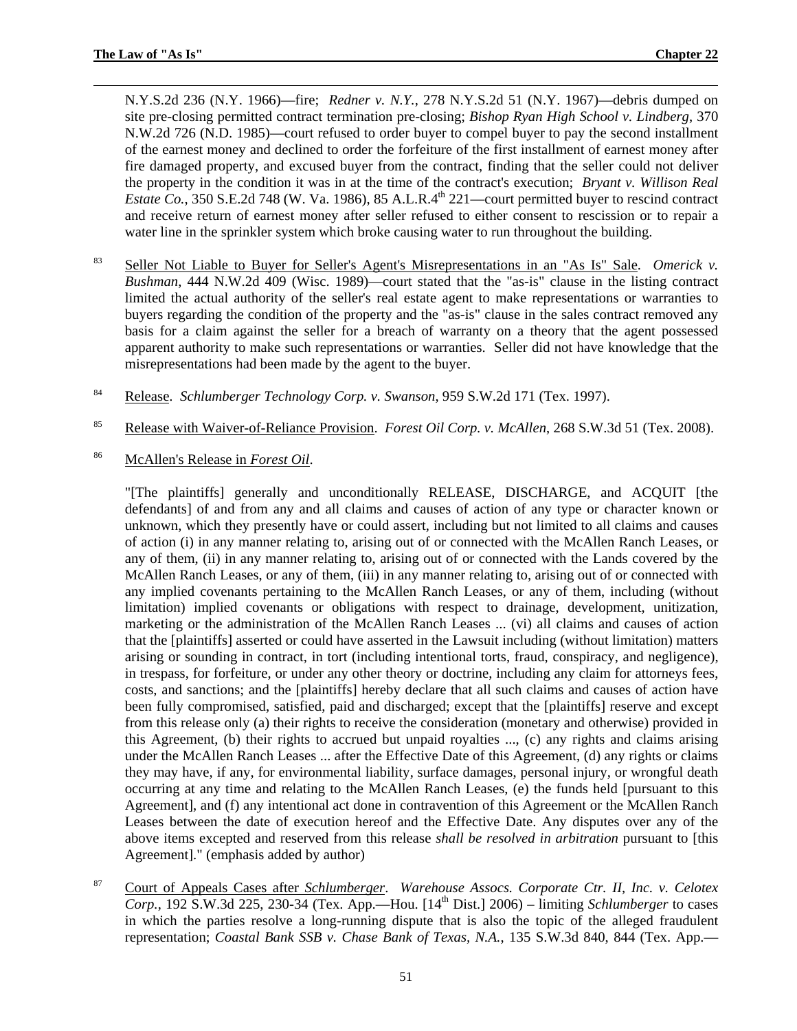N.Y.S.2d 236 (N.Y. 1966)—fire; *Redner v. N.Y.*, 278 N.Y.S.2d 51 (N.Y. 1967)—debris dumped on site pre-closing permitted contract termination pre-closing; *Bishop Ryan High School v. Lindberg*, 370 N.W.2d 726 (N.D. 1985)—court refused to order buyer to compel buyer to pay the second installment of the earnest money and declined to order the forfeiture of the first installment of earnest money after fire damaged property, and excused buyer from the contract, finding that the seller could not deliver the property in the condition it was in at the time of the contract's execution; *Bryant v. Willison Real Estate Co.*, 350 S.E.2d 748 (W. Va. 1986), 85 A.L.R.4th 221—court permitted buyer to rescind contract and receive return of earnest money after seller refused to either consent to rescission or to repair a water line in the sprinkler system which broke causing water to run throughout the building.

[83] Seller Not Liable to Buyer for Seller's Agent's Misrepresentations in an "As Is" Sale. *Omerick v. Bushman*, 444 N.W.2d 409 (Wisc. 1989)—court stated that the "as-is" clause in the listing contract limited the actual authority of the seller's real estate agent to make representations or warranties to buyers regarding the condition of the property and the "as-is" clause in the sales contract removed any basis for a claim against the seller for a breach of warranty on a theory that the agent possessed apparent authority to make such representations or warranties. Seller did not have knowledge that the misrepresentations had been made by the agent to the buyer.

[84] Release. *Schlumberger Technology Corp. v. Swanson*, 959 S.W.2d 171 (Tex. 1997).

[85] Release with Waiver-of-Reliance Provision. *Forest Oil Corp. v. McAllen*, 268 S.W.3d 51 (Tex. 2008).

[86] McAllen's Release in *Forest Oil*.

"[The plaintiffs] generally and unconditionally RELEASE, DISCHARGE, and ACQUIT [the defendants] of and from any and all claims and causes of action of any type or character known or unknown, which they presently have or could assert, including but not limited to all claims and causes of action (i) in any manner relating to, arising out of or connected with the McAllen Ranch Leases, or any of them, (ii) in any manner relating to, arising out of or connected with the Lands covered by the McAllen Ranch Leases, or any of them, (iii) in any manner relating to, arising out of or connected with any implied covenants pertaining to the McAllen Ranch Leases, or any of them, including (without limitation) implied covenants or obligations with respect to drainage, development, unitization, marketing or the administration of the McAllen Ranch Leases ... (vi) all claims and causes of action that the [plaintiffs] asserted or could have asserted in the Lawsuit including (without limitation) matters arising or sounding in contract, in tort (including intentional torts, fraud, conspiracy, and negligence), in trespass, for forfeiture, or under any other theory or doctrine, including any claim for attorneys fees, costs, and sanctions; and the [plaintiffs] hereby declare that all such claims and causes of action have been fully compromised, satisfied, paid and discharged; except that the [plaintiffs] reserve and except from this release only (a) their rights to receive the consideration (monetary and otherwise) provided in this Agreement, (b) their rights to accrued but unpaid royalties ..., (c) any rights and claims arising under the McAllen Ranch Leases ... after the Effective Date of this Agreement, (d) any rights or claims they may have, if any, for environmental liability, surface damages, personal injury, or wrongful death occurring at any time and relating to the McAllen Ranch Leases, (e) the funds held [pursuant to this Agreement], and (f) any intentional act done in contravention of this Agreement or the McAllen Ranch Leases between the date of execution hereof and the Effective Date. Any disputes over any of the above items excepted and reserved from this release *shall be resolved in arbitration* pursuant to [this Agreement]." (emphasis added by author)

[87] Court of Appeals Cases after *Schlumberger*. *Warehouse Assocs. Corporate Ctr. II, Inc. v. Celotex Corp.*, 192 S.W.3d 225, 230-34 (Tex. App.—Hou. [14th Dist.] 2006) – limiting *Schlumberger* to cases in which the parties resolve a long-running dispute that is also the topic of the alleged fraudulent representation; *Coastal Bank SSB v. Chase Bank of Texas, N.A.*, 135 S.W.3d 840, 844 (Tex. App.—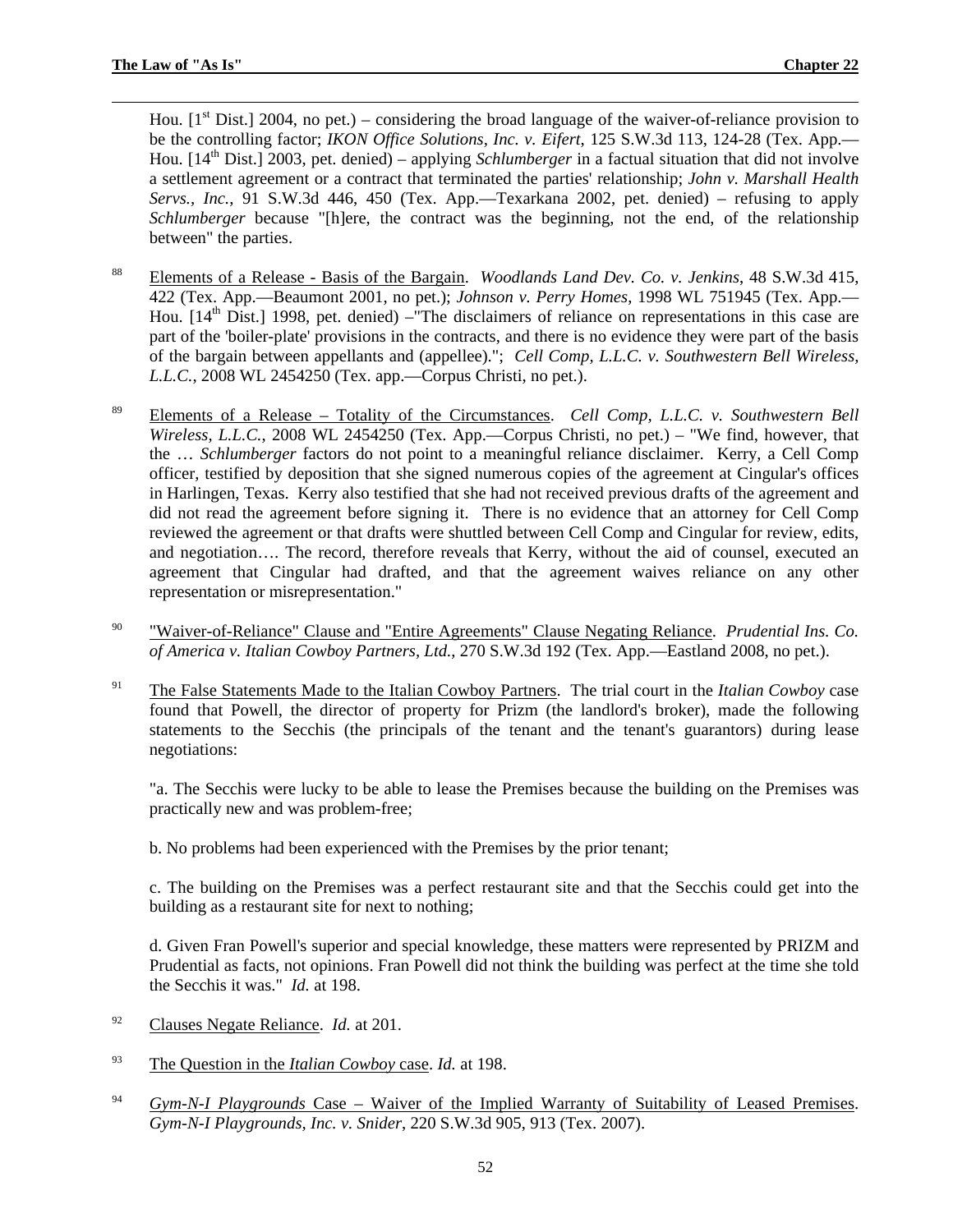Hou. [1st Dist.] 2004, no pet.) – considering the broad language of the waiver-of-reliance provision to be the controlling factor; *IKON Office Solutions, Inc. v. Eifert*, 125 S.W.3d 113, 124-28 (Tex. App.—Hou. [14th Dist.] 2003, pet. denied) – applying *Schlumberger* in a factual situation that did not involve a settlement agreement or a contract that terminated the parties' relationship; *John v. Marshall Health Servs., Inc.*, 91 S.W.3d 446, 450 (Tex. App.—Texarkana 2002, pet. denied) – refusing to apply *Schlumberger* because "[h]ere, the contract was the beginning, not the end, of the relationship between" the parties.

[88] Elements of a Release - Basis of the Bargain. *Woodlands Land Dev. Co. v. Jenkins*, 48 S.W.3d 415, 422 (Tex. App.—Beaumont 2001, no pet.); *Johnson v. Perry Homes*, 1998 WL 751945 (Tex. App.—Hou. [14th Dist.] 1998, pet. denied) –"The disclaimers of reliance on representations in this case are part of the 'boiler-plate' provisions in the contracts, and there is no evidence they were part of the basis of the bargain between appellants and (appellee)."; *Cell Comp, L.L.C. v. Southwestern Bell Wireless, L.L.C.*, 2008 WL 2454250 (Tex. app.—Corpus Christi, no pet.).

[89] Elements of a Release – Totality of the Circumstances. *Cell Comp, L.L.C. v. Southwestern Bell Wireless, L.L.C.*, 2008 WL 2454250 (Tex. App.—Corpus Christi, no pet.) – "We find, however, that the … *Schlumberger* factors do not point to a meaningful reliance disclaimer. Kerry, a Cell Comp officer, testified by deposition that she signed numerous copies of the agreement at Cingular's offices in Harlingen, Texas. Kerry also testified that she had not received previous drafts of the agreement and did not read the agreement before signing it. There is no evidence that an attorney for Cell Comp reviewed the agreement or that drafts were shuttled between Cell Comp and Cingular for review, edits, and negotiation…. The record, therefore reveals that Kerry, without the aid of counsel, executed an agreement that Cingular had drafted, and that the agreement waives reliance on any other representation or misrepresentation."

[90] "Waiver-of-Reliance" Clause and "Entire Agreements" Clause Negating Reliance. *Prudential Ins. Co. of America v. Italian Cowboy Partners, Ltd.*, 270 S.W.3d 192 (Tex. App.—Eastland 2008, no pet.).

[91] The False Statements Made to the Italian Cowboy Partners. The trial court in the *Italian Cowboy* case found that Powell, the director of property for Prizm (the landlord's broker), made the following statements to the Secchis (the principals of the tenant and the tenant's guarantors) during lease negotiations:

"a. The Secchis were lucky to be able to lease the Premises because the building on the Premises was practically new and was problem-free;

b. No problems had been experienced with the Premises by the prior tenant;

c. The building on the Premises was a perfect restaurant site and that the Secchis could get into the building as a restaurant site for next to nothing;

d. Given Fran Powell's superior and special knowledge, these matters were represented by PRIZM and Prudential as facts, not opinions. Fran Powell did not think the building was perfect at the time she told the Secchis it was." *Id.* at 198.

[92] Clauses Negate Reliance. *Id.* at 201.

[93] The Question in the *Italian Cowboy* case. *Id.* at 198.

[94] *Gym-N-I Playgrounds* Case – Waiver of the Implied Warranty of Suitability of Leased Premises. *Gym-N-I Playgrounds, Inc. v. Snider*, 220 S.W.3d 905, 913 (Tex. 2007).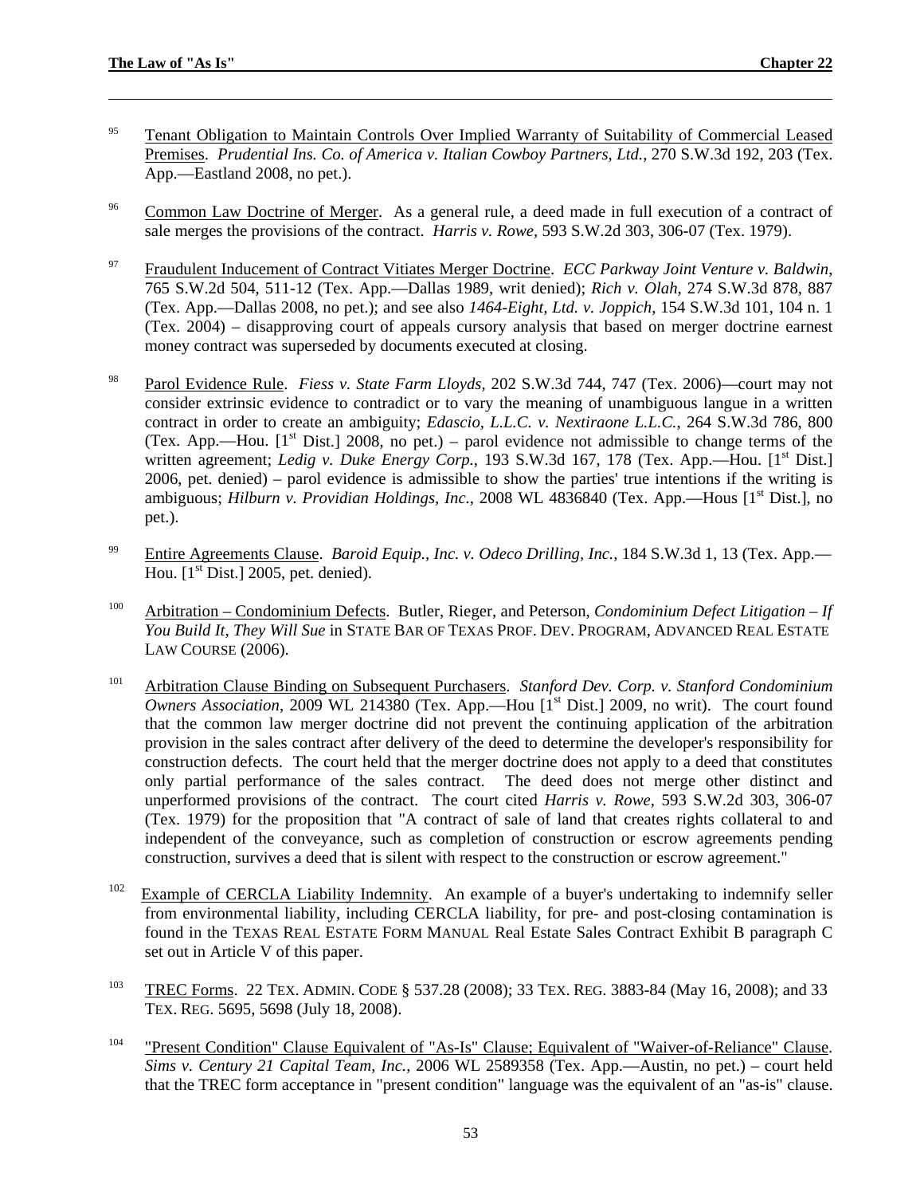[95] Tenant Obligation to Maintain Controls Over Implied Warranty of Suitability of Commercial Leased Premises. *Prudential Ins. Co. of America v. Italian Cowboy Partners, Ltd.*, 270 S.W.3d 192, 203 (Tex. App.—Eastland 2008, no pet.).

[96] Common Law Doctrine of Merger. As a general rule, a deed made in full execution of a contract of sale merges the provisions of the contract. *Harris v. Rowe*, 593 S.W.2d 303, 306-07 (Tex. 1979).

[97] Fraudulent Inducement of Contract Vitiates Merger Doctrine. *ECC Parkway Joint Venture v. Baldwin*, 765 S.W.2d 504, 511-12 (Tex. App.—Dallas 1989, writ denied); *Rich v. Olah*, 274 S.W.3d 878, 887 (Tex. App.—Dallas 2008, no pet.); and see also *1464-Eight, Ltd. v. Joppich*, 154 S.W.3d 101, 104 n. 1 (Tex. 2004) – disapproving court of appeals cursory analysis that based on merger doctrine earnest money contract was superseded by documents executed at closing.

[98] Parol Evidence Rule. *Fiess v. State Farm Lloyds*, 202 S.W.3d 744, 747 (Tex. 2006)—court may not consider extrinsic evidence to contradict or to vary the meaning of unambiguous langue in a written contract in order to create an ambiguity; *Edascio, L.L.C. v. Nextiraone L.L.C.*, 264 S.W.3d 786, 800 (Tex. App.—Hou. [1st Dist.] 2008, no pet.) – parol evidence not admissible to change terms of the written agreement; *Ledig v. Duke Energy Corp.*, 193 S.W.3d 167, 178 (Tex. App.—Hou. [1st Dist.] 2006, pet. denied) – parol evidence is admissible to show the parties' true intentions if the writing is ambiguous; *Hilburn v. Providian Holdings, Inc.*, 2008 WL 4836840 (Tex. App.—Hous [1st Dist.], no pet.).

[99] Entire Agreements Clause. *Baroid Equip., Inc. v. Odeco Drilling, Inc.*, 184 S.W.3d 1, 13 (Tex. App.—Hou. [1st Dist.] 2005, pet. denied).

[100] Arbitration – Condominium Defects. Butler, Rieger, and Peterson, *Condominium Defect Litigation – If You Build It, They Will Sue* in STATE BAR OF TEXAS PROF. DEV. PROGRAM, ADVANCED REAL ESTATE LAW COURSE (2006).

[101] Arbitration Clause Binding on Subsequent Purchasers. *Stanford Dev. Corp. v. Stanford Condominium Owners Association*, 2009 WL 214380 (Tex. App.—Hou [1st Dist.] 2009, no writ). The court found that the common law merger doctrine did not prevent the continuing application of the arbitration provision in the sales contract after delivery of the deed to determine the developer's responsibility for construction defects. The court held that the merger doctrine does not apply to a deed that constitutes only partial performance of the sales contract. The deed does not merge other distinct and unperformed provisions of the contract. The court cited *Harris v. Rowe*, 593 S.W.2d 303, 306-07 (Tex. 1979) for the proposition that "A contract of sale of land that creates rights collateral to and independent of the conveyance, such as completion of construction or escrow agreements pending construction, survives a deed that is silent with respect to the construction or escrow agreement."

[102] Example of CERCLA Liability Indemnity. An example of a buyer's undertaking to indemnify seller from environmental liability, including CERCLA liability, for pre- and post-closing contamination is found in the TEXAS REAL ESTATE FORM MANUAL Real Estate Sales Contract Exhibit B paragraph C set out in Article V of this paper.

[103] TREC Forms. 22 TEX. ADMIN. CODE § 537.28 (2008); 33 TEX. REG. 3883-84 (May 16, 2008); and 33 TEX. REG. 5695, 5698 (July 18, 2008).

[104] "Present Condition" Clause Equivalent of "As-Is" Clause; Equivalent of "Waiver-of-Reliance" Clause. *Sims v. Century 21 Capital Team, Inc.*, 2006 WL 2589358 (Tex. App.—Austin, no pet.) – court held that the TREC form acceptance in "present condition" language was the equivalent of an "as-is" clause.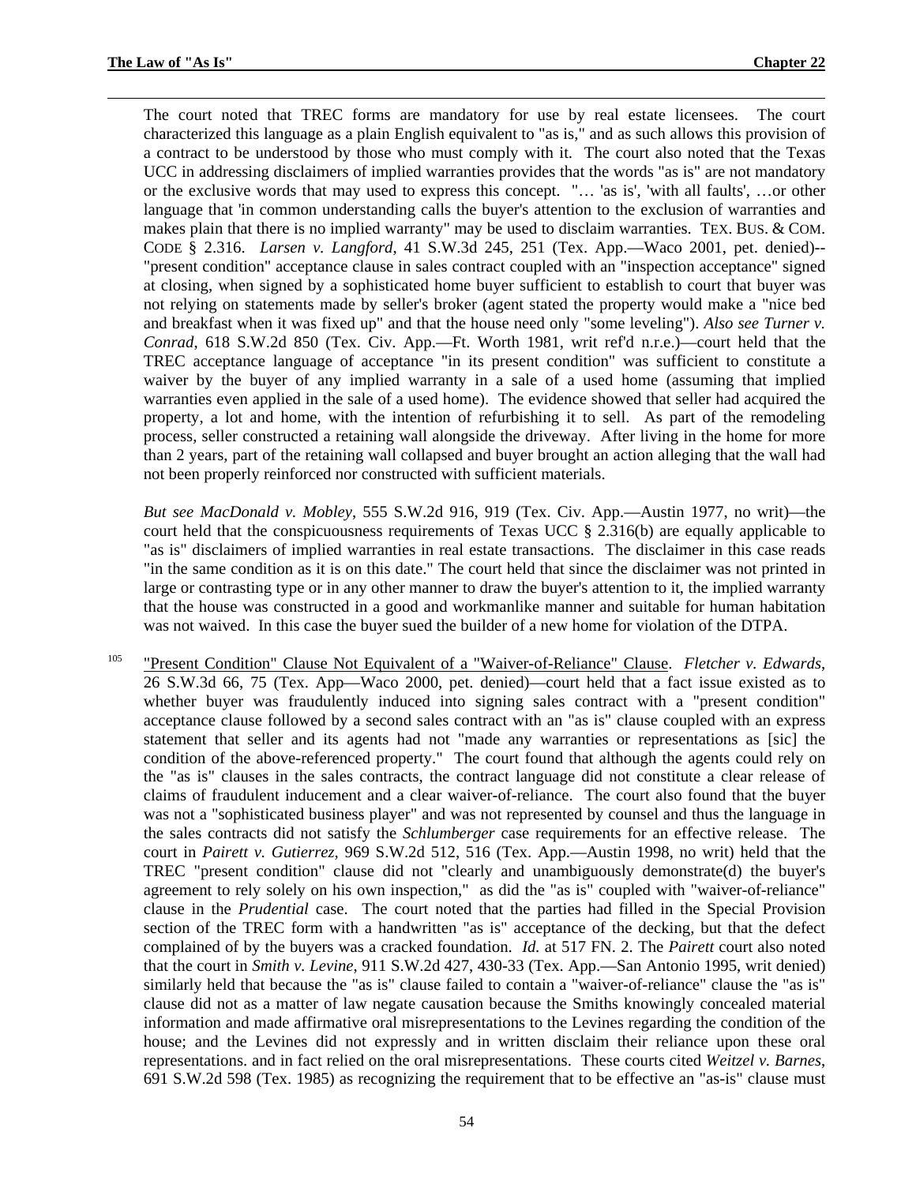The court noted that TREC forms are mandatory for use by real estate licensees. The court characterized this language as a plain English equivalent to "as is," and as such allows this provision of a contract to be understood by those who must comply with it. The court also noted that the Texas UCC in addressing disclaimers of implied warranties provides that the words "as is" are not mandatory or the exclusive words that may used to express this concept. "… 'as is', 'with all faults', …or other language that 'in common understanding calls the buyer's attention to the exclusion of warranties and makes plain that there is no implied warranty" may be used to disclaim warranties. TEX. BUS. & COM. CODE § 2.316. *Larsen v. Langford*, 41 S.W.3d 245, 251 (Tex. App.—Waco 2001, pet. denied)-- "present condition" acceptance clause in sales contract coupled with an "inspection acceptance" signed at closing, when signed by a sophisticated home buyer sufficient to establish to court that buyer was not relying on statements made by seller's broker (agent stated the property would make a "nice bed and breakfast when it was fixed up" and that the house need only "some leveling"). *Also see Turner v. Conrad*, 618 S.W.2d 850 (Tex. Civ. App.—Ft. Worth 1981, writ ref'd n.r.e.)—court held that the TREC acceptance language of acceptance "in its present condition" was sufficient to constitute a waiver by the buyer of any implied warranty in a sale of a used home (assuming that implied warranties even applied in the sale of a used home). The evidence showed that seller had acquired the property, a lot and home, with the intention of refurbishing it to sell. As part of the remodeling process, seller constructed a retaining wall alongside the driveway. After living in the home for more than 2 years, part of the retaining wall collapsed and buyer brought an action alleging that the wall had not been properly reinforced nor constructed with sufficient materials.

*But see MacDonald v. Mobley*, 555 S.W.2d 916, 919 (Tex. Civ. App.—Austin 1977, no writ)—the court held that the conspicuousness requirements of Texas UCC § 2.316(b) are equally applicable to "as is" disclaimers of implied warranties in real estate transactions. The disclaimer in this case reads "in the same condition as it is on this date." The court held that since the disclaimer was not printed in large or contrasting type or in any other manner to draw the buyer's attention to it, the implied warranty that the house was constructed in a good and workmanlike manner and suitable for human habitation was not waived. In this case the buyer sued the builder of a new home for violation of the DTPA.

[105] "Present Condition" Clause Not Equivalent of a "Waiver-of-Reliance" Clause. *Fletcher v. Edwards*, 26 S.W.3d 66, 75 (Tex. App—Waco 2000, pet. denied)—court held that a fact issue existed as to whether buyer was fraudulently induced into signing sales contract with a "present condition" acceptance clause followed by a second sales contract with an "as is" clause coupled with an express statement that seller and its agents had not "made any warranties or representations as [sic] the condition of the above-referenced property." The court found that although the agents could rely on the "as is" clauses in the sales contracts, the contract language did not constitute a clear release of claims of fraudulent inducement and a clear waiver-of-reliance. The court also found that the buyer was not a "sophisticated business player" and was not represented by counsel and thus the language in the sales contracts did not satisfy the *Schlumberger* case requirements for an effective release. The court in *Pairett v. Gutierrez*, 969 S.W.2d 512, 516 (Tex. App.—Austin 1998, no writ) held that the TREC "present condition" clause did not "clearly and unambiguously demonstrate(d) the buyer's agreement to rely solely on his own inspection," as did the "as is" coupled with "waiver-of-reliance" clause in the *Prudential* case. The court noted that the parties had filled in the Special Provision section of the TREC form with a handwritten "as is" acceptance of the decking, but that the defect complained of by the buyers was a cracked foundation. *Id.* at 517 FN. 2. The *Pairett* court also noted that the court in *Smith v. Levine*, 911 S.W.2d 427, 430-33 (Tex. App.—San Antonio 1995, writ denied) similarly held that because the "as is" clause failed to contain a "waiver-of-reliance" clause the "as is" clause did not as a matter of law negate causation because the Smiths knowingly concealed material information and made affirmative oral misrepresentations to the Levines regarding the condition of the house; and the Levines did not expressly and in written disclaim their reliance upon these oral representations. and in fact relied on the oral misrepresentations. These courts cited *Weitzel v. Barnes*, 691 S.W.2d 598 (Tex. 1985) as recognizing the requirement that to be effective an "as-is" clause must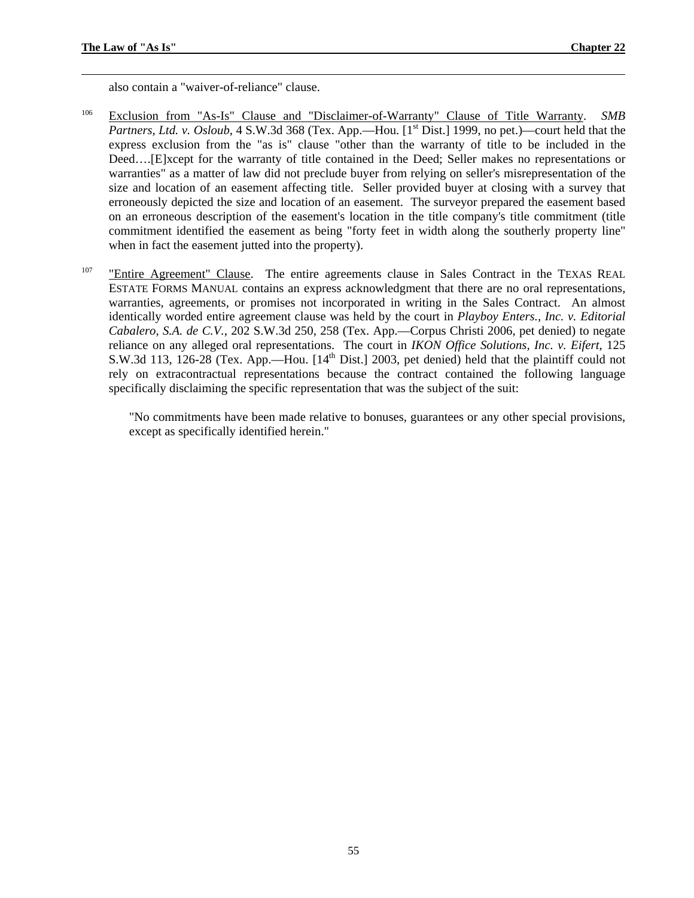also contain a "waiver-of-reliance" clause.

[106] Exclusion from "As-Is" Clause and "Disclaimer-of-Warranty" Clause of Title Warranty. *SMB Partners, Ltd. v. Osloub*, 4 S.W.3d 368 (Tex. App.—Hou. [1st Dist.] 1999, no pet.)—court held that the express exclusion from the "as is" clause "other than the warranty of title to be included in the Deed….[E]xcept for the warranty of title contained in the Deed; Seller makes no representations or warranties" as a matter of law did not preclude buyer from relying on seller's misrepresentation of the size and location of an easement affecting title. Seller provided buyer at closing with a survey that erroneously depicted the size and location of an easement. The surveyor prepared the easement based on an erroneous description of the easement's location in the title company's title commitment (title commitment identified the easement as being "forty feet in width along the southerly property line" when in fact the easement jutted into the property).

[107] "Entire Agreement" Clause. The entire agreements clause in Sales Contract in the TEXAS REAL ESTATE FORMS MANUAL contains an express acknowledgment that there are no oral representations, warranties, agreements, or promises not incorporated in writing in the Sales Contract. An almost identically worded entire agreement clause was held by the court in *Playboy Enters., Inc. v. Editorial Cabalero, S.A. de C.V.*, 202 S.W.3d 250, 258 (Tex. App.—Corpus Christi 2006, pet denied) to negate reliance on any alleged oral representations. The court in *IKON Office Solutions, Inc. v. Eifert*, 125 S.W.3d 113, 126-28 (Tex. App.—Hou. [14th Dist.] 2003, pet denied) held that the plaintiff could not rely on extracontractual representations because the contract contained the following language specifically disclaiming the specific representation that was the subject of the suit:

> "No commitments have been made relative to bonuses, guarantees or any other special provisions, except as specifically identified herein."